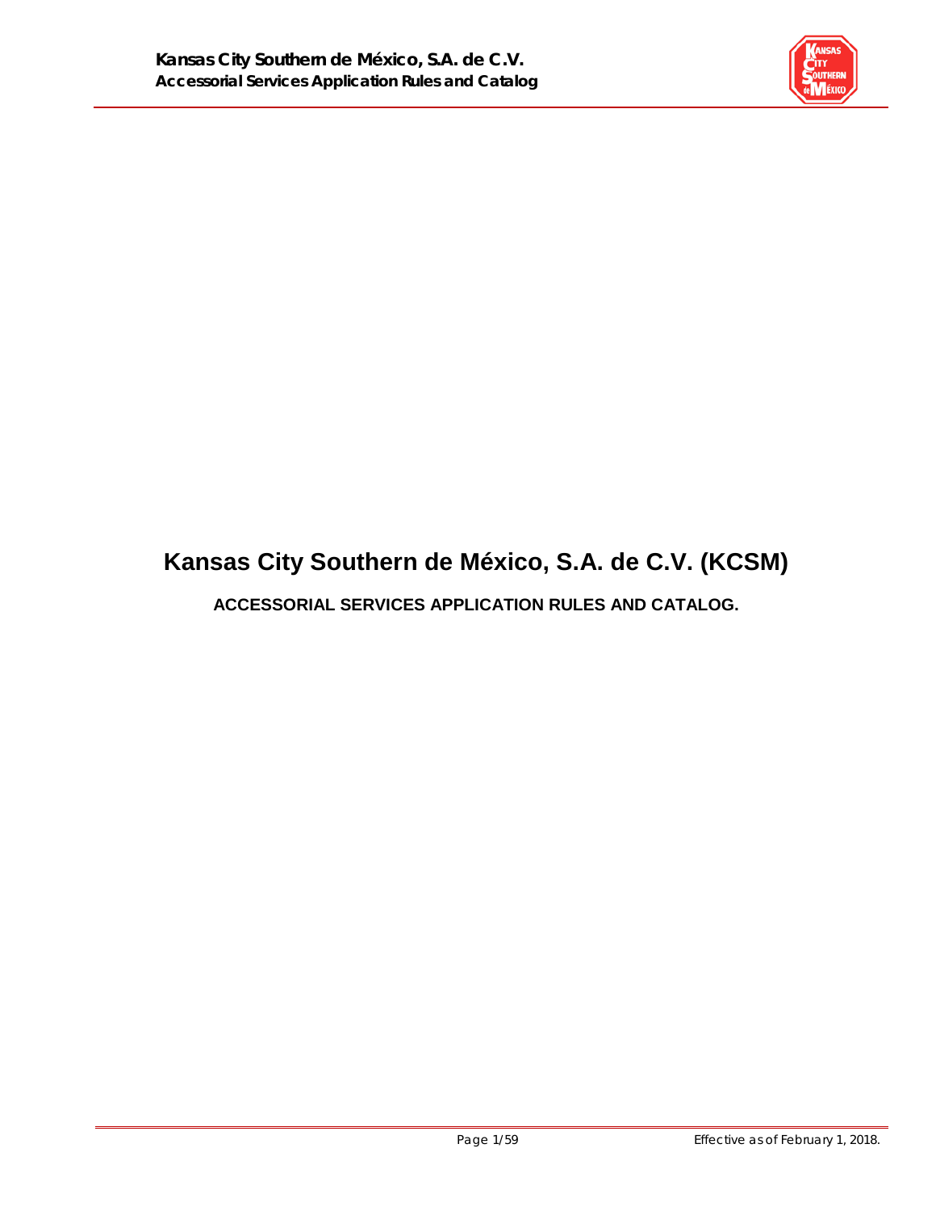# Kansas City Southern de México, S.A. de C.V. (KCSM)

## ACCESSORIAL SERVICES APPLICATION RULES AND CATALOG.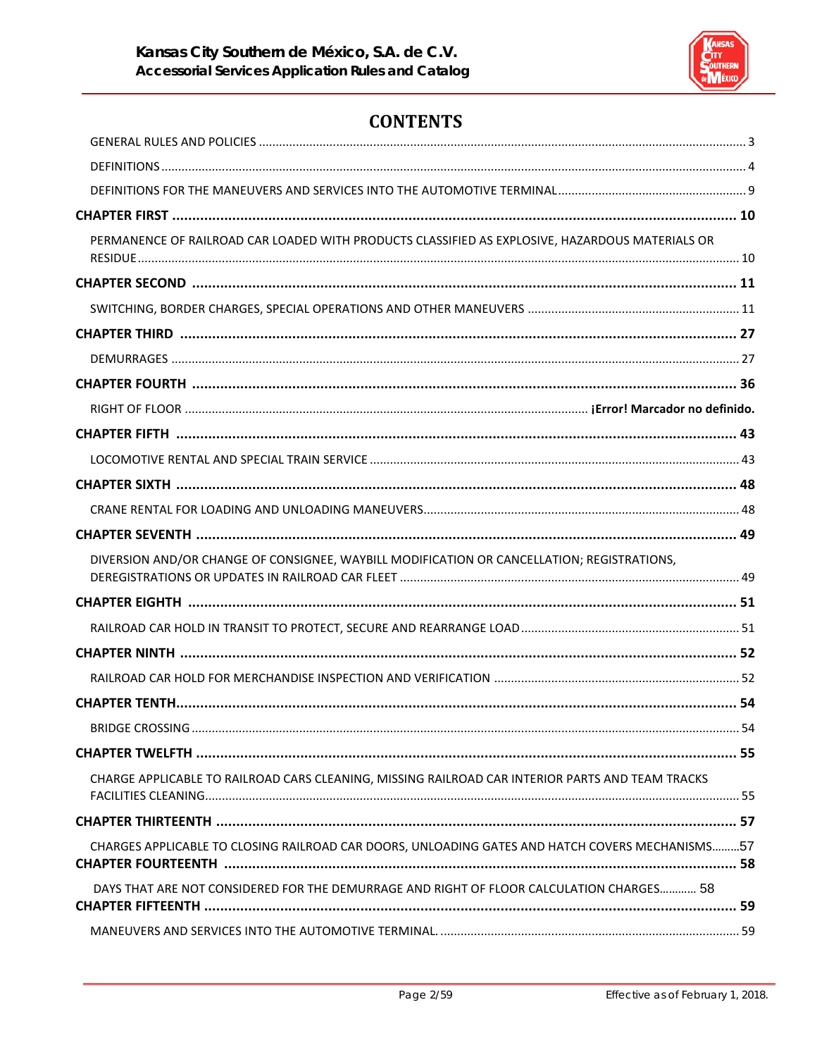# CONTENTS

GENERAL RULES AND POLICIES ..... 3

DEFINITIONS ..... 4

DEFINITIONS FOR THE MANEUVERS AND SERVICES INTO THE AUTOMOTIVE TERMINAL ..... 9

**CHAPTER FIRST ..... 10**

PERMANENCE OF RAILROAD CAR LOADED WITH PRODUCTS CLASSIFIED AS EXPLOSIVE, HAZARDOUS MATERIALS OR RESIDUE ..... 10

**CHAPTER SECOND ..... 11**

SWITCHING, BORDER CHARGES, SPECIAL OPERATIONS AND OTHER MANEUVERS ..... 11

**CHAPTER THIRD ..... 27**

DEMURRAGES ..... 27

**CHAPTER FOURTH ..... 36**

RIGHT OF FLOOR ..... **¡Error! Marcador no definido.**

**CHAPTER FIFTH ..... 43**

LOCOMOTIVE RENTAL AND SPECIAL TRAIN SERVICE ..... 43

**CHAPTER SIXTH ..... 48**

CRANE RENTAL FOR LOADING AND UNLOADING MANEUVERS ..... 48

**CHAPTER SEVENTH ..... 49**

DIVERSION AND/OR CHANGE OF CONSIGNEE, WAYBILL MODIFICATION OR CANCELLATION; REGISTRATIONS, DEREGISTRATIONS OR UPDATES IN RAILROAD CAR FLEET ..... 49

**CHAPTER EIGHTH ..... 51**

RAILROAD CAR HOLD IN TRANSIT TO PROTECT, SECURE AND REARRANGE LOAD ..... 51

**CHAPTER NINTH ..... 52**

RAILROAD CAR HOLD FOR MERCHANDISE INSPECTION AND VERIFICATION ..... 52

**CHAPTER TENTH ..... 54**

BRIDGE CROSSING ..... 54

**CHAPTER TWELFTH ..... 55**

CHARGE APPLICABLE TO RAILROAD CARS CLEANING, MISSING RAILROAD CAR INTERIOR PARTS AND TEAM TRACKS FACILITIES CLEANING ..... 55

**CHAPTER THIRTEENTH ..... 57**

CHARGES APPLICABLE TO CLOSING RAILROAD CAR DOORS, UNLOADING GATES AND HATCH COVERS MECHANISMS ..... 57

**CHAPTER FOURTEENTH ..... 58**

DAYS THAT ARE NOT CONSIDERED FOR THE DEMURRAGE AND RIGHT OF FLOOR CALCULATION CHARGES ..... 58

**CHAPTER FIFTEENTH ..... 59**

MANEUVERS AND SERVICES INTO THE AUTOMOTIVE TERMINAL. ..... 59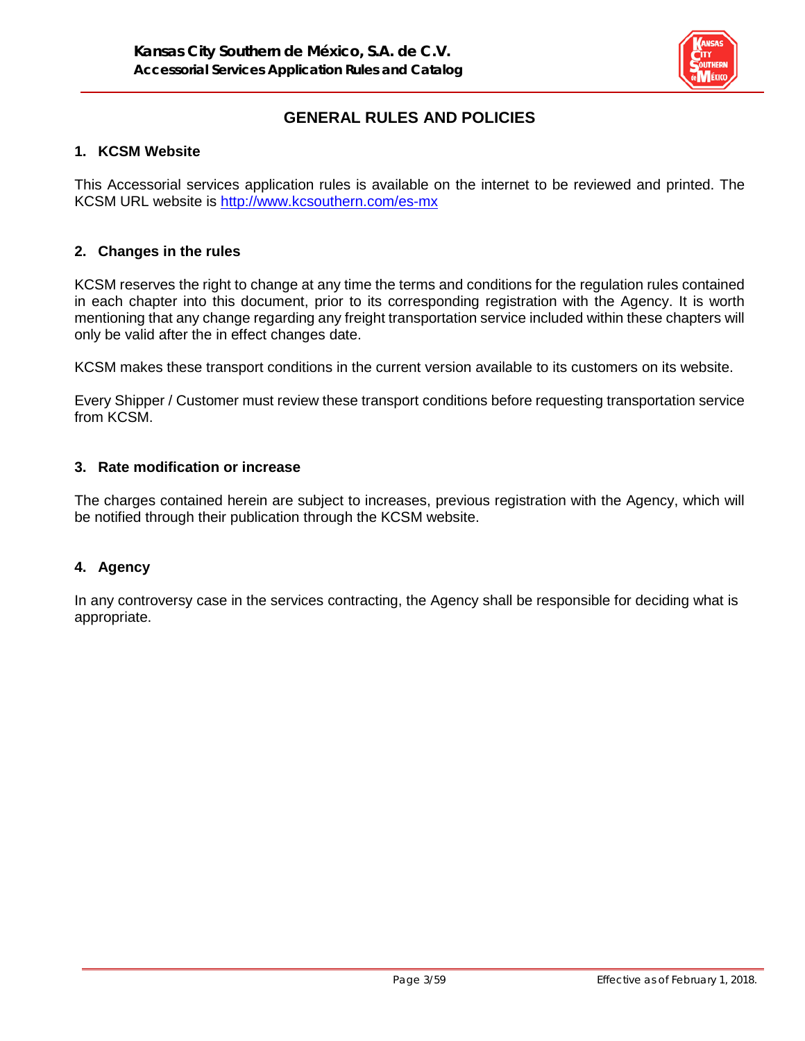# GENERAL RULES AND POLICIES

## 1. KCSM Website

This Accessorial services application rules is available on the internet to be reviewed and printed. The KCSM URL website is http://www.kcsouthern.com/es-mx

## 2. Changes in the rules

KCSM reserves the right to change at any time the terms and conditions for the regulation rules contained in each chapter into this document, prior to its corresponding registration with the Agency. It is worth mentioning that any change regarding any freight transportation service included within these chapters will only be valid after the in effect changes date.

KCSM makes these transport conditions in the current version available to its customers on its website.

Every Shipper / Customer must review these transport conditions before requesting transportation service from KCSM.

## 3. Rate modification or increase

The charges contained herein are subject to increases, previous registration with the Agency, which will be notified through their publication through the KCSM website.

## 4. Agency

In any controversy case in the services contracting, the Agency shall be responsible for deciding what is appropriate.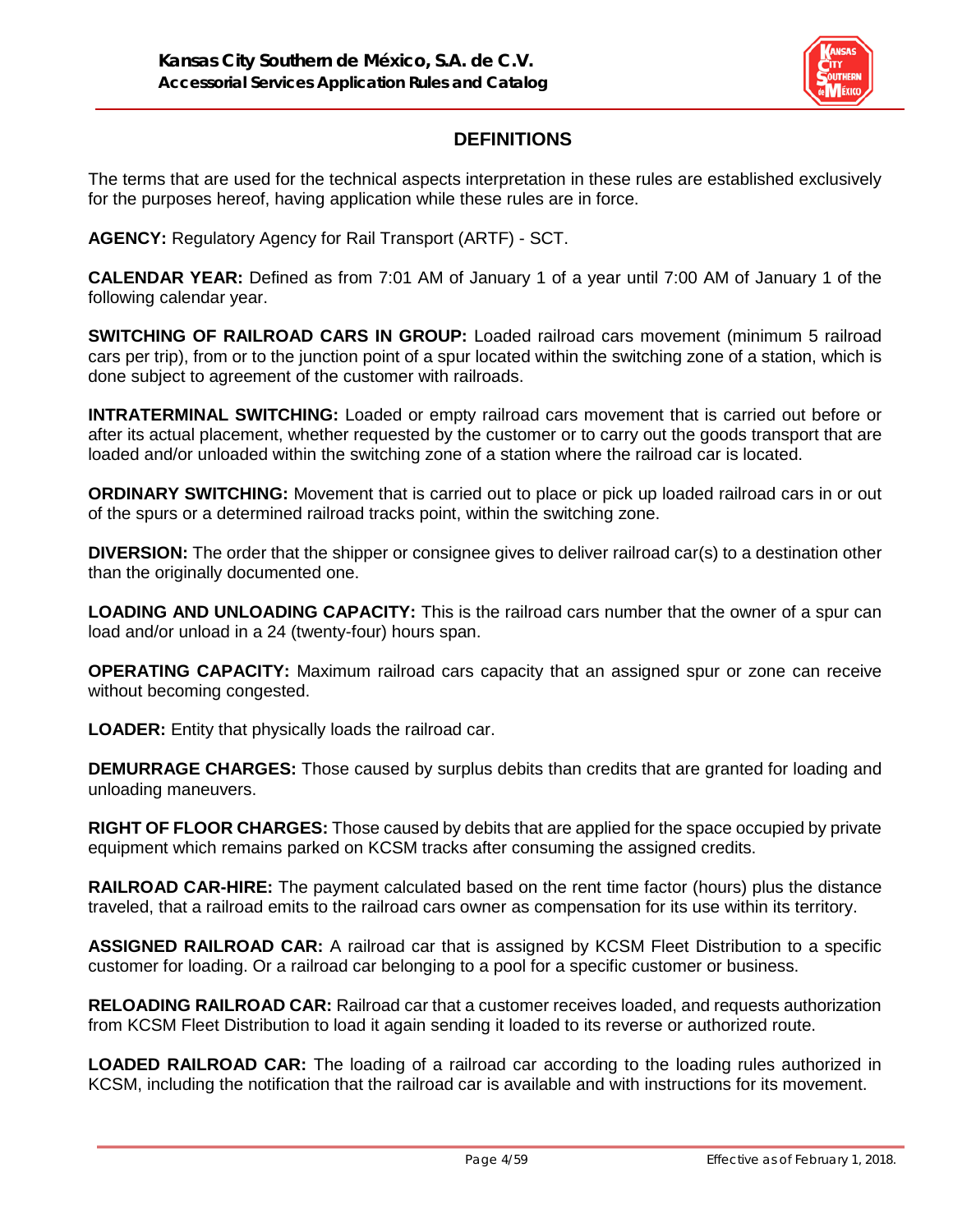## DEFINITIONS

The terms that are used for the technical aspects interpretation in these rules are established exclusively for the purposes hereof, having application while these rules are in force.

**AGENCY:** Regulatory Agency for Rail Transport (ARTF) - SCT.

**CALENDAR YEAR:** Defined as from 7:01 AM of January 1 of a year until 7:00 AM of January 1 of the following calendar year.

**SWITCHING OF RAILROAD CARS IN GROUP:** Loaded railroad cars movement (minimum 5 railroad cars per trip), from or to the junction point of a spur located within the switching zone of a station, which is done subject to agreement of the customer with railroads.

**INTRATERMINAL SWITCHING:** Loaded or empty railroad cars movement that is carried out before or after its actual placement, whether requested by the customer or to carry out the goods transport that are loaded and/or unloaded within the switching zone of a station where the railroad car is located.

**ORDINARY SWITCHING:** Movement that is carried out to place or pick up loaded railroad cars in or out of the spurs or a determined railroad tracks point, within the switching zone.

**DIVERSION:** The order that the shipper or consignee gives to deliver railroad car(s) to a destination other than the originally documented one.

**LOADING AND UNLOADING CAPACITY:** This is the railroad cars number that the owner of a spur can load and/or unload in a 24 (twenty-four) hours span.

**OPERATING CAPACITY:** Maximum railroad cars capacity that an assigned spur or zone can receive without becoming congested.

**LOADER:** Entity that physically loads the railroad car.

**DEMURRAGE CHARGES:** Those caused by surplus debits than credits that are granted for loading and unloading maneuvers.

**RIGHT OF FLOOR CHARGES:** Those caused by debits that are applied for the space occupied by private equipment which remains parked on KCSM tracks after consuming the assigned credits.

**RAILROAD CAR-HIRE:** The payment calculated based on the rent time factor (hours) plus the distance traveled, that a railroad emits to the railroad cars owner as compensation for its use within its territory.

**ASSIGNED RAILROAD CAR:** A railroad car that is assigned by KCSM Fleet Distribution to a specific customer for loading. Or a railroad car belonging to a pool for a specific customer or business.

**RELOADING RAILROAD CAR:** Railroad car that a customer receives loaded, and requests authorization from KCSM Fleet Distribution to load it again sending it loaded to its reverse or authorized route.

**LOADED RAILROAD CAR:** The loading of a railroad car according to the loading rules authorized in KCSM, including the notification that the railroad car is available and with instructions for its movement.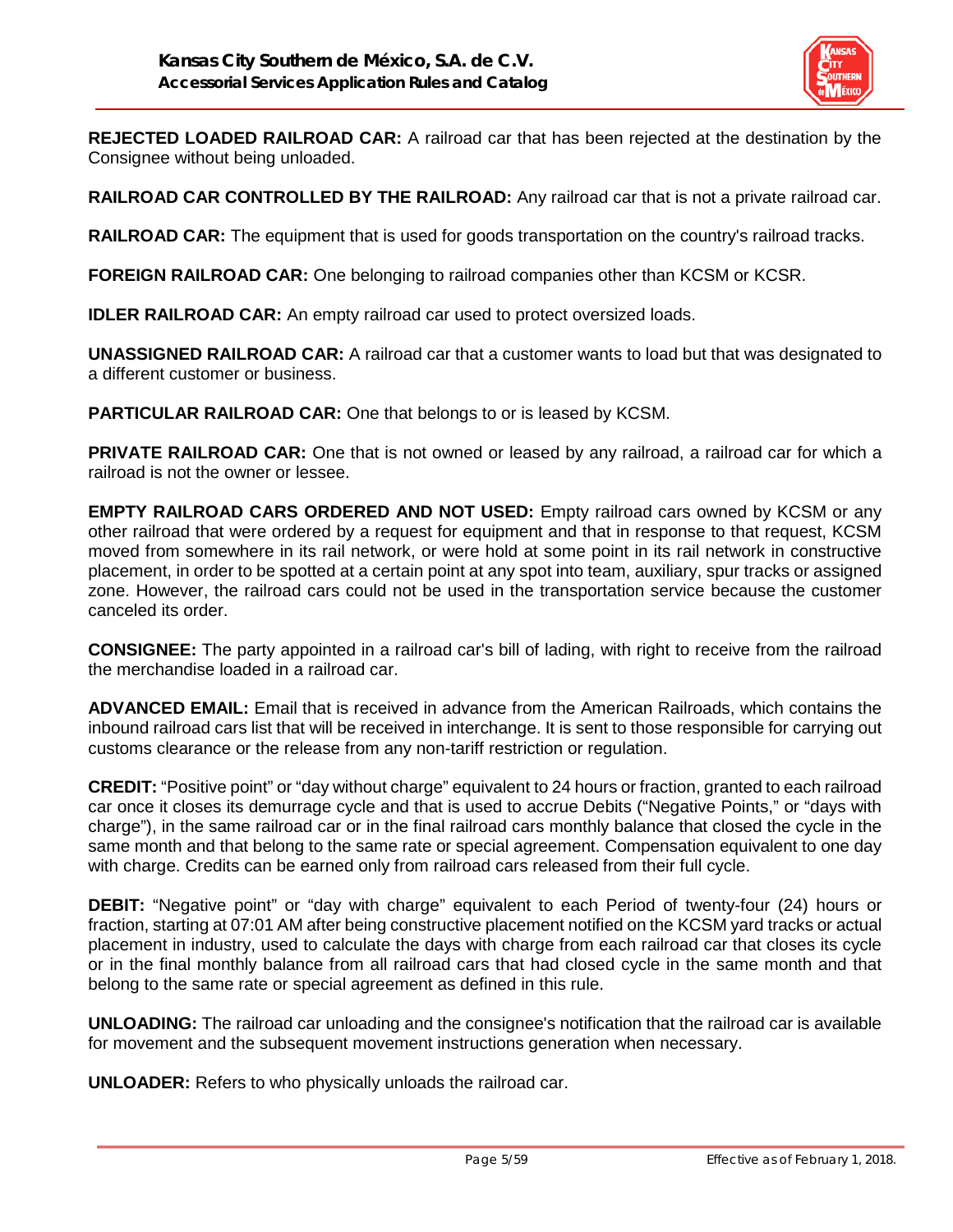**REJECTED LOADED RAILROAD CAR:** A railroad car that has been rejected at the destination by the Consignee without being unloaded.

**RAILROAD CAR CONTROLLED BY THE RAILROAD:** Any railroad car that is not a private railroad car.

**RAILROAD CAR:** The equipment that is used for goods transportation on the country's railroad tracks.

**FOREIGN RAILROAD CAR:** One belonging to railroad companies other than KCSM or KCSR.

**IDLER RAILROAD CAR:** An empty railroad car used to protect oversized loads.

**UNASSIGNED RAILROAD CAR:** A railroad car that a customer wants to load but that was designated to a different customer or business.

**PARTICULAR RAILROAD CAR:** One that belongs to or is leased by KCSM.

**PRIVATE RAILROAD CAR:** One that is not owned or leased by any railroad, a railroad car for which a railroad is not the owner or lessee.

**EMPTY RAILROAD CARS ORDERED AND NOT USED:** Empty railroad cars owned by KCSM or any other railroad that were ordered by a request for equipment and that in response to that request, KCSM moved from somewhere in its rail network, or were hold at some point in its rail network in constructive placement, in order to be spotted at a certain point at any spot into team, auxiliary, spur tracks or assigned zone. However, the railroad cars could not be used in the transportation service because the customer canceled its order.

**CONSIGNEE:** The party appointed in a railroad car's bill of lading, with right to receive from the railroad the merchandise loaded in a railroad car.

**ADVANCED EMAIL:** Email that is received in advance from the American Railroads, which contains the inbound railroad cars list that will be received in interchange. It is sent to those responsible for carrying out customs clearance or the release from any non-tariff restriction or regulation.

**CREDIT:** "Positive point" or "day without charge" equivalent to 24 hours or fraction, granted to each railroad car once it closes its demurrage cycle and that is used to accrue Debits ("Negative Points," or "days with charge"), in the same railroad car or in the final railroad cars monthly balance that closed the cycle in the same month and that belong to the same rate or special agreement. Compensation equivalent to one day with charge. Credits can be earned only from railroad cars released from their full cycle.

**DEBIT:** "Negative point" or "day with charge" equivalent to each Period of twenty-four (24) hours or fraction, starting at 07:01 AM after being constructive placement notified on the KCSM yard tracks or actual placement in industry, used to calculate the days with charge from each railroad car that closes its cycle or in the final monthly balance from all railroad cars that had closed cycle in the same month and that belong to the same rate or special agreement as defined in this rule.

**UNLOADING:** The railroad car unloading and the consignee's notification that the railroad car is available for movement and the subsequent movement instructions generation when necessary.

**UNLOADER:** Refers to who physically unloads the railroad car.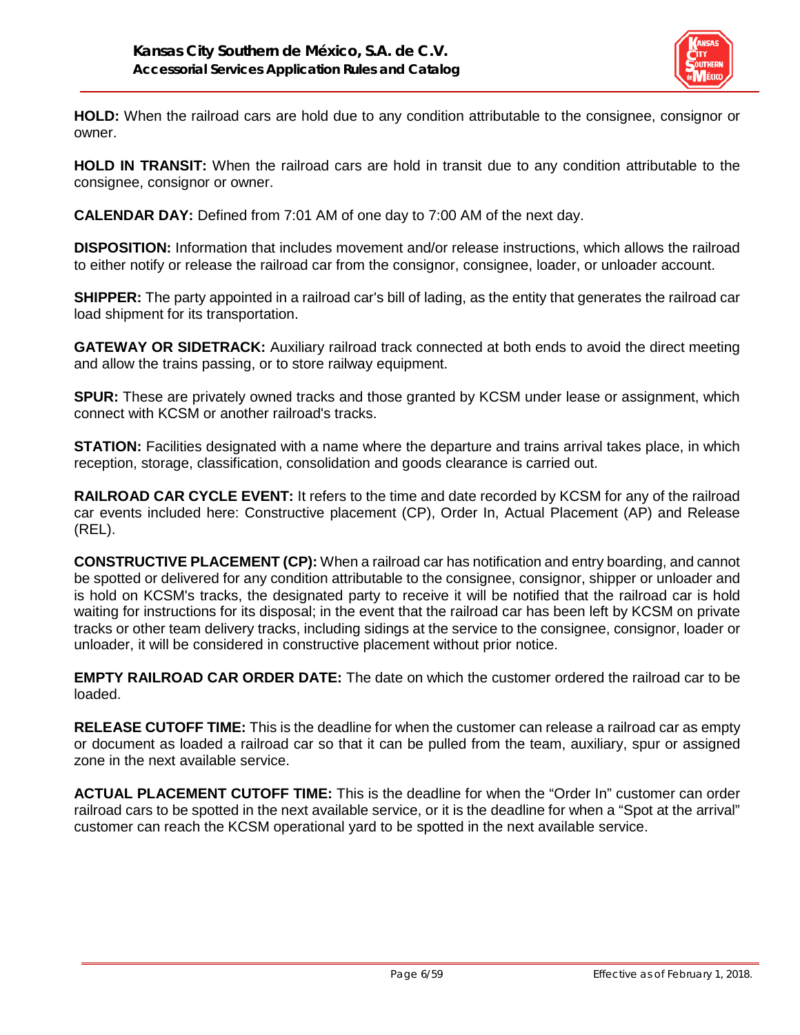**HOLD:** When the railroad cars are hold due to any condition attributable to the consignee, consignor or owner.

**HOLD IN TRANSIT:** When the railroad cars are hold in transit due to any condition attributable to the consignee, consignor or owner.

**CALENDAR DAY:** Defined from 7:01 AM of one day to 7:00 AM of the next day.

**DISPOSITION:** Information that includes movement and/or release instructions, which allows the railroad to either notify or release the railroad car from the consignor, consignee, loader, or unloader account.

**SHIPPER:** The party appointed in a railroad car's bill of lading, as the entity that generates the railroad car load shipment for its transportation.

**GATEWAY OR SIDETRACK:** Auxiliary railroad track connected at both ends to avoid the direct meeting and allow the trains passing, or to store railway equipment.

**SPUR:** These are privately owned tracks and those granted by KCSM under lease or assignment, which connect with KCSM or another railroad's tracks.

**STATION:** Facilities designated with a name where the departure and trains arrival takes place, in which reception, storage, classification, consolidation and goods clearance is carried out.

**RAILROAD CAR CYCLE EVENT:** It refers to the time and date recorded by KCSM for any of the railroad car events included here: Constructive placement (CP), Order In, Actual Placement (AP) and Release (REL).

**CONSTRUCTIVE PLACEMENT (CP):** When a railroad car has notification and entry boarding, and cannot be spotted or delivered for any condition attributable to the consignee, consignor, shipper or unloader and is hold on KCSM's tracks, the designated party to receive it will be notified that the railroad car is hold waiting for instructions for its disposal; in the event that the railroad car has been left by KCSM on private tracks or other team delivery tracks, including sidings at the service to the consignee, consignor, loader or unloader, it will be considered in constructive placement without prior notice.

**EMPTY RAILROAD CAR ORDER DATE:** The date on which the customer ordered the railroad car to be loaded.

**RELEASE CUTOFF TIME:** This is the deadline for when the customer can release a railroad car as empty or document as loaded a railroad car so that it can be pulled from the team, auxiliary, spur or assigned zone in the next available service.

**ACTUAL PLACEMENT CUTOFF TIME:** This is the deadline for when the "Order In" customer can order railroad cars to be spotted in the next available service, or it is the deadline for when a "Spot at the arrival" customer can reach the KCSM operational yard to be spotted in the next available service.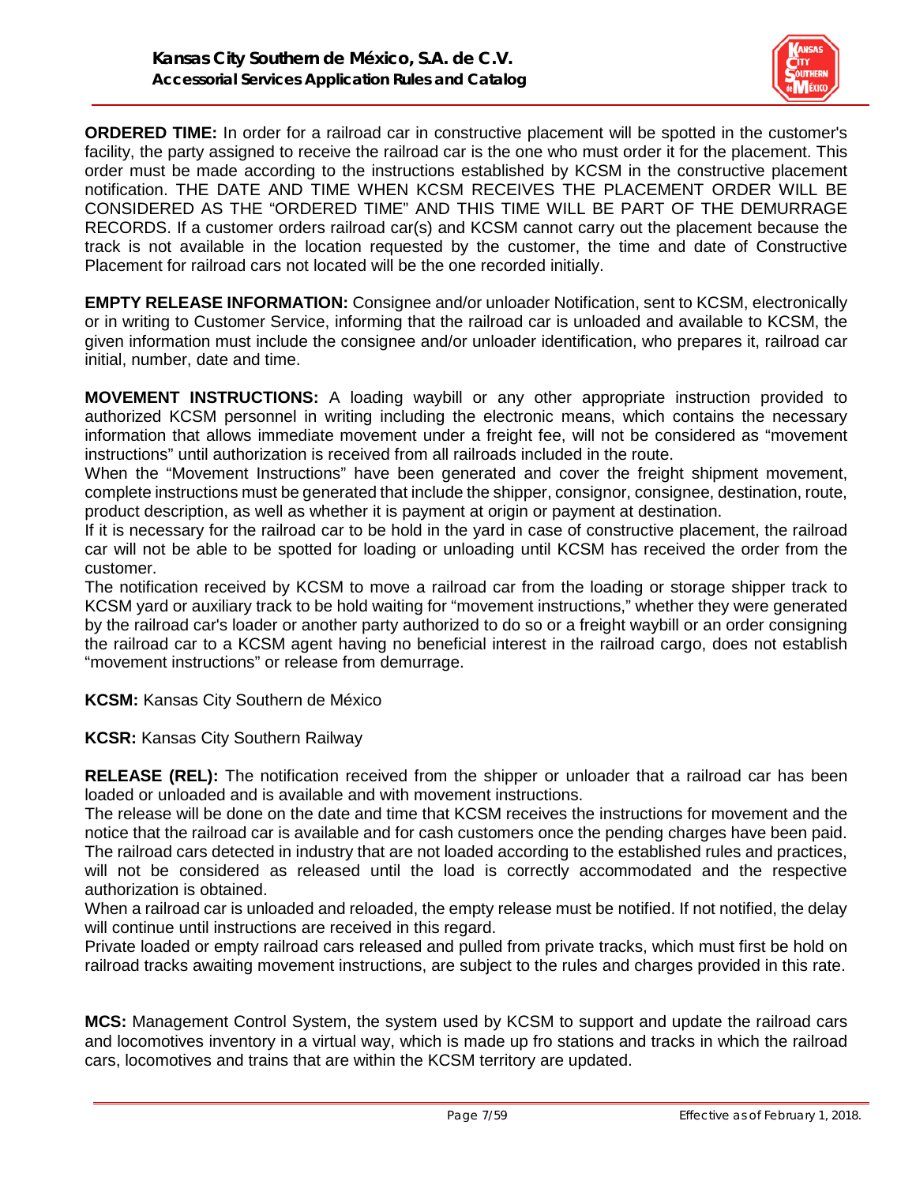**ORDERED TIME:** In order for a railroad car in constructive placement will be spotted in the customer's facility, the party assigned to receive the railroad car is the one who must order it for the placement. This order must be made according to the instructions established by KCSM in the constructive placement notification. THE DATE AND TIME WHEN KCSM RECEIVES THE PLACEMENT ORDER WILL BE CONSIDERED AS THE "ORDERED TIME" AND THIS TIME WILL BE PART OF THE DEMURRAGE RECORDS. If a customer orders railroad car(s) and KCSM cannot carry out the placement because the track is not available in the location requested by the customer, the time and date of Constructive Placement for railroad cars not located will be the one recorded initially.

**EMPTY RELEASE INFORMATION:** Consignee and/or unloader Notification, sent to KCSM, electronically or in writing to Customer Service, informing that the railroad car is unloaded and available to KCSM, the given information must include the consignee and/or unloader identification, who prepares it, railroad car initial, number, date and time.

**MOVEMENT INSTRUCTIONS:** A loading waybill or any other appropriate instruction provided to authorized KCSM personnel in writing including the electronic means, which contains the necessary information that allows immediate movement under a freight fee, will not be considered as "movement instructions" until authorization is received from all railroads included in the route.

When the "Movement Instructions" have been generated and cover the freight shipment movement, complete instructions must be generated that include the shipper, consignor, consignee, destination, route, product description, as well as whether it is payment at origin or payment at destination.

If it is necessary for the railroad car to be hold in the yard in case of constructive placement, the railroad car will not be able to be spotted for loading or unloading until KCSM has received the order from the customer.

The notification received by KCSM to move a railroad car from the loading or storage shipper track to KCSM yard or auxiliary track to be hold waiting for "movement instructions," whether they were generated by the railroad car's loader or another party authorized to do so or a freight waybill or an order consigning the railroad car to a KCSM agent having no beneficial interest in the railroad cargo, does not establish "movement instructions" or release from demurrage.

**KCSM:** Kansas City Southern de México

**KCSR:** Kansas City Southern Railway

**RELEASE (REL):** The notification received from the shipper or unloader that a railroad car has been loaded or unloaded and is available and with movement instructions.

The release will be done on the date and time that KCSM receives the instructions for movement and the notice that the railroad car is available and for cash customers once the pending charges have been paid.

The railroad cars detected in industry that are not loaded according to the established rules and practices, will not be considered as released until the load is correctly accommodated and the respective authorization is obtained.

When a railroad car is unloaded and reloaded, the empty release must be notified. If not notified, the delay will continue until instructions are received in this regard.

Private loaded or empty railroad cars released and pulled from private tracks, which must first be hold on railroad tracks awaiting movement instructions, are subject to the rules and charges provided in this rate.

**MCS:** Management Control System, the system used by KCSM to support and update the railroad cars and locomotives inventory in a virtual way, which is made up fro stations and tracks in which the railroad cars, locomotives and trains that are within the KCSM territory are updated.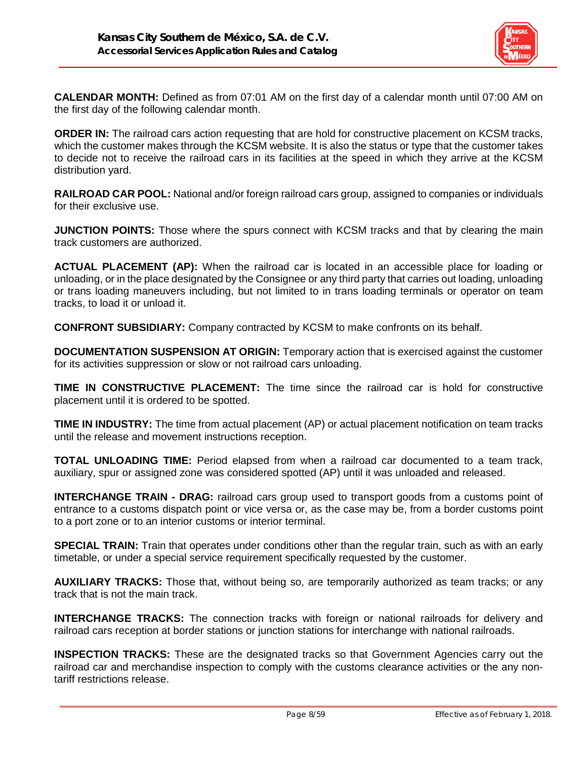**CALENDAR MONTH:** Defined as from 07:01 AM on the first day of a calendar month until 07:00 AM on the first day of the following calendar month.

**ORDER IN:** The railroad cars action requesting that are hold for constructive placement on KCSM tracks, which the customer makes through the KCSM website. It is also the status or type that the customer takes to decide not to receive the railroad cars in its facilities at the speed in which they arrive at the KCSM distribution yard.

**RAILROAD CAR POOL:** National and/or foreign railroad cars group, assigned to companies or individuals for their exclusive use.

**JUNCTION POINTS:** Those where the spurs connect with KCSM tracks and that by clearing the main track customers are authorized.

**ACTUAL PLACEMENT (AP):** When the railroad car is located in an accessible place for loading or unloading, or in the place designated by the Consignee or any third party that carries out loading, unloading or trans loading maneuvers including, but not limited to in trans loading terminals or operator on team tracks, to load it or unload it.

**CONFRONT SUBSIDIARY:** Company contracted by KCSM to make confronts on its behalf.

**DOCUMENTATION SUSPENSION AT ORIGIN:** Temporary action that is exercised against the customer for its activities suppression or slow or not railroad cars unloading.

**TIME IN CONSTRUCTIVE PLACEMENT:** The time since the railroad car is hold for constructive placement until it is ordered to be spotted.

**TIME IN INDUSTRY:** The time from actual placement (AP) or actual placement notification on team tracks until the release and movement instructions reception.

**TOTAL UNLOADING TIME:** Period elapsed from when a railroad car documented to a team track, auxiliary, spur or assigned zone was considered spotted (AP) until it was unloaded and released.

**INTERCHANGE TRAIN - DRAG:** railroad cars group used to transport goods from a customs point of entrance to a customs dispatch point or vice versa or, as the case may be, from a border customs point to a port zone or to an interior customs or interior terminal.

**SPECIAL TRAIN:** Train that operates under conditions other than the regular train, such as with an early timetable, or under a special service requirement specifically requested by the customer.

**AUXILIARY TRACKS:** Those that, without being so, are temporarily authorized as team tracks; or any track that is not the main track.

**INTERCHANGE TRACKS:** The connection tracks with foreign or national railroads for delivery and railroad cars reception at border stations or junction stations for interchange with national railroads.

**INSPECTION TRACKS:** These are the designated tracks so that Government Agencies carry out the railroad car and merchandise inspection to comply with the customs clearance activities or the any non-tariff restrictions release.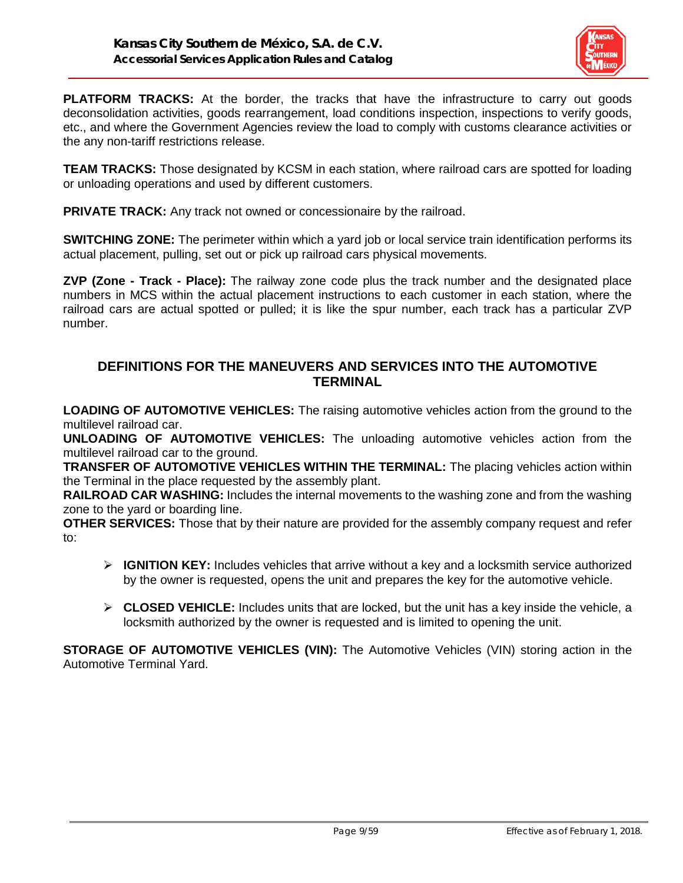**PLATFORM TRACKS:** At the border, the tracks that have the infrastructure to carry out goods deconsolidation activities, goods rearrangement, load conditions inspection, inspections to verify goods, etc., and where the Government Agencies review the load to comply with customs clearance activities or the any non-tariff restrictions release.

**TEAM TRACKS:** Those designated by KCSM in each station, where railroad cars are spotted for loading or unloading operations and used by different customers.

**PRIVATE TRACK:** Any track not owned or concessionaire by the railroad.

**SWITCHING ZONE:** The perimeter within which a yard job or local service train identification performs its actual placement, pulling, set out or pick up railroad cars physical movements.

**ZVP (Zone - Track - Place):** The railway zone code plus the track number and the designated place numbers in MCS within the actual placement instructions to each customer in each station, where the railroad cars are actual spotted or pulled; it is like the spur number, each track has a particular ZVP number.

## DEFINITIONS FOR THE MANEUVERS AND SERVICES INTO THE AUTOMOTIVE TERMINAL

**LOADING OF AUTOMOTIVE VEHICLES:** The raising automotive vehicles action from the ground to the multilevel railroad car.

**UNLOADING OF AUTOMOTIVE VEHICLES:** The unloading automotive vehicles action from the multilevel railroad car to the ground.

**TRANSFER OF AUTOMOTIVE VEHICLES WITHIN THE TERMINAL:** The placing vehicles action within the Terminal in the place requested by the assembly plant.

**RAILROAD CAR WASHING:** Includes the internal movements to the washing zone and from the washing zone to the yard or boarding line.

**OTHER SERVICES:** Those that by their nature are provided for the assembly company request and refer to:

- **IGNITION KEY:** Includes vehicles that arrive without a key and a locksmith service authorized by the owner is requested, opens the unit and prepares the key for the automotive vehicle.
- **CLOSED VEHICLE:** Includes units that are locked, but the unit has a key inside the vehicle, a locksmith authorized by the owner is requested and is limited to opening the unit.

**STORAGE OF AUTOMOTIVE VEHICLES (VIN):** The Automotive Vehicles (VIN) storing action in the Automotive Terminal Yard.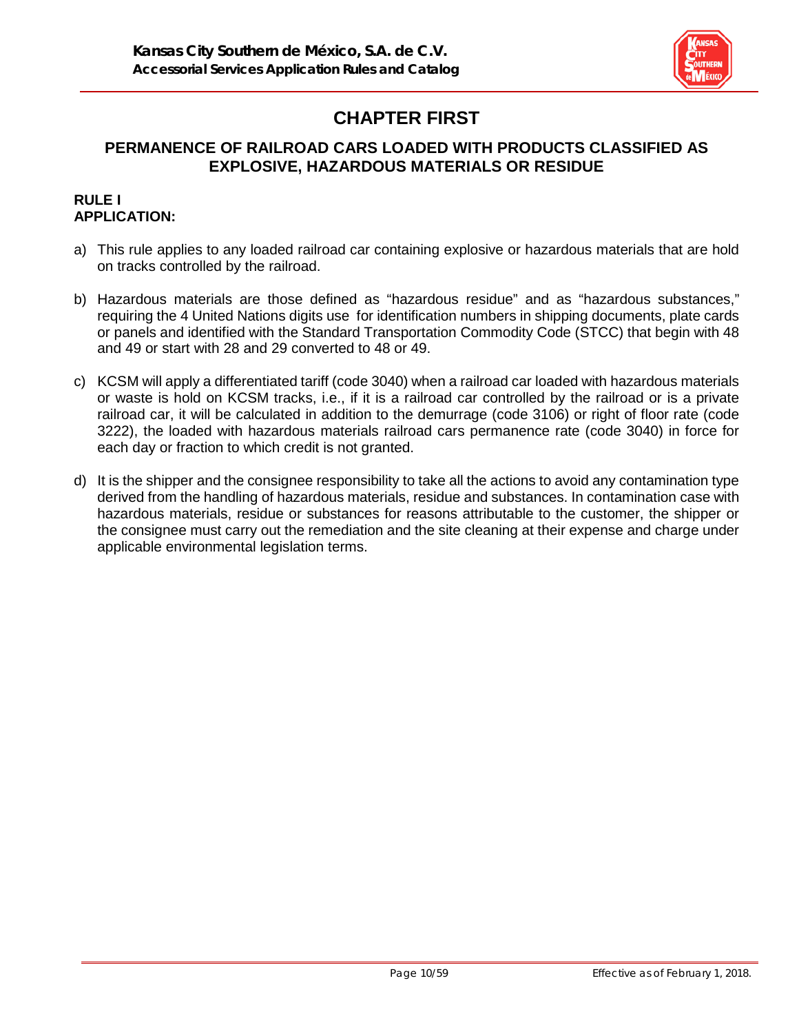# CHAPTER FIRST

## PERMANENCE OF RAILROAD CARS LOADED WITH PRODUCTS CLASSIFIED AS EXPLOSIVE, HAZARDOUS MATERIALS OR RESIDUE

**RULE I**
**APPLICATION:**

a) This rule applies to any loaded railroad car containing explosive or hazardous materials that are hold on tracks controlled by the railroad.

b) Hazardous materials are those defined as "hazardous residue" and as "hazardous substances," requiring the 4 United Nations digits use for identification numbers in shipping documents, plate cards or panels and identified with the Standard Transportation Commodity Code (STCC) that begin with 48 and 49 or start with 28 and 29 converted to 48 or 49.

c) KCSM will apply a differentiated tariff (code 3040) when a railroad car loaded with hazardous materials or waste is hold on KCSM tracks, i.e., if it is a railroad car controlled by the railroad or is a private railroad car, it will be calculated in addition to the demurrage (code 3106) or right of floor rate (code 3222), the loaded with hazardous materials railroad cars permanence rate (code 3040) in force for each day or fraction to which credit is not granted.

d) It is the shipper and the consignee responsibility to take all the actions to avoid any contamination type derived from the handling of hazardous materials, residue and substances. In contamination case with hazardous materials, residue or substances for reasons attributable to the customer, the shipper or the consignee must carry out the remediation and the site cleaning at their expense and charge under applicable environmental legislation terms.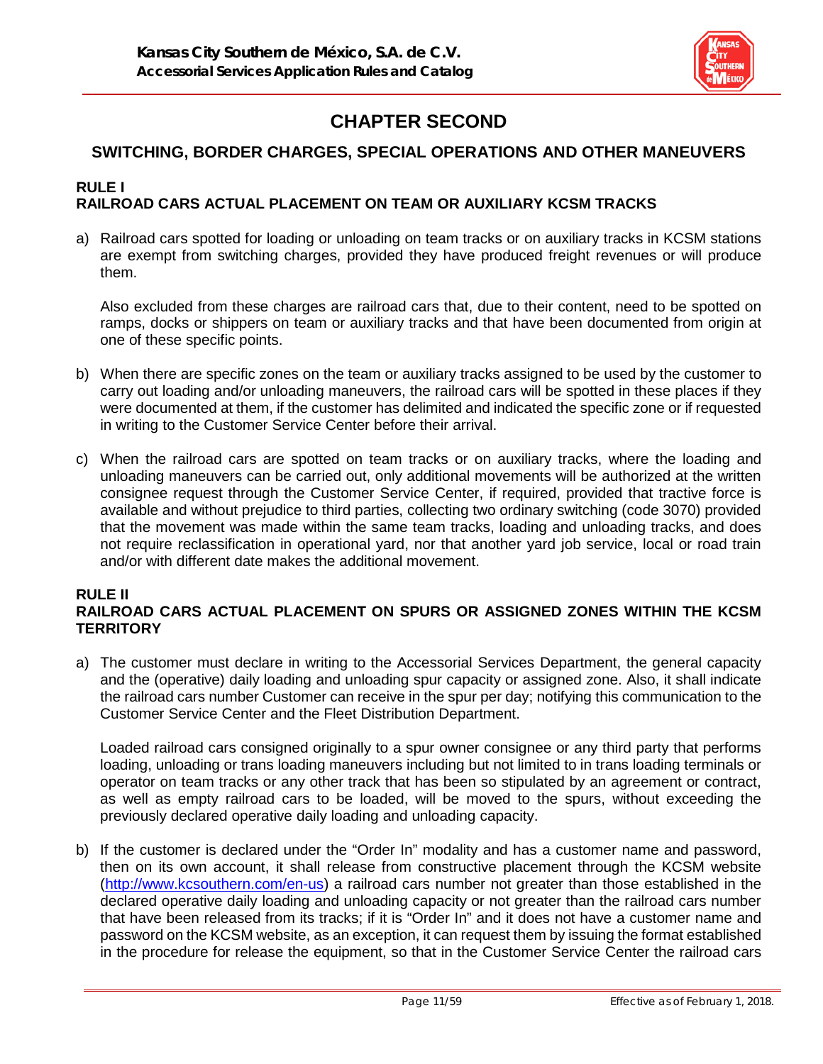# CHAPTER SECOND

## SWITCHING, BORDER CHARGES, SPECIAL OPERATIONS AND OTHER MANEUVERS

### RULE I
### RAILROAD CARS ACTUAL PLACEMENT ON TEAM OR AUXILIARY KCSM TRACKS

a) Railroad cars spotted for loading or unloading on team tracks or on auxiliary tracks in KCSM stations are exempt from switching charges, provided they have produced freight revenues or will produce them.

   Also excluded from these charges are railroad cars that, due to their content, need to be spotted on ramps, docks or shippers on team or auxiliary tracks and that have been documented from origin at one of these specific points.

b) When there are specific zones on the team or auxiliary tracks assigned to be used by the customer to carry out loading and/or unloading maneuvers, the railroad cars will be spotted in these places if they were documented at them, if the customer has delimited and indicated the specific zone or if requested in writing to the Customer Service Center before their arrival.

c) When the railroad cars are spotted on team tracks or on auxiliary tracks, where the loading and unloading maneuvers can be carried out, only additional movements will be authorized at the written consignee request through the Customer Service Center, if required, provided that tractive force is available and without prejudice to third parties, collecting two ordinary switching (code 3070) provided that the movement was made within the same team tracks, loading and unloading tracks, and does not require reclassification in operational yard, nor that another yard job service, local or road train and/or with different date makes the additional movement.

### RULE II
### RAILROAD CARS ACTUAL PLACEMENT ON SPURS OR ASSIGNED ZONES WITHIN THE KCSM TERRITORY

a) The customer must declare in writing to the Accessorial Services Department, the general capacity and the (operative) daily loading and unloading spur capacity or assigned zone. Also, it shall indicate the railroad cars number Customer can receive in the spur per day; notifying this communication to the Customer Service Center and the Fleet Distribution Department.

   Loaded railroad cars consigned originally to a spur owner consignee or any third party that performs loading, unloading or trans loading maneuvers including but not limited to in trans loading terminals or operator on team tracks or any other track that has been so stipulated by an agreement or contract, as well as empty railroad cars to be loaded, will be moved to the spurs, without exceeding the previously declared operative daily loading and unloading capacity.

b) If the customer is declared under the “Order In” modality and has a customer name and password, then on its own account, it shall release from constructive placement through the KCSM website (http://www.kcsouthern.com/en-us) a railroad cars number not greater than those established in the declared operative daily loading and unloading capacity or not greater than the railroad cars number that have been released from its tracks; if it is “Order In” and it does not have a customer name and password on the KCSM website, as an exception, it can request them by issuing the format established in the procedure for release the equipment, so that in the Customer Service Center the railroad cars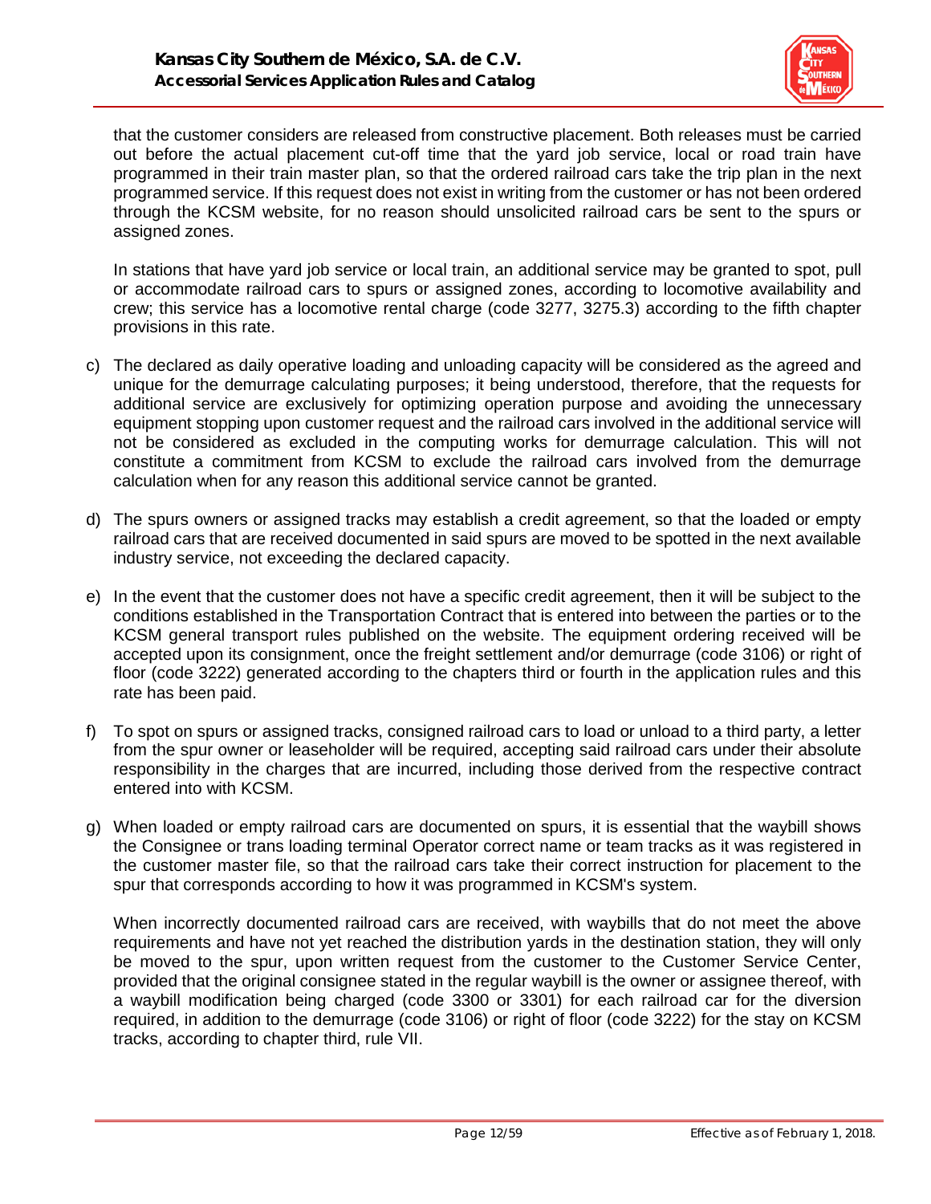that the customer considers are released from constructive placement. Both releases must be carried out before the actual placement cut-off time that the yard job service, local or road train have programmed in their train master plan, so that the ordered railroad cars take the trip plan in the next programmed service. If this request does not exist in writing from the customer or has not been ordered through the KCSM website, for no reason should unsolicited railroad cars be sent to the spurs or assigned zones.

In stations that have yard job service or local train, an additional service may be granted to spot, pull or accommodate railroad cars to spurs or assigned zones, according to locomotive availability and crew; this service has a locomotive rental charge (code 3277, 3275.3) according to the fifth chapter provisions in this rate.

c) The declared as daily operative loading and unloading capacity will be considered as the agreed and unique for the demurrage calculating purposes; it being understood, therefore, that the requests for additional service are exclusively for optimizing operation purpose and avoiding the unnecessary equipment stopping upon customer request and the railroad cars involved in the additional service will not be considered as excluded in the computing works for demurrage calculation. This will not constitute a commitment from KCSM to exclude the railroad cars involved from the demurrage calculation when for any reason this additional service cannot be granted.

d) The spurs owners or assigned tracks may establish a credit agreement, so that the loaded or empty railroad cars that are received documented in said spurs are moved to be spotted in the next available industry service, not exceeding the declared capacity.

e) In the event that the customer does not have a specific credit agreement, then it will be subject to the conditions established in the Transportation Contract that is entered into between the parties or to the KCSM general transport rules published on the website. The equipment ordering received will be accepted upon its consignment, once the freight settlement and/or demurrage (code 3106) or right of floor (code 3222) generated according to the chapters third or fourth in the application rules and this rate has been paid.

f) To spot on spurs or assigned tracks, consigned railroad cars to load or unload to a third party, a letter from the spur owner or leaseholder will be required, accepting said railroad cars under their absolute responsibility in the charges that are incurred, including those derived from the respective contract entered into with KCSM.

g) When loaded or empty railroad cars are documented on spurs, it is essential that the waybill shows the Consignee or trans loading terminal Operator correct name or team tracks as it was registered in the customer master file, so that the railroad cars take their correct instruction for placement to the spur that corresponds according to how it was programmed in KCSM's system.

When incorrectly documented railroad cars are received, with waybills that do not meet the above requirements and have not yet reached the distribution yards in the destination station, they will only be moved to the spur, upon written request from the customer to the Customer Service Center, provided that the original consignee stated in the regular waybill is the owner or assignee thereof, with a waybill modification being charged (code 3300 or 3301) for each railroad car for the diversion required, in addition to the demurrage (code 3106) or right of floor (code 3222) for the stay on KCSM tracks, according to chapter third, rule VII.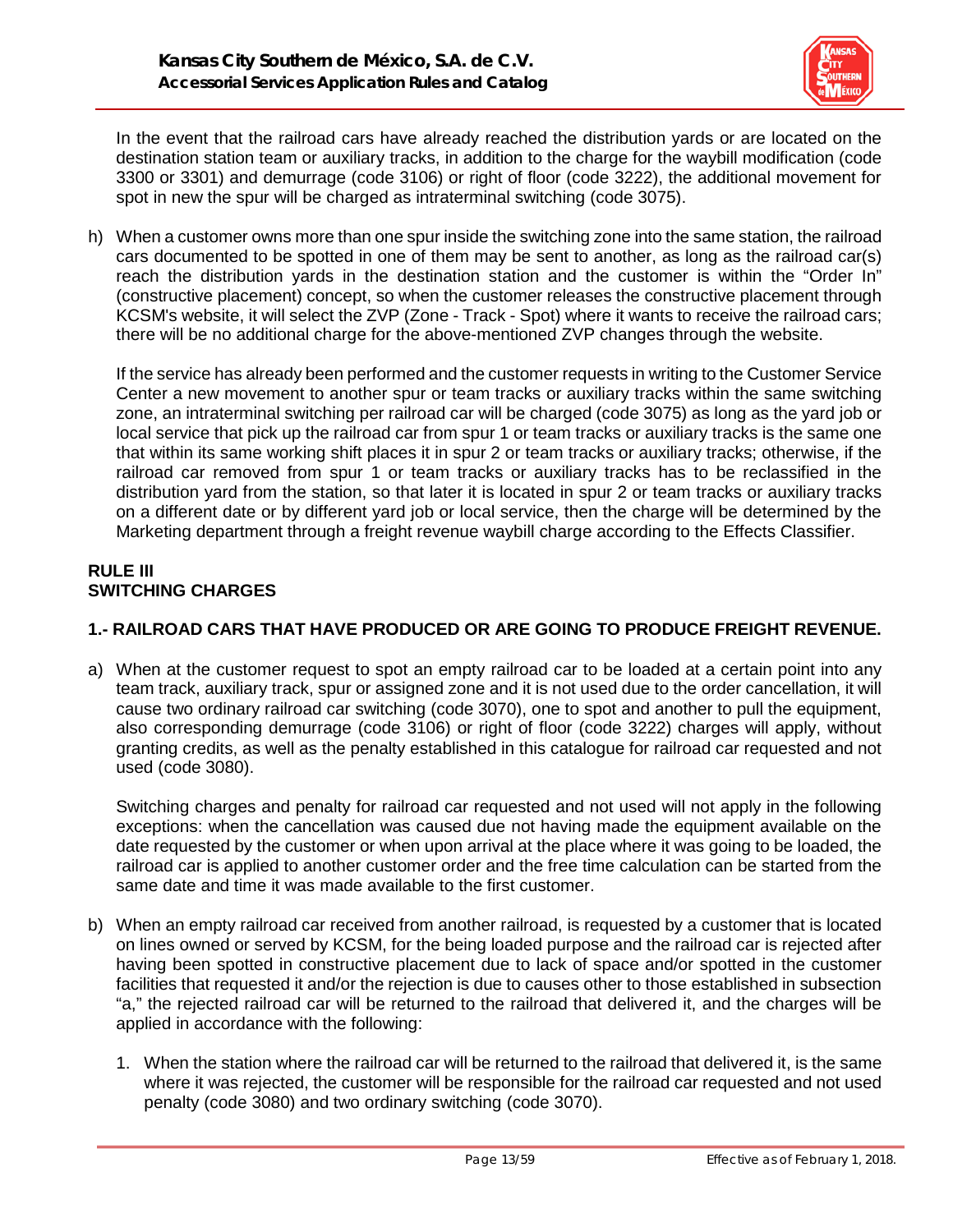In the event that the railroad cars have already reached the distribution yards or are located on the destination station team or auxiliary tracks, in addition to the charge for the waybill modification (code 3300 or 3301) and demurrage (code 3106) or right of floor (code 3222), the additional movement for spot in new the spur will be charged as intraterminal switching (code 3075).

h) When a customer owns more than one spur inside the switching zone into the same station, the railroad cars documented to be spotted in one of them may be sent to another, as long as the railroad car(s) reach the distribution yards in the destination station and the customer is within the "Order In" (constructive placement) concept, so when the customer releases the constructive placement through KCSM's website, it will select the ZVP (Zone - Track - Spot) where it wants to receive the railroad cars; there will be no additional charge for the above-mentioned ZVP changes through the website.

   If the service has already been performed and the customer requests in writing to the Customer Service Center a new movement to another spur or team tracks or auxiliary tracks within the same switching zone, an intraterminal switching per railroad car will be charged (code 3075) as long as the yard job or local service that pick up the railroad car from spur 1 or team tracks or auxiliary tracks is the same one that within its same working shift places it in spur 2 or team tracks or auxiliary tracks; otherwise, if the railroad car removed from spur 1 or team tracks or auxiliary tracks has to be reclassified in the distribution yard from the station, so that later it is located in spur 2 or team tracks or auxiliary tracks on a different date or by different yard job or local service, then the charge will be determined by the Marketing department through a freight revenue waybill charge according to the Effects Classifier.

## RULE III
## SWITCHING CHARGES

### 1.- RAILROAD CARS THAT HAVE PRODUCED OR ARE GOING TO PRODUCE FREIGHT REVENUE.

a) When at the customer request to spot an empty railroad car to be loaded at a certain point into any team track, auxiliary track, spur or assigned zone and it is not used due to the order cancellation, it will cause two ordinary railroad car switching (code 3070), one to spot and another to pull the equipment, also corresponding demurrage (code 3106) or right of floor (code 3222) charges will apply, without granting credits, as well as the penalty established in this catalogue for railroad car requested and not used (code 3080).

   Switching charges and penalty for railroad car requested and not used will not apply in the following exceptions: when the cancellation was caused due not having made the equipment available on the date requested by the customer or when upon arrival at the place where it was going to be loaded, the railroad car is applied to another customer order and the free time calculation can be started from the same date and time it was made available to the first customer.

b) When an empty railroad car received from another railroad, is requested by a customer that is located on lines owned or served by KCSM, for the being loaded purpose and the railroad car is rejected after having been spotted in constructive placement due to lack of space and/or spotted in the customer facilities that requested it and/or the rejection is due to causes other to those established in subsection "a," the rejected railroad car will be returned to the railroad that delivered it, and the charges will be applied in accordance with the following:

   1. When the station where the railroad car will be returned to the railroad that delivered it, is the same where it was rejected, the customer will be responsible for the railroad car requested and not used penalty (code 3080) and two ordinary switching (code 3070).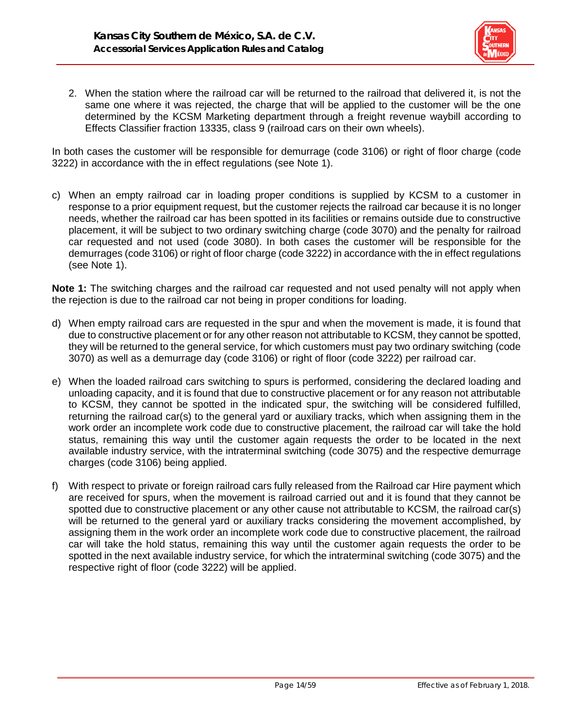2. When the station where the railroad car will be returned to the railroad that delivered it, is not the same one where it was rejected, the charge that will be applied to the customer will be the one determined by the KCSM Marketing department through a freight revenue waybill according to Effects Classifier fraction 13335, class 9 (railroad cars on their own wheels).

In both cases the customer will be responsible for demurrage (code 3106) or right of floor charge (code 3222) in accordance with the in effect regulations (see Note 1).

c) When an empty railroad car in loading proper conditions is supplied by KCSM to a customer in response to a prior equipment request, but the customer rejects the railroad car because it is no longer needs, whether the railroad car has been spotted in its facilities or remains outside due to constructive placement, it will be subject to two ordinary switching charge (code 3070) and the penalty for railroad car requested and not used (code 3080). In both cases the customer will be responsible for the demurrages (code 3106) or right of floor charge (code 3222) in accordance with the in effect regulations (see Note 1).

**Note 1:** The switching charges and the railroad car requested and not used penalty will not apply when the rejection is due to the railroad car not being in proper conditions for loading.

d) When empty railroad cars are requested in the spur and when the movement is made, it is found that due to constructive placement or for any other reason not attributable to KCSM, they cannot be spotted, they will be returned to the general service, for which customers must pay two ordinary switching (code 3070) as well as a demurrage day (code 3106) or right of floor (code 3222) per railroad car.

e) When the loaded railroad cars switching to spurs is performed, considering the declared loading and unloading capacity, and it is found that due to constructive placement or for any reason not attributable to KCSM, they cannot be spotted in the indicated spur, the switching will be considered fulfilled, returning the railroad car(s) to the general yard or auxiliary tracks, which when assigning them in the work order an incomplete work code due to constructive placement, the railroad car will take the hold status, remaining this way until the customer again requests the order to be located in the next available industry service, with the intraterminal switching (code 3075) and the respective demurrage charges (code 3106) being applied.

f) With respect to private or foreign railroad cars fully released from the Railroad car Hire payment which are received for spurs, when the movement is railroad carried out and it is found that they cannot be spotted due to constructive placement or any other cause not attributable to KCSM, the railroad car(s) will be returned to the general yard or auxiliary tracks considering the movement accomplished, by assigning them in the work order an incomplete work code due to constructive placement, the railroad car will take the hold status, remaining this way until the customer again requests the order to be spotted in the next available industry service, for which the intraterminal switching (code 3075) and the respective right of floor (code 3222) will be applied.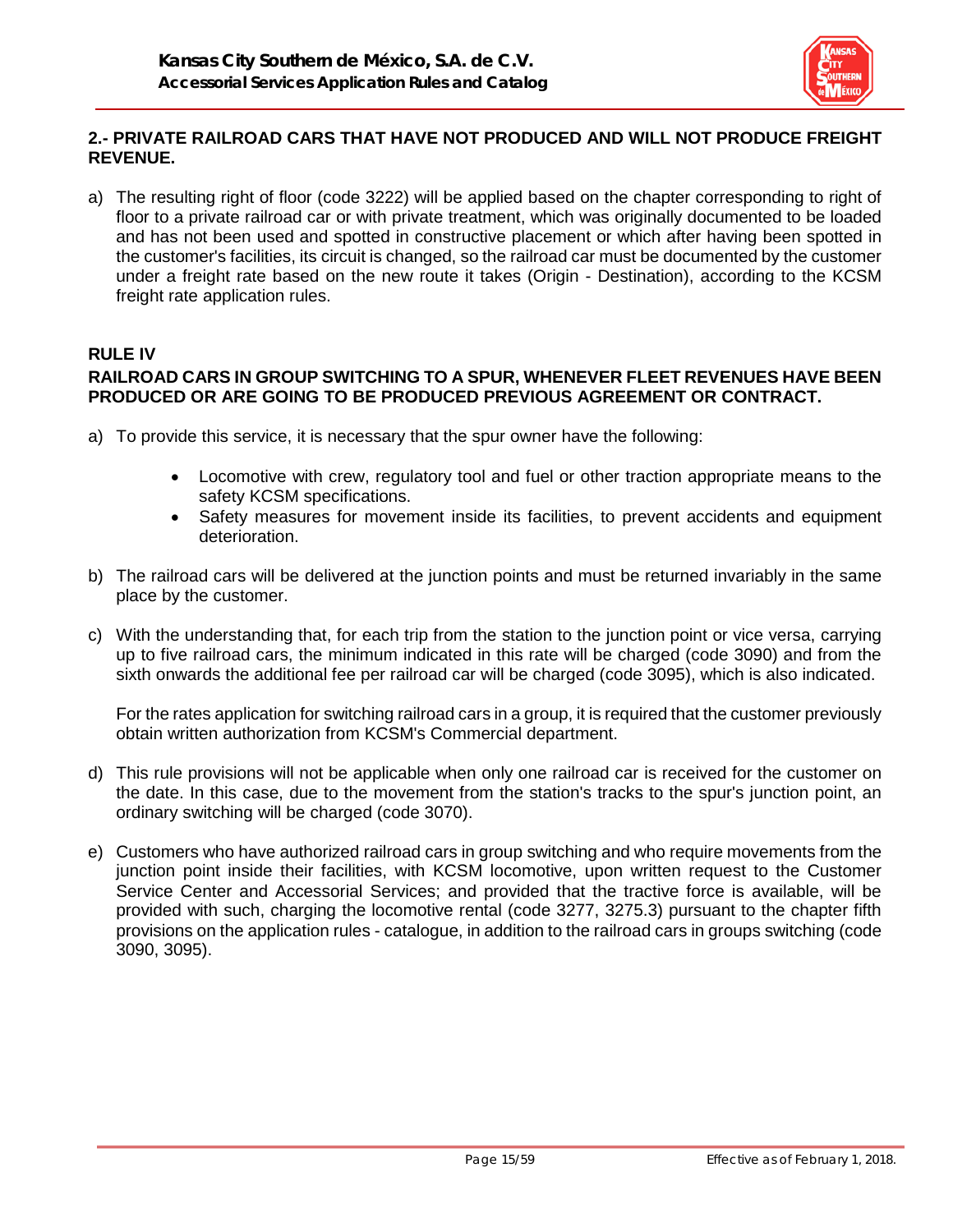**2.- PRIVATE RAILROAD CARS THAT HAVE NOT PRODUCED AND WILL NOT PRODUCE FREIGHT REVENUE.**

a) The resulting right of floor (code 3222) will be applied based on the chapter corresponding to right of floor to a private railroad car or with private treatment, which was originally documented to be loaded and has not been used and spotted in constructive placement or which after having been spotted in the customer's facilities, its circuit is changed, so the railroad car must be documented by the customer under a freight rate based on the new route it takes (Origin - Destination), according to the KCSM freight rate application rules.

## RULE IV

## RAILROAD CARS IN GROUP SWITCHING TO A SPUR, WHENEVER FLEET REVENUES HAVE BEEN PRODUCED OR ARE GOING TO BE PRODUCED PREVIOUS AGREEMENT OR CONTRACT.

a) To provide this service, it is necessary that the spur owner have the following:

- Locomotive with crew, regulatory tool and fuel or other traction appropriate means to the safety KCSM specifications.
- Safety measures for movement inside its facilities, to prevent accidents and equipment deterioration.

b) The railroad cars will be delivered at the junction points and must be returned invariably in the same place by the customer.

c) With the understanding that, for each trip from the station to the junction point or vice versa, carrying up to five railroad cars, the minimum indicated in this rate will be charged (code 3090) and from the sixth onwards the additional fee per railroad car will be charged (code 3095), which is also indicated.

   For the rates application for switching railroad cars in a group, it is required that the customer previously obtain written authorization from KCSM's Commercial department.

d) This rule provisions will not be applicable when only one railroad car is received for the customer on the date. In this case, due to the movement from the station's tracks to the spur's junction point, an ordinary switching will be charged (code 3070).

e) Customers who have authorized railroad cars in group switching and who require movements from the junction point inside their facilities, with KCSM locomotive, upon written request to the Customer Service Center and Accessorial Services; and provided that the tractive force is available, will be provided with such, charging the locomotive rental (code 3277, 3275.3) pursuant to the chapter fifth provisions on the application rules - catalogue, in addition to the railroad cars in groups switching (code 3090, 3095).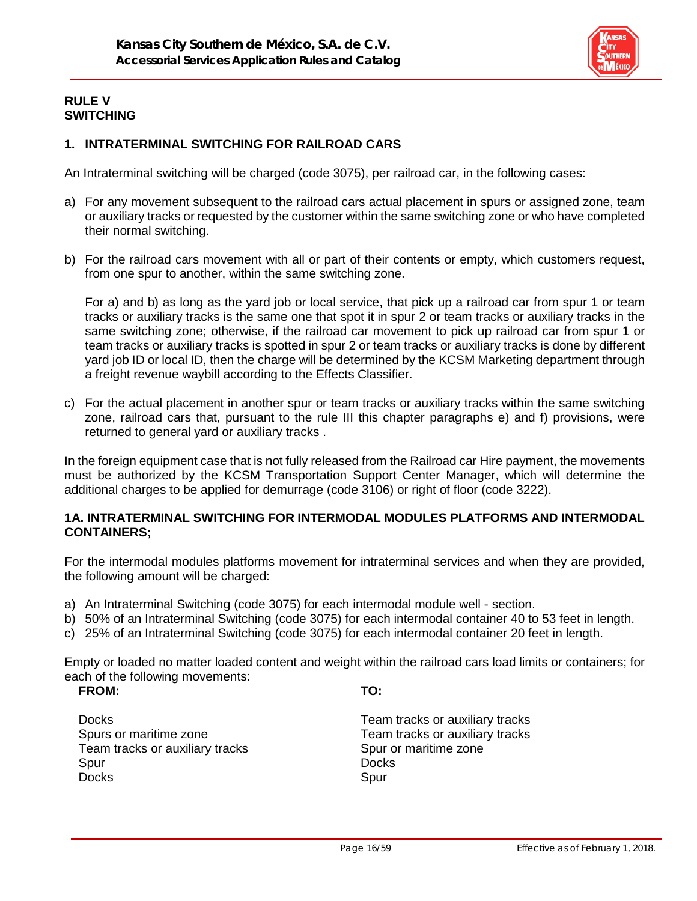## RULE V
## SWITCHING

### 1. INTRATERMINAL SWITCHING FOR RAILROAD CARS

An Intraterminal switching will be charged (code 3075), per railroad car, in the following cases:

a) For any movement subsequent to the railroad cars actual placement in spurs or assigned zone, team or auxiliary tracks or requested by the customer within the same switching zone or who have completed their normal switching.

b) For the railroad cars movement with all or part of their contents or empty, which customers request, from one spur to another, within the same switching zone.

   For a) and b) as long as the yard job or local service, that pick up a railroad car from spur 1 or team tracks or auxiliary tracks is the same one that spot it in spur 2 or team tracks or auxiliary tracks in the same switching zone; otherwise, if the railroad car movement to pick up railroad car from spur 1 or team tracks or auxiliary tracks is spotted in spur 2 or team tracks or auxiliary tracks is done by different yard job ID or local ID, then the charge will be determined by the KCSM Marketing department through a freight revenue waybill according to the Effects Classifier.

c) For the actual placement in another spur or team tracks or auxiliary tracks within the same switching zone, railroad cars that, pursuant to the rule III this chapter paragraphs e) and f) provisions, were returned to general yard or auxiliary tracks .

In the foreign equipment case that is not fully released from the Railroad car Hire payment, the movements must be authorized by the KCSM Transportation Support Center Manager, which will determine the additional charges to be applied for demurrage (code 3106) or right of floor (code 3222).

### 1A. INTRATERMINAL SWITCHING FOR INTERMODAL MODULES PLATFORMS AND INTERMODAL CONTAINERS;

For the intermodal modules platforms movement for intraterminal services and when they are provided, the following amount will be charged:

a) An Intraterminal Switching (code 3075) for each intermodal module well - section.
b) 50% of an Intraterminal Switching (code 3075) for each intermodal container 40 to 53 feet in length.
c) 25% of an Intraterminal Switching (code 3075) for each intermodal container 20 feet in length.

Empty or loaded no matter loaded content and weight within the railroad cars load limits or containers; for each of the following movements:

| FROM: | TO: |
|---|---|
| Docks | Team tracks or auxiliary tracks |
| Spurs or maritime zone | Team tracks or auxiliary tracks |
| Team tracks or auxiliary tracks | Spur or maritime zone |
| Spur | Docks |
| Docks | Spur |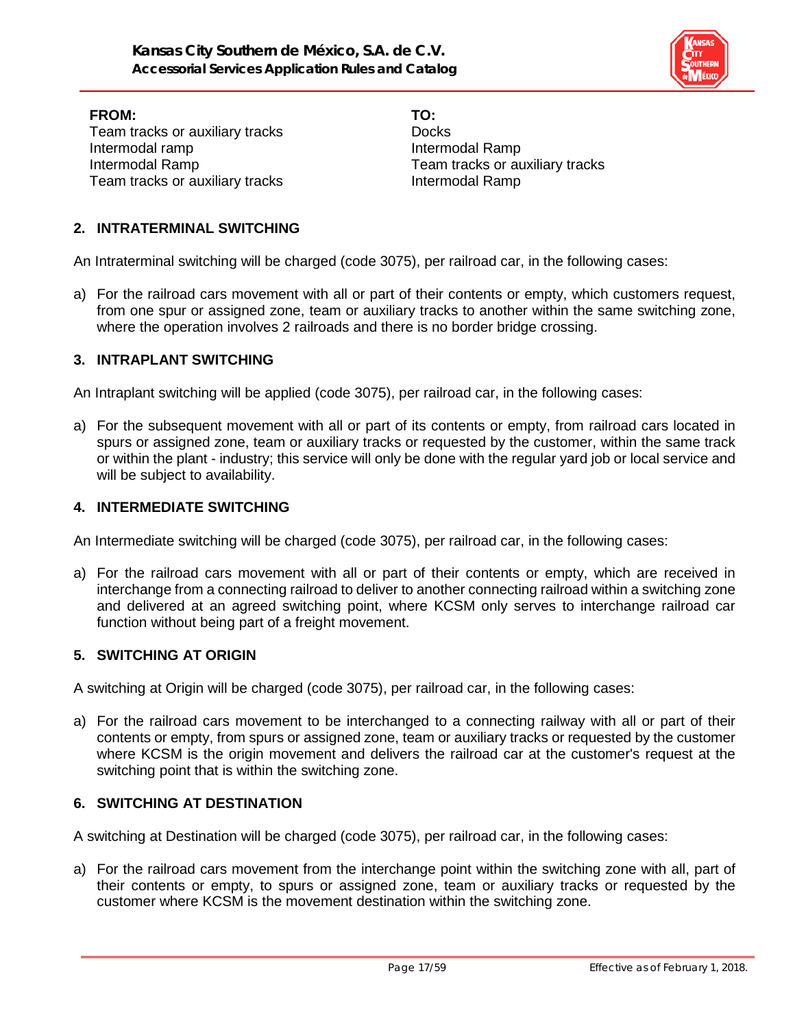| FROM: | TO: |
| --- | --- |
| Team tracks or auxiliary tracks | Docks |
| Intermodal ramp | Intermodal Ramp |
| Intermodal Ramp | Team tracks or auxiliary tracks |
| Team tracks or auxiliary tracks | Intermodal Ramp |

## 2. INTRATERMINAL SWITCHING

An Intraterminal switching will be charged (code 3075), per railroad car, in the following cases:

a) For the railroad cars movement with all or part of their contents or empty, which customers request, from one spur or assigned zone, team or auxiliary tracks to another within the same switching zone, where the operation involves 2 railroads and there is no border bridge crossing.

## 3. INTRAPLANT SWITCHING

An Intraplant switching will be applied (code 3075), per railroad car, in the following cases:

a) For the subsequent movement with all or part of its contents or empty, from railroad cars located in spurs or assigned zone, team or auxiliary tracks or requested by the customer, within the same track or within the plant - industry; this service will only be done with the regular yard job or local service and will be subject to availability.

## 4. INTERMEDIATE SWITCHING

An Intermediate switching will be charged (code 3075), per railroad car, in the following cases:

a) For the railroad cars movement with all or part of their contents or empty, which are received in interchange from a connecting railroad to deliver to another connecting railroad within a switching zone and delivered at an agreed switching point, where KCSM only serves to interchange railroad car function without being part of a freight movement.

## 5. SWITCHING AT ORIGIN

A switching at Origin will be charged (code 3075), per railroad car, in the following cases:

a) For the railroad cars movement to be interchanged to a connecting railway with all or part of their contents or empty, from spurs or assigned zone, team or auxiliary tracks or requested by the customer where KCSM is the origin movement and delivers the railroad car at the customer's request at the switching point that is within the switching zone.

## 6. SWITCHING AT DESTINATION

A switching at Destination will be charged (code 3075), per railroad car, in the following cases:

a) For the railroad cars movement from the interchange point within the switching zone with all, part of their contents or empty, to spurs or assigned zone, team or auxiliary tracks or requested by the customer where KCSM is the movement destination within the switching zone.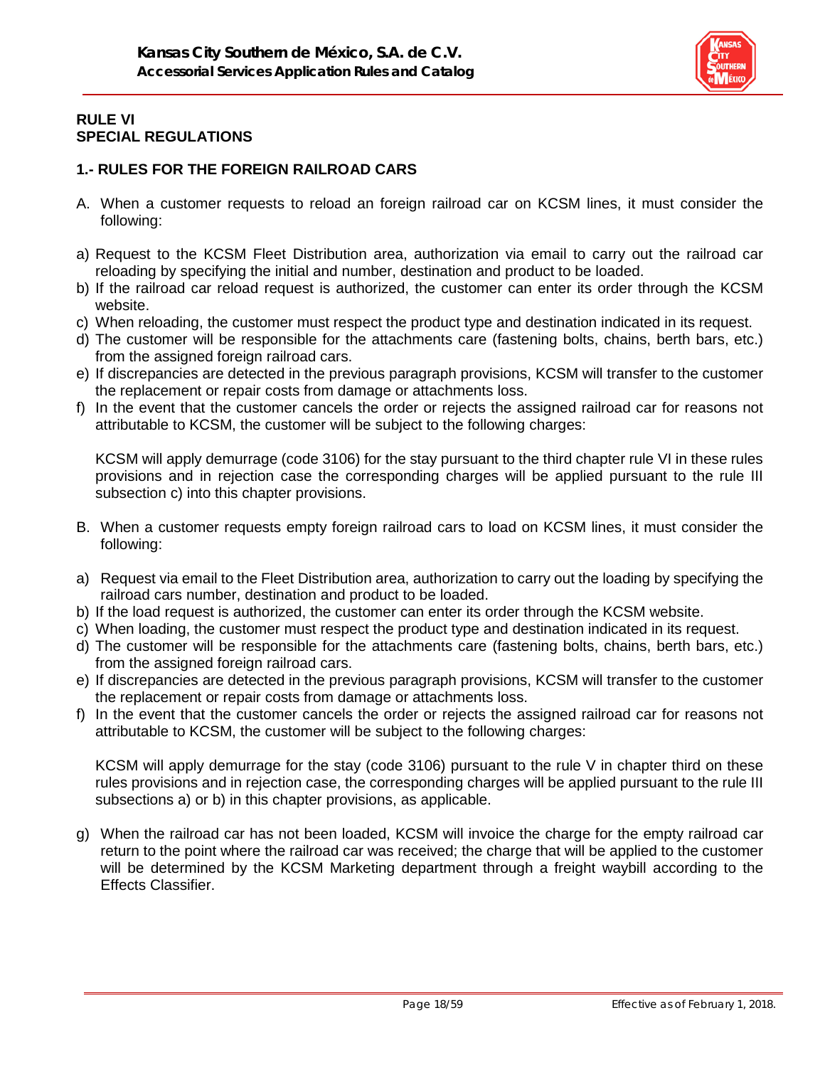## RULE VI
## SPECIAL REGULATIONS

### 1.- RULES FOR THE FOREIGN RAILROAD CARS

A. When a customer requests to reload an foreign railroad car on KCSM lines, it must consider the following:

a) Request to the KCSM Fleet Distribution area, authorization via email to carry out the railroad car reloading by specifying the initial and number, destination and product to be loaded.
b) If the railroad car reload request is authorized, the customer can enter its order through the KCSM website.
c) When reloading, the customer must respect the product type and destination indicated in its request.
d) The customer will be responsible for the attachments care (fastening bolts, chains, berth bars, etc.) from the assigned foreign railroad cars.
e) If discrepancies are detected in the previous paragraph provisions, KCSM will transfer to the customer the replacement or repair costs from damage or attachments loss.
f) In the event that the customer cancels the order or rejects the assigned railroad car for reasons not attributable to KCSM, the customer will be subject to the following charges:

   KCSM will apply demurrage (code 3106) for the stay pursuant to the third chapter rule VI in these rules provisions and in rejection case the corresponding charges will be applied pursuant to the rule III subsection c) into this chapter provisions.

B. When a customer requests empty foreign railroad cars to load on KCSM lines, it must consider the following:

a) Request via email to the Fleet Distribution area, authorization to carry out the loading by specifying the railroad cars number, destination and product to be loaded.
b) If the load request is authorized, the customer can enter its order through the KCSM website.
c) When loading, the customer must respect the product type and destination indicated in its request.
d) The customer will be responsible for the attachments care (fastening bolts, chains, berth bars, etc.) from the assigned foreign railroad cars.
e) If discrepancies are detected in the previous paragraph provisions, KCSM will transfer to the customer the replacement or repair costs from damage or attachments loss.
f) In the event that the customer cancels the order or rejects the assigned railroad car for reasons not attributable to KCSM, the customer will be subject to the following charges:

   KCSM will apply demurrage for the stay (code 3106) pursuant to the rule V in chapter third on these rules provisions and in rejection case, the corresponding charges will be applied pursuant to the rule III subsections a) or b) in this chapter provisions, as applicable.

g) When the railroad car has not been loaded, KCSM will invoice the charge for the empty railroad car return to the point where the railroad car was received; the charge that will be applied to the customer will be determined by the KCSM Marketing department through a freight waybill according to the Effects Classifier.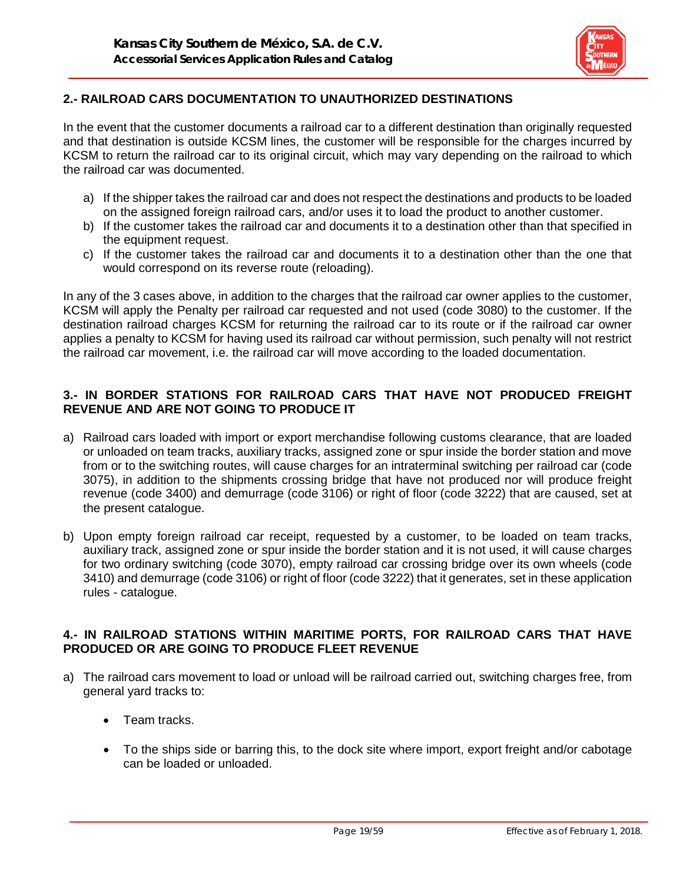## 2.- RAILROAD CARS DOCUMENTATION TO UNAUTHORIZED DESTINATIONS

In the event that the customer documents a railroad car to a different destination than originally requested and that destination is outside KCSM lines, the customer will be responsible for the charges incurred by KCSM to return the railroad car to its original circuit, which may vary depending on the railroad to which the railroad car was documented.

a) If the shipper takes the railroad car and does not respect the destinations and products to be loaded on the assigned foreign railroad cars, and/or uses it to load the product to another customer.
b) If the customer takes the railroad car and documents it to a destination other than that specified in the equipment request.
c) If the customer takes the railroad car and documents it to a destination other than the one that would correspond on its reverse route (reloading).

In any of the 3 cases above, in addition to the charges that the railroad car owner applies to the customer, KCSM will apply the Penalty per railroad car requested and not used (code 3080) to the customer. If the destination railroad charges KCSM for returning the railroad car to its route or if the railroad car owner applies a penalty to KCSM for having used its railroad car without permission, such penalty will not restrict the railroad car movement, i.e. the railroad car will move according to the loaded documentation.

## 3.- IN BORDER STATIONS FOR RAILROAD CARS THAT HAVE NOT PRODUCED FREIGHT REVENUE AND ARE NOT GOING TO PRODUCE IT

a) Railroad cars loaded with import or export merchandise following customs clearance, that are loaded or unloaded on team tracks, auxiliary tracks, assigned zone or spur inside the border station and move from or to the switching routes, will cause charges for an intraterminal switching per railroad car (code 3075), in addition to the shipments crossing bridge that have not produced nor will produce freight revenue (code 3400) and demurrage (code 3106) or right of floor (code 3222) that are caused, set at the present catalogue.

b) Upon empty foreign railroad car receipt, requested by a customer, to be loaded on team tracks, auxiliary track, assigned zone or spur inside the border station and it is not used, it will cause charges for two ordinary switching (code 3070), empty railroad car crossing bridge over its own wheels (code 3410) and demurrage (code 3106) or right of floor (code 3222) that it generates, set in these application rules - catalogue.

## 4.- IN RAILROAD STATIONS WITHIN MARITIME PORTS, FOR RAILROAD CARS THAT HAVE PRODUCED OR ARE GOING TO PRODUCE FLEET REVENUE

a) The railroad cars movement to load or unload will be railroad carried out, switching charges free, from general yard tracks to:

   - Team tracks.
   - To the ships side or barring this, to the dock site where import, export freight and/or cabotage can be loaded or unloaded.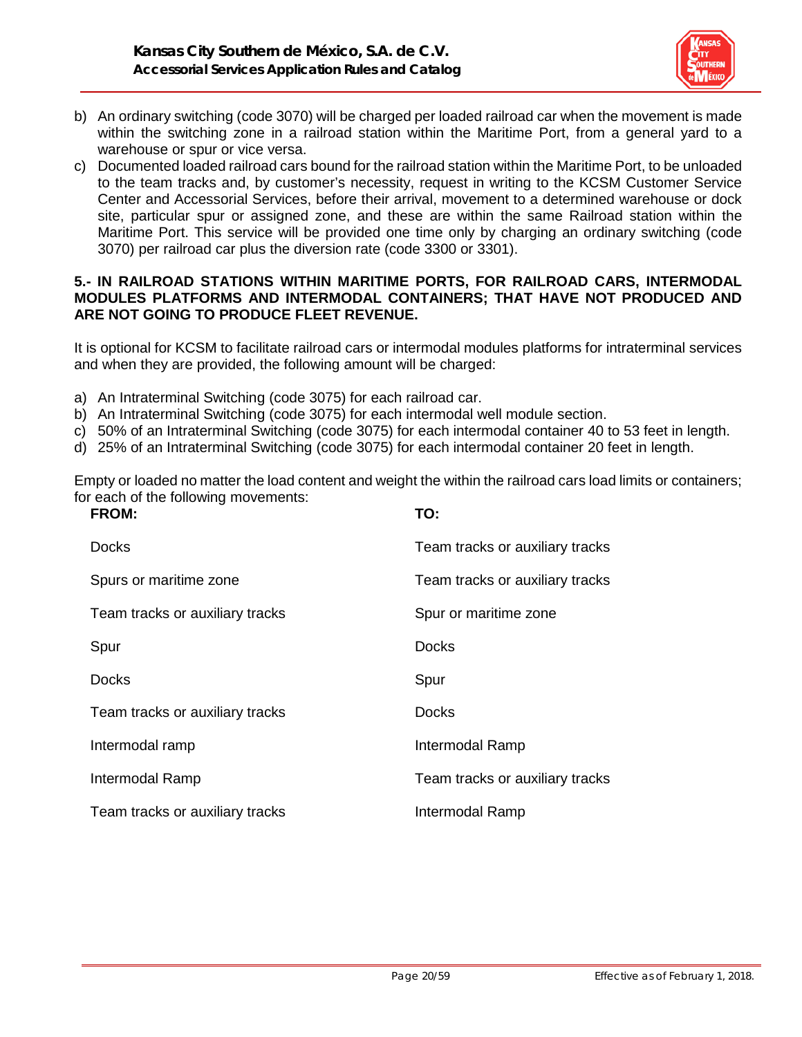b) An ordinary switching (code 3070) will be charged per loaded railroad car when the movement is made within the switching zone in a railroad station within the Maritime Port, from a general yard to a warehouse or spur or vice versa.

c) Documented loaded railroad cars bound for the railroad station within the Maritime Port, to be unloaded to the team tracks and, by customer's necessity, request in writing to the KCSM Customer Service Center and Accessorial Services, before their arrival, movement to a determined warehouse or dock site, particular spur or assigned zone, and these are within the same Railroad station within the Maritime Port. This service will be provided one time only by charging an ordinary switching (code 3070) per railroad car plus the diversion rate (code 3300 or 3301).

**5.- IN RAILROAD STATIONS WITHIN MARITIME PORTS, FOR RAILROAD CARS, INTERMODAL MODULES PLATFORMS AND INTERMODAL CONTAINERS; THAT HAVE NOT PRODUCED AND ARE NOT GOING TO PRODUCE FLEET REVENUE.**

It is optional for KCSM to facilitate railroad cars or intermodal modules platforms for intraterminal services and when they are provided, the following amount will be charged:

a) An Intraterminal Switching (code 3075) for each railroad car.
b) An Intraterminal Switching (code 3075) for each intermodal well module section.
c) 50% of an Intraterminal Switching (code 3075) for each intermodal container 40 to 53 feet in length.
d) 25% of an Intraterminal Switching (code 3075) for each intermodal container 20 feet in length.

Empty or loaded no matter the load content and weight the within the railroad cars load limits or containers; for each of the following movements:

| FROM: | TO: |
|---|---|
| Docks | Team tracks or auxiliary tracks |
| Spurs or maritime zone | Team tracks or auxiliary tracks |
| Team tracks or auxiliary tracks | Spur or maritime zone |
| Spur | Docks |
| Docks | Spur |
| Team tracks or auxiliary tracks | Docks |
| Intermodal ramp | Intermodal Ramp |
| Intermodal Ramp | Team tracks or auxiliary tracks |
| Team tracks or auxiliary tracks | Intermodal Ramp |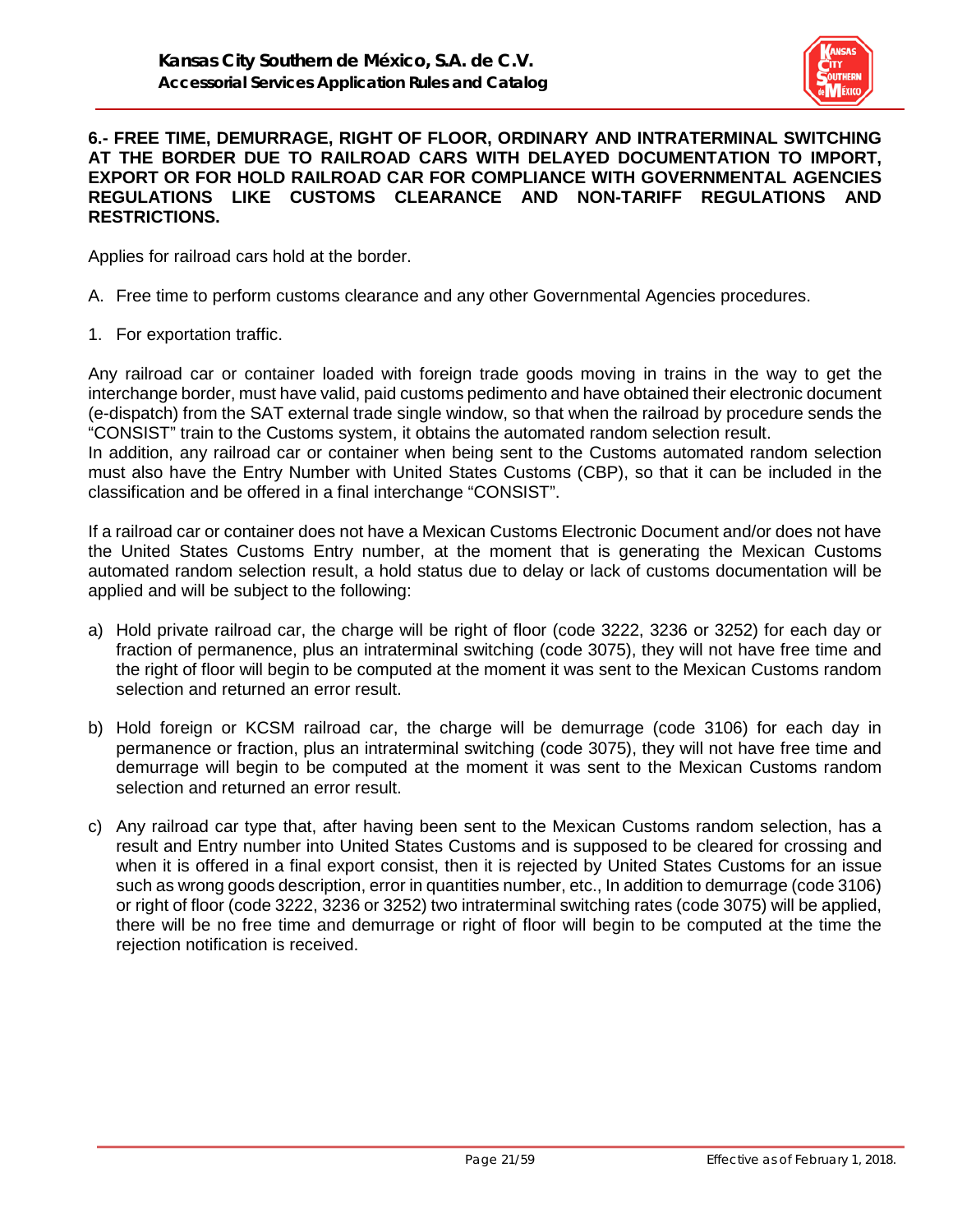**6.- FREE TIME, DEMURRAGE, RIGHT OF FLOOR, ORDINARY AND INTRATERMINAL SWITCHING AT THE BORDER DUE TO RAILROAD CARS WITH DELAYED DOCUMENTATION TO IMPORT, EXPORT OR FOR HOLD RAILROAD CAR FOR COMPLIANCE WITH GOVERNMENTAL AGENCIES REGULATIONS LIKE CUSTOMS CLEARANCE AND NON-TARIFF REGULATIONS AND RESTRICTIONS.**

Applies for railroad cars hold at the border.

A. Free time to perform customs clearance and any other Governmental Agencies procedures.

1. For exportation traffic.

Any railroad car or container loaded with foreign trade goods moving in trains in the way to get the interchange border, must have valid, paid customs pedimento and have obtained their electronic document (e-dispatch) from the SAT external trade single window, so that when the railroad by procedure sends the "CONSIST" train to the Customs system, it obtains the automated random selection result.
In addition, any railroad car or container when being sent to the Customs automated random selection must also have the Entry Number with United States Customs (CBP), so that it can be included in the classification and be offered in a final interchange "CONSIST".

If a railroad car or container does not have a Mexican Customs Electronic Document and/or does not have the United States Customs Entry number, at the moment that is generating the Mexican Customs automated random selection result, a hold status due to delay or lack of customs documentation will be applied and will be subject to the following:

a) Hold private railroad car, the charge will be right of floor (code 3222, 3236 or 3252) for each day or fraction of permanence, plus an intraterminal switching (code 3075), they will not have free time and the right of floor will begin to be computed at the moment it was sent to the Mexican Customs random selection and returned an error result.

b) Hold foreign or KCSM railroad car, the charge will be demurrage (code 3106) for each day in permanence or fraction, plus an intraterminal switching (code 3075), they will not have free time and demurrage will begin to be computed at the moment it was sent to the Mexican Customs random selection and returned an error result.

c) Any railroad car type that, after having been sent to the Mexican Customs random selection, has a result and Entry number into United States Customs and is supposed to be cleared for crossing and when it is offered in a final export consist, then it is rejected by United States Customs for an issue such as wrong goods description, error in quantities number, etc., In addition to demurrage (code 3106) or right of floor (code 3222, 3236 or 3252) two intraterminal switching rates (code 3075) will be applied, there will be no free time and demurrage or right of floor will begin to be computed at the time the rejection notification is received.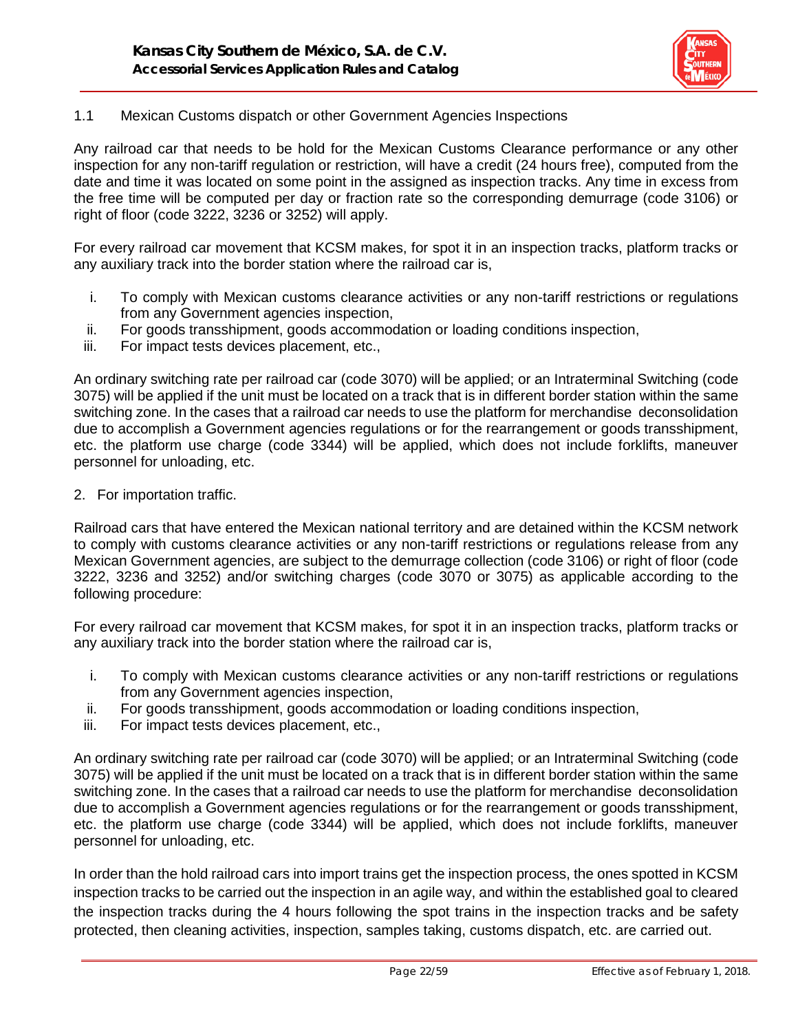### 1.1 Mexican Customs dispatch or other Government Agencies Inspections

Any railroad car that needs to be hold for the Mexican Customs Clearance performance or any other inspection for any non-tariff regulation or restriction, will have a credit (24 hours free), computed from the date and time it was located on some point in the assigned as inspection tracks. Any time in excess from the free time will be computed per day or fraction rate so the corresponding demurrage (code 3106) or right of floor (code 3222, 3236 or 3252) will apply.

For every railroad car movement that KCSM makes, for spot it in an inspection tracks, platform tracks or any auxiliary track into the border station where the railroad car is,

i. To comply with Mexican customs clearance activities or any non-tariff restrictions or regulations from any Government agencies inspection,
ii. For goods transshipment, goods accommodation or loading conditions inspection,
iii. For impact tests devices placement, etc.,

An ordinary switching rate per railroad car (code 3070) will be applied; or an Intraterminal Switching (code 3075) will be applied if the unit must be located on a track that is in different border station within the same switching zone. In the cases that a railroad car needs to use the platform for merchandise deconsolidation due to accomplish a Government agencies regulations or for the rearrangement or goods transshipment, etc. the platform use charge (code 3344) will be applied, which does not include forklifts, maneuver personnel for unloading, etc.

## 2. For importation traffic.

Railroad cars that have entered the Mexican national territory and are detained within the KCSM network to comply with customs clearance activities or any non-tariff restrictions or regulations release from any Mexican Government agencies, are subject to the demurrage collection (code 3106) or right of floor (code 3222, 3236 and 3252) and/or switching charges (code 3070 or 3075) as applicable according to the following procedure:

For every railroad car movement that KCSM makes, for spot it in an inspection tracks, platform tracks or any auxiliary track into the border station where the railroad car is,

i. To comply with Mexican customs clearance activities or any non-tariff restrictions or regulations from any Government agencies inspection,
ii. For goods transshipment, goods accommodation or loading conditions inspection,
iii. For impact tests devices placement, etc.,

An ordinary switching rate per railroad car (code 3070) will be applied; or an Intraterminal Switching (code 3075) will be applied if the unit must be located on a track that is in different border station within the same switching zone. In the cases that a railroad car needs to use the platform for merchandise deconsolidation due to accomplish a Government agencies regulations or for the rearrangement or goods transshipment, etc. the platform use charge (code 3344) will be applied, which does not include forklifts, maneuver personnel for unloading, etc.

In order than the hold railroad cars into import trains get the inspection process, the ones spotted in KCSM inspection tracks to be carried out the inspection in an agile way, and within the established goal to cleared the inspection tracks during the 4 hours following the spot trains in the inspection tracks and be safety protected, then cleaning activities, inspection, samples taking, customs dispatch, etc. are carried out.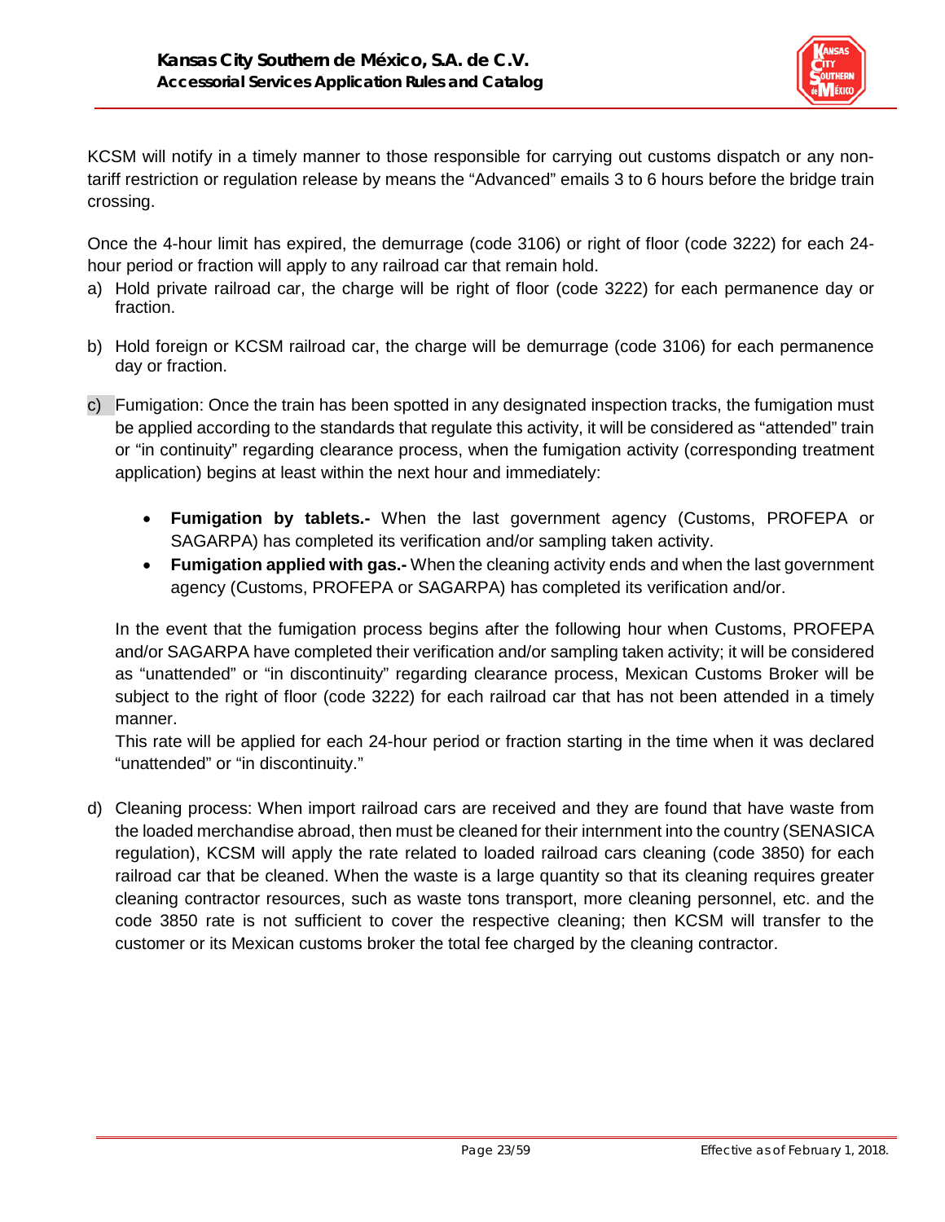KCSM will notify in a timely manner to those responsible for carrying out customs dispatch or any non-tariff restriction or regulation release by means the "Advanced" emails 3 to 6 hours before the bridge train crossing.

Once the 4-hour limit has expired, the demurrage (code 3106) or right of floor (code 3222) for each 24-hour period or fraction will apply to any railroad car that remain hold.

a) Hold private railroad car, the charge will be right of floor (code 3222) for each permanence day or fraction.

b) Hold foreign or KCSM railroad car, the charge will be demurrage (code 3106) for each permanence day or fraction.

c) Fumigation: Once the train has been spotted in any designated inspection tracks, the fumigation must be applied according to the standards that regulate this activity, it will be considered as "attended" train or "in continuity" regarding clearance process, when the fumigation activity (corresponding treatment application) begins at least within the next hour and immediately:

   - **Fumigation by tablets.-** When the last government agency (Customs, PROFEPA or SAGARPA) has completed its verification and/or sampling taken activity.
   - **Fumigation applied with gas.-** When the cleaning activity ends and when the last government agency (Customs, PROFEPA or SAGARPA) has completed its verification and/or.

   In the event that the fumigation process begins after the following hour when Customs, PROFEPA and/or SAGARPA have completed their verification and/or sampling taken activity; it will be considered as "unattended" or "in discontinuity" regarding clearance process, Mexican Customs Broker will be subject to the right of floor (code 3222) for each railroad car that has not been attended in a timely manner.

   This rate will be applied for each 24-hour period or fraction starting in the time when it was declared "unattended" or "in discontinuity."

d) Cleaning process: When import railroad cars are received and they are found that have waste from the loaded merchandise abroad, then must be cleaned for their internment into the country (SENASICA regulation), KCSM will apply the rate related to loaded railroad cars cleaning (code 3850) for each railroad car that be cleaned. When the waste is a large quantity so that its cleaning requires greater cleaning contractor resources, such as waste tons transport, more cleaning personnel, etc. and the code 3850 rate is not sufficient to cover the respective cleaning; then KCSM will transfer to the customer or its Mexican customs broker the total fee charged by the cleaning contractor.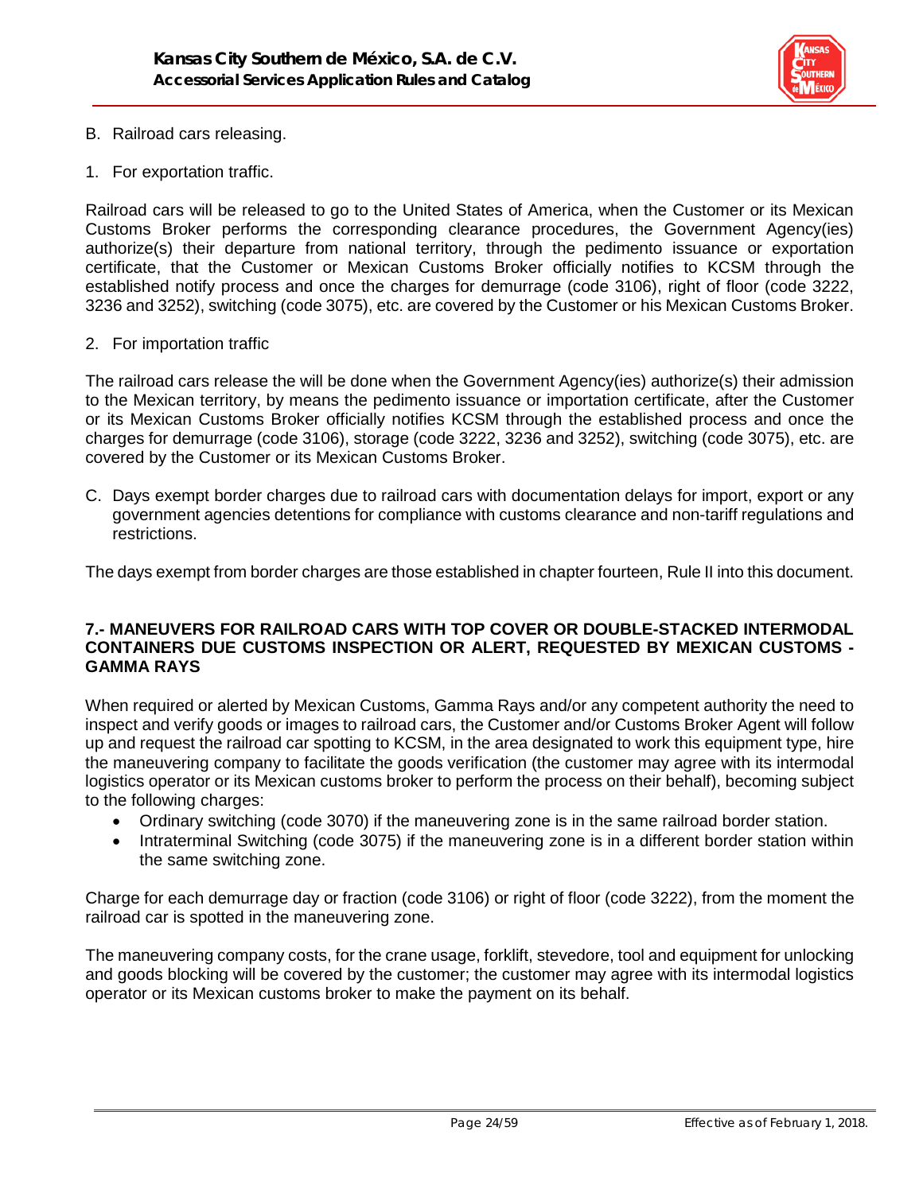B. Railroad cars releasing.

1. For exportation traffic.

Railroad cars will be released to go to the United States of America, when the Customer or its Mexican Customs Broker performs the corresponding clearance procedures, the Government Agency(ies) authorize(s) their departure from national territory, through the pedimento issuance or exportation certificate, that the Customer or Mexican Customs Broker officially notifies to KCSM through the established notify process and once the charges for demurrage (code 3106), right of floor (code 3222, 3236 and 3252), switching (code 3075), etc. are covered by the Customer or his Mexican Customs Broker.

2. For importation traffic

The railroad cars release the will be done when the Government Agency(ies) authorize(s) their admission to the Mexican territory, by means the pedimento issuance or importation certificate, after the Customer or its Mexican Customs Broker officially notifies KCSM through the established process and once the charges for demurrage (code 3106), storage (code 3222, 3236 and 3252), switching (code 3075), etc. are covered by the Customer or its Mexican Customs Broker.

C. Days exempt border charges due to railroad cars with documentation delays for import, export or any government agencies detentions for compliance with customs clearance and non-tariff regulations and restrictions.

The days exempt from border charges are those established in chapter fourteen, Rule II into this document.

### 7.- MANEUVERS FOR RAILROAD CARS WITH TOP COVER OR DOUBLE-STACKED INTERMODAL CONTAINERS DUE CUSTOMS INSPECTION OR ALERT, REQUESTED BY MEXICAN CUSTOMS - GAMMA RAYS

When required or alerted by Mexican Customs, Gamma Rays and/or any competent authority the need to inspect and verify goods or images to railroad cars, the Customer and/or Customs Broker Agent will follow up and request the railroad car spotting to KCSM, in the area designated to work this equipment type, hire the maneuvering company to facilitate the goods verification (the customer may agree with its intermodal logistics operator or its Mexican customs broker to perform the process on their behalf), becoming subject to the following charges:

- Ordinary switching (code 3070) if the maneuvering zone is in the same railroad border station.
- Intraterminal Switching (code 3075) if the maneuvering zone is in a different border station within the same switching zone.

Charge for each demurrage day or fraction (code 3106) or right of floor (code 3222), from the moment the railroad car is spotted in the maneuvering zone.

The maneuvering company costs, for the crane usage, forklift, stevedore, tool and equipment for unlocking and goods blocking will be covered by the customer; the customer may agree with its intermodal logistics operator or its Mexican customs broker to make the payment on its behalf.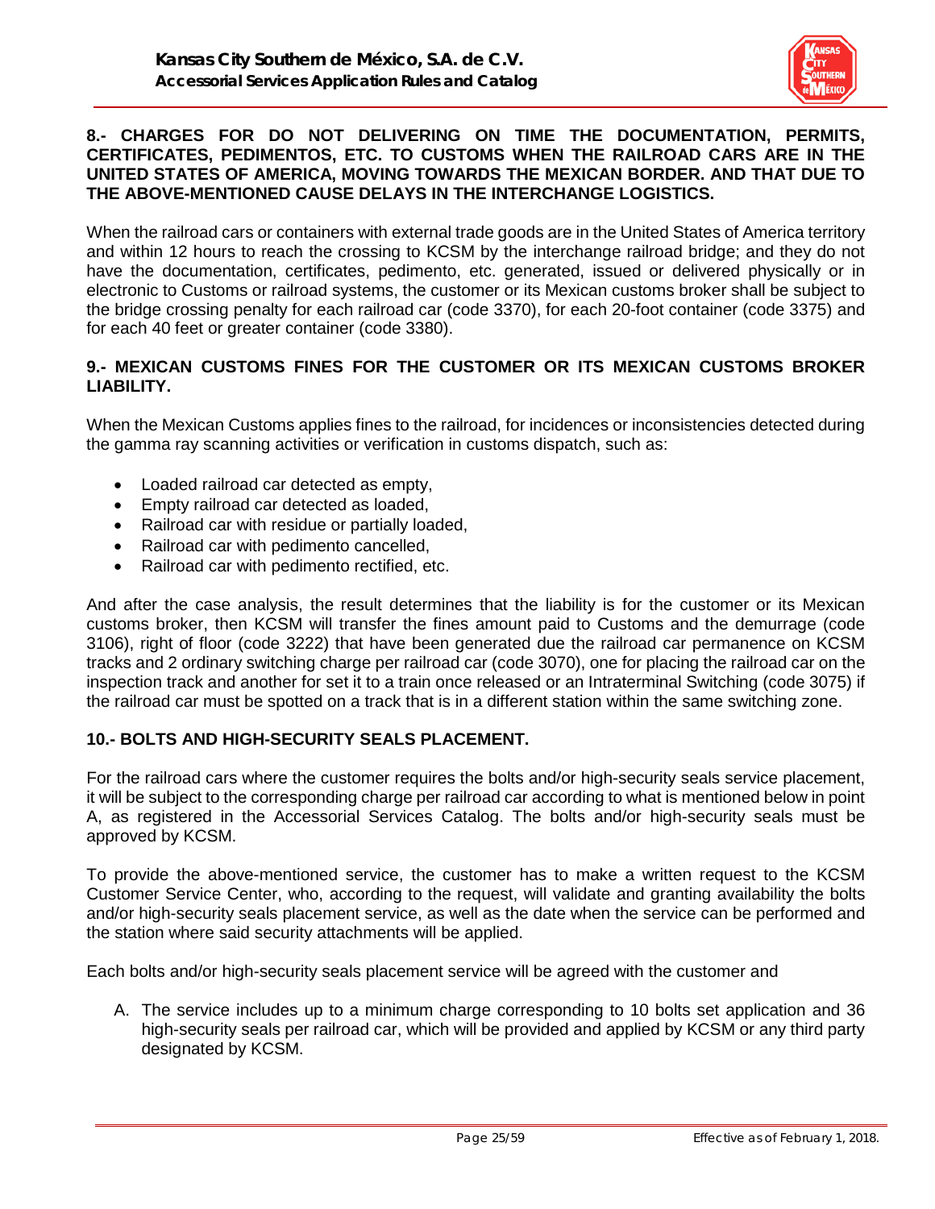### 8.- CHARGES FOR DO NOT DELIVERING ON TIME THE DOCUMENTATION, PERMITS, CERTIFICATES, PEDIMENTOS, ETC. TO CUSTOMS WHEN THE RAILROAD CARS ARE IN THE UNITED STATES OF AMERICA, MOVING TOWARDS THE MEXICAN BORDER. AND THAT DUE TO THE ABOVE-MENTIONED CAUSE DELAYS IN THE INTERCHANGE LOGISTICS.

When the railroad cars or containers with external trade goods are in the United States of America territory and within 12 hours to reach the crossing to KCSM by the interchange railroad bridge; and they do not have the documentation, certificates, pedimento, etc. generated, issued or delivered physically or in electronic to Customs or railroad systems, the customer or its Mexican customs broker shall be subject to the bridge crossing penalty for each railroad car (code 3370), for each 20-foot container (code 3375) and for each 40 feet or greater container (code 3380).

### 9.- MEXICAN CUSTOMS FINES FOR THE CUSTOMER OR ITS MEXICAN CUSTOMS BROKER LIABILITY.

When the Mexican Customs applies fines to the railroad, for incidences or inconsistencies detected during the gamma ray scanning activities or verification in customs dispatch, such as:

- Loaded railroad car detected as empty,
- Empty railroad car detected as loaded,
- Railroad car with residue or partially loaded,
- Railroad car with pedimento cancelled,
- Railroad car with pedimento rectified, etc.

And after the case analysis, the result determines that the liability is for the customer or its Mexican customs broker, then KCSM will transfer the fines amount paid to Customs and the demurrage (code 3106), right of floor (code 3222) that have been generated due the railroad car permanence on KCSM tracks and 2 ordinary switching charge per railroad car (code 3070), one for placing the railroad car on the inspection track and another for set it to a train once released or an Intraterminal Switching (code 3075) if the railroad car must be spotted on a track that is in a different station within the same switching zone.

### 10.- BOLTS AND HIGH-SECURITY SEALS PLACEMENT.

For the railroad cars where the customer requires the bolts and/or high-security seals service placement, it will be subject to the corresponding charge per railroad car according to what is mentioned below in point A, as registered in the Accessorial Services Catalog. The bolts and/or high-security seals must be approved by KCSM.

To provide the above-mentioned service, the customer has to make a written request to the KCSM Customer Service Center, who, according to the request, will validate and granting availability the bolts and/or high-security seals placement service, as well as the date when the service can be performed and the station where said security attachments will be applied.

Each bolts and/or high-security seals placement service will be agreed with the customer and

A. The service includes up to a minimum charge corresponding to 10 bolts set application and 36 high-security seals per railroad car, which will be provided and applied by KCSM or any third party designated by KCSM.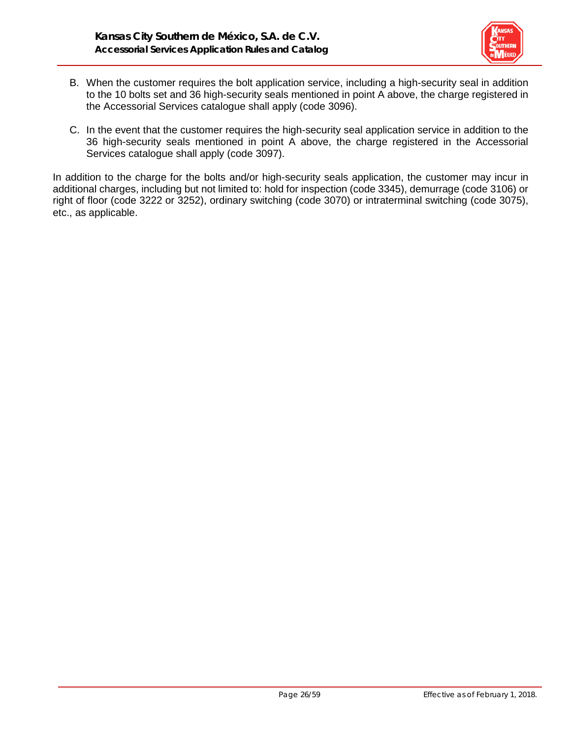B. When the customer requires the bolt application service, including a high-security seal in addition to the 10 bolts set and 36 high-security seals mentioned in point A above, the charge registered in the Accessorial Services catalogue shall apply (code 3096).

C. In the event that the customer requires the high-security seal application service in addition to the 36 high-security seals mentioned in point A above, the charge registered in the Accessorial Services catalogue shall apply (code 3097).

In addition to the charge for the bolts and/or high-security seals application, the customer may incur in additional charges, including but not limited to: hold for inspection (code 3345), demurrage (code 3106) or right of floor (code 3222 or 3252), ordinary switching (code 3070) or intraterminal switching (code 3075), etc., as applicable.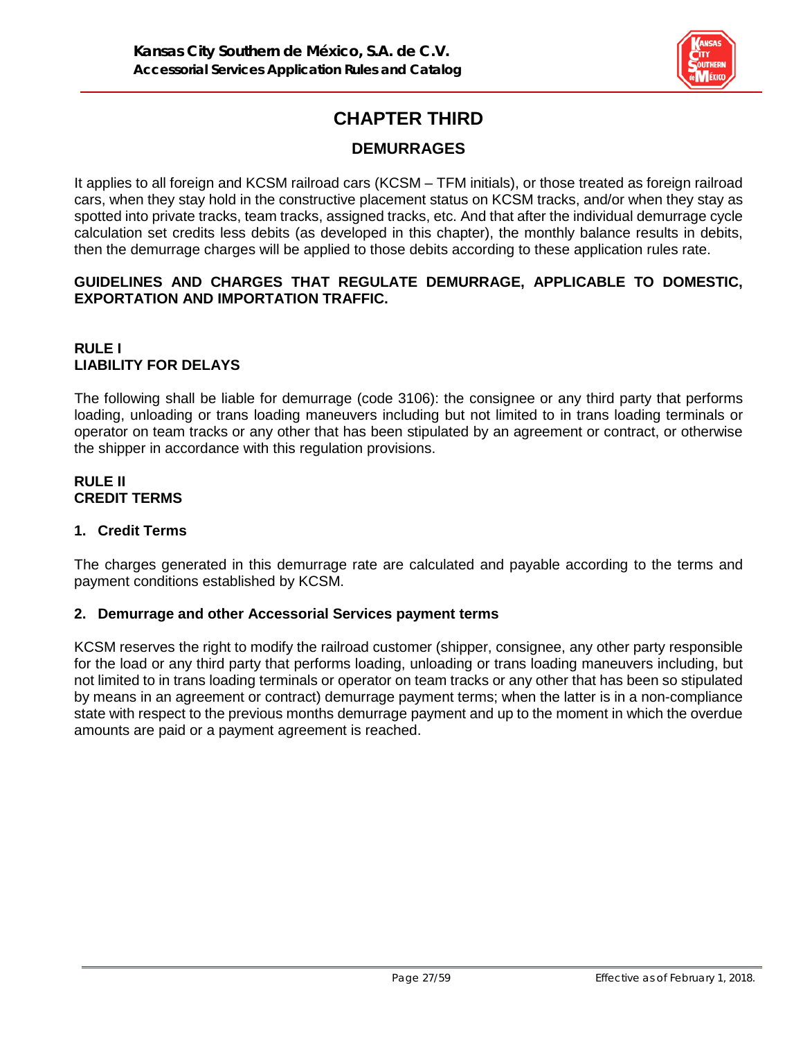# CHAPTER THIRD

## DEMURRAGES

It applies to all foreign and KCSM railroad cars (KCSM – TFM initials), or those treated as foreign railroad cars, when they stay hold in the constructive placement status on KCSM tracks, and/or when they stay as spotted into private tracks, team tracks, assigned tracks, etc. And that after the individual demurrage cycle calculation set credits less debits (as developed in this chapter), the monthly balance results in debits, then the demurrage charges will be applied to those debits according to these application rules rate.

**GUIDELINES AND CHARGES THAT REGULATE DEMURRAGE, APPLICABLE TO DOMESTIC, EXPORTATION AND IMPORTATION TRAFFIC.**

### RULE I
### LIABILITY FOR DELAYS

The following shall be liable for demurrage (code 3106): the consignee or any third party that performs loading, unloading or trans loading maneuvers including but not limited to in trans loading terminals or operator on team tracks or any other that has been stipulated by an agreement or contract, or otherwise the shipper in accordance with this regulation provisions.

### RULE II
### CREDIT TERMS

#### 1. Credit Terms

The charges generated in this demurrage rate are calculated and payable according to the terms and payment conditions established by KCSM.

#### 2. Demurrage and other Accessorial Services payment terms

KCSM reserves the right to modify the railroad customer (shipper, consignee, any other party responsible for the load or any third party that performs loading, unloading or trans loading maneuvers including, but not limited to in trans loading terminals or operator on team tracks or any other that has been so stipulated by means in an agreement or contract) demurrage payment terms; when the latter is in a non-compliance state with respect to the previous months demurrage payment and up to the moment in which the overdue amounts are paid or a payment agreement is reached.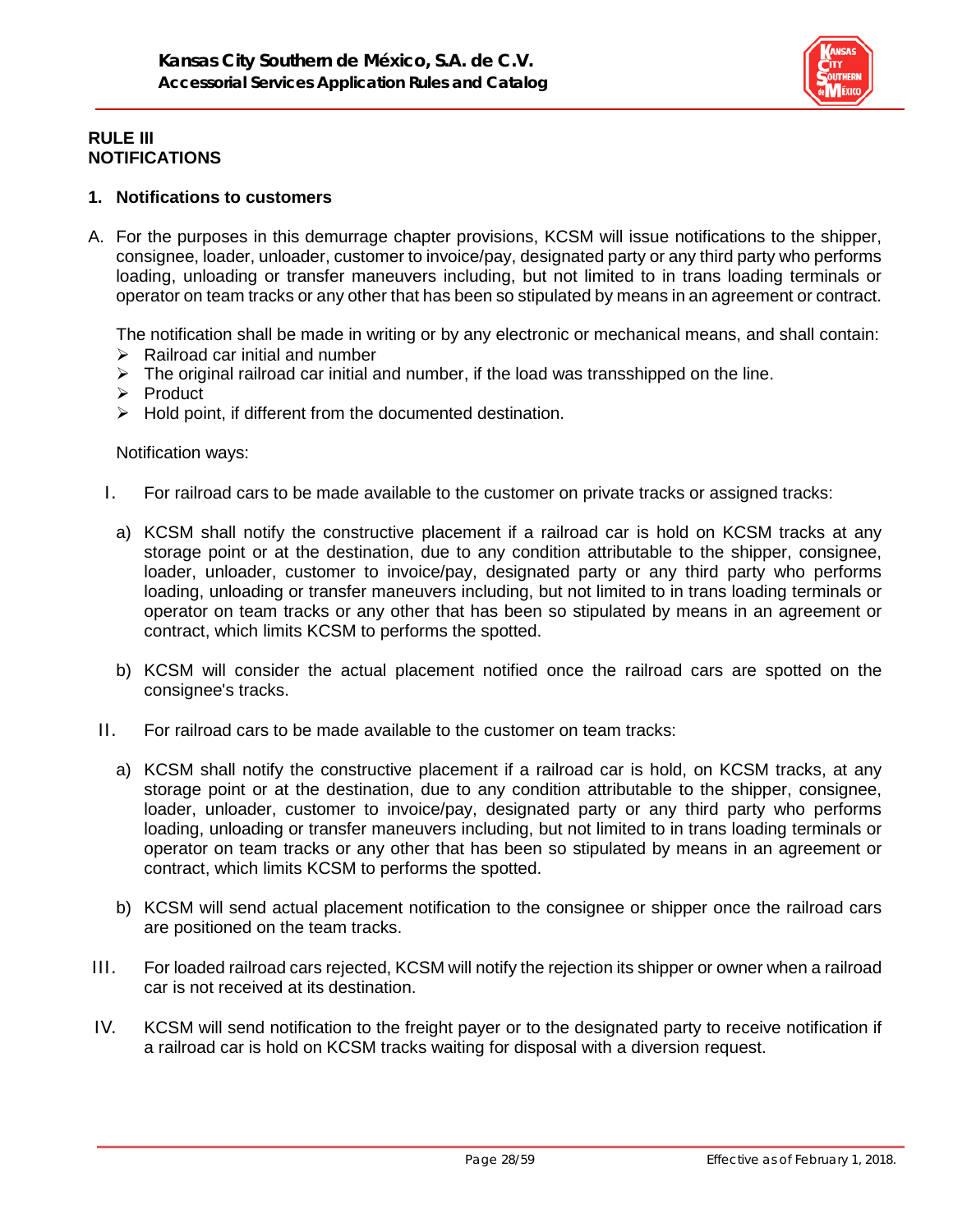## RULE III
## NOTIFICATIONS

### 1. Notifications to customers

A. For the purposes in this demurrage chapter provisions, KCSM will issue notifications to the shipper, consignee, loader, unloader, customer to invoice/pay, designated party or any third party who performs loading, unloading or transfer maneuvers including, but not limited to in trans loading terminals or operator on team tracks or any other that has been so stipulated by means in an agreement or contract.

   The notification shall be made in writing or by any electronic or mechanical means, and shall contain:

   - Railroad car initial and number
   - The original railroad car initial and number, if the load was transshipped on the line.
   - Product
   - Hold point, if different from the documented destination.

   Notification ways:

   I. For railroad cars to be made available to the customer on private tracks or assigned tracks:

      a) KCSM shall notify the constructive placement if a railroad car is hold on KCSM tracks at any storage point or at the destination, due to any condition attributable to the shipper, consignee, loader, unloader, customer to invoice/pay, designated party or any third party who performs loading, unloading or transfer maneuvers including, but not limited to in trans loading terminals or operator on team tracks or any other that has been so stipulated by means in an agreement or contract, which limits KCSM to performs the spotted.

      b) KCSM will consider the actual placement notified once the railroad cars are spotted on the consignee's tracks.

   II. For railroad cars to be made available to the customer on team tracks:

      a) KCSM shall notify the constructive placement if a railroad car is hold, on KCSM tracks, at any storage point or at the destination, due to any condition attributable to the shipper, consignee, loader, unloader, customer to invoice/pay, designated party or any third party who performs loading, unloading or transfer maneuvers including, but not limited to in trans loading terminals or operator on team tracks or any other that has been so stipulated by means in an agreement or contract, which limits KCSM to performs the spotted.

      b) KCSM will send actual placement notification to the consignee or shipper once the railroad cars are positioned on the team tracks.

   III. For loaded railroad cars rejected, KCSM will notify the rejection its shipper or owner when a railroad car is not received at its destination.

   IV. KCSM will send notification to the freight payer or to the designated party to receive notification if a railroad car is hold on KCSM tracks waiting for disposal with a diversion request.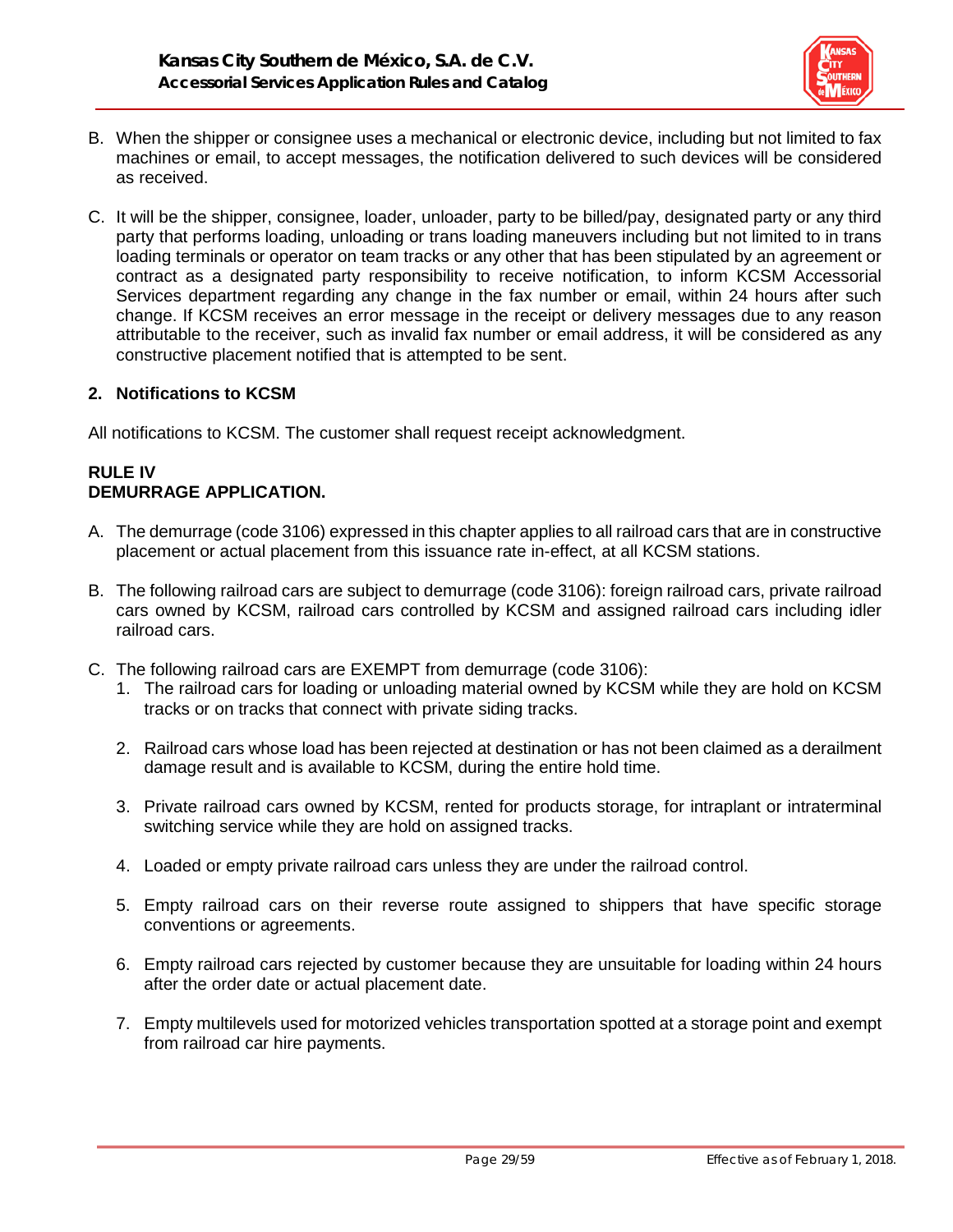B. When the shipper or consignee uses a mechanical or electronic device, including but not limited to fax machines or email, to accept messages, the notification delivered to such devices will be considered as received.

C. It will be the shipper, consignee, loader, unloader, party to be billed/pay, designated party or any third party that performs loading, unloading or trans loading maneuvers including but not limited to in trans loading terminals or operator on team tracks or any other that has been stipulated by an agreement or contract as a designated party responsibility to receive notification, to inform KCSM Accessorial Services department regarding any change in the fax number or email, within 24 hours after such change. If KCSM receives an error message in the receipt or delivery messages due to any reason attributable to the receiver, such as invalid fax number or email address, it will be considered as any constructive placement notified that is attempted to be sent.

### 2. Notifications to KCSM

All notifications to KCSM. The customer shall request receipt acknowledgment.

## RULE IV
## DEMURRAGE APPLICATION.

A. The demurrage (code 3106) expressed in this chapter applies to all railroad cars that are in constructive placement or actual placement from this issuance rate in-effect, at all KCSM stations.

B. The following railroad cars are subject to demurrage (code 3106): foreign railroad cars, private railroad cars owned by KCSM, railroad cars controlled by KCSM and assigned railroad cars including idler railroad cars.

C. The following railroad cars are EXEMPT from demurrage (code 3106):
   1. The railroad cars for loading or unloading material owned by KCSM while they are hold on KCSM tracks or on tracks that connect with private siding tracks.

   2. Railroad cars whose load has been rejected at destination or has not been claimed as a derailment damage result and is available to KCSM, during the entire hold time.

   3. Private railroad cars owned by KCSM, rented for products storage, for intraplant or intraterminal switching service while they are hold on assigned tracks.

   4. Loaded or empty private railroad cars unless they are under the railroad control.

   5. Empty railroad cars on their reverse route assigned to shippers that have specific storage conventions or agreements.

   6. Empty railroad cars rejected by customer because they are unsuitable for loading within 24 hours after the order date or actual placement date.

   7. Empty multilevels used for motorized vehicles transportation spotted at a storage point and exempt from railroad car hire payments.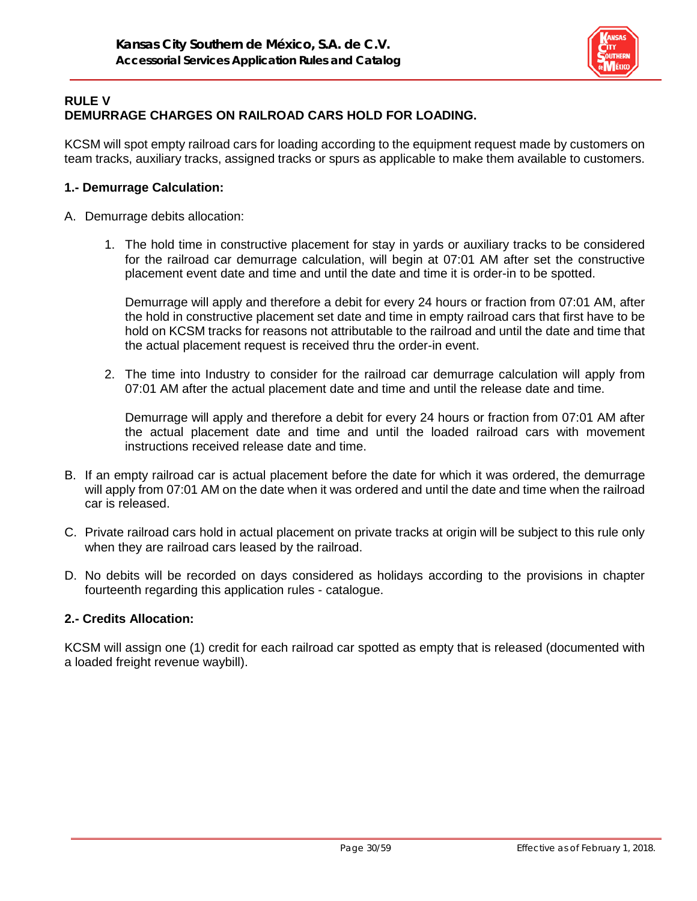## RULE V
## DEMURRAGE CHARGES ON RAILROAD CARS HOLD FOR LOADING.

KCSM will spot empty railroad cars for loading according to the equipment request made by customers on team tracks, auxiliary tracks, assigned tracks or spurs as applicable to make them available to customers.

### 1.- Demurrage Calculation:

A. Demurrage debits allocation:

   1. The hold time in constructive placement for stay in yards or auxiliary tracks to be considered for the railroad car demurrage calculation, will begin at 07:01 AM after set the constructive placement event date and time and until the date and time it is order-in to be spotted.

      Demurrage will apply and therefore a debit for every 24 hours or fraction from 07:01 AM, after the hold in constructive placement set date and time in empty railroad cars that first have to be hold on KCSM tracks for reasons not attributable to the railroad and until the date and time that the actual placement request is received thru the order-in event.

   2. The time into Industry to consider for the railroad car demurrage calculation will apply from 07:01 AM after the actual placement date and time and until the release date and time.

      Demurrage will apply and therefore a debit for every 24 hours or fraction from 07:01 AM after the actual placement date and time and until the loaded railroad cars with movement instructions received release date and time.

B. If an empty railroad car is actual placement before the date for which it was ordered, the demurrage will apply from 07:01 AM on the date when it was ordered and until the date and time when the railroad car is released.

C. Private railroad cars hold in actual placement on private tracks at origin will be subject to this rule only when they are railroad cars leased by the railroad.

D. No debits will be recorded on days considered as holidays according to the provisions in chapter fourteenth regarding this application rules - catalogue.

### 2.- Credits Allocation:

KCSM will assign one (1) credit for each railroad car spotted as empty that is released (documented with a loaded freight revenue waybill).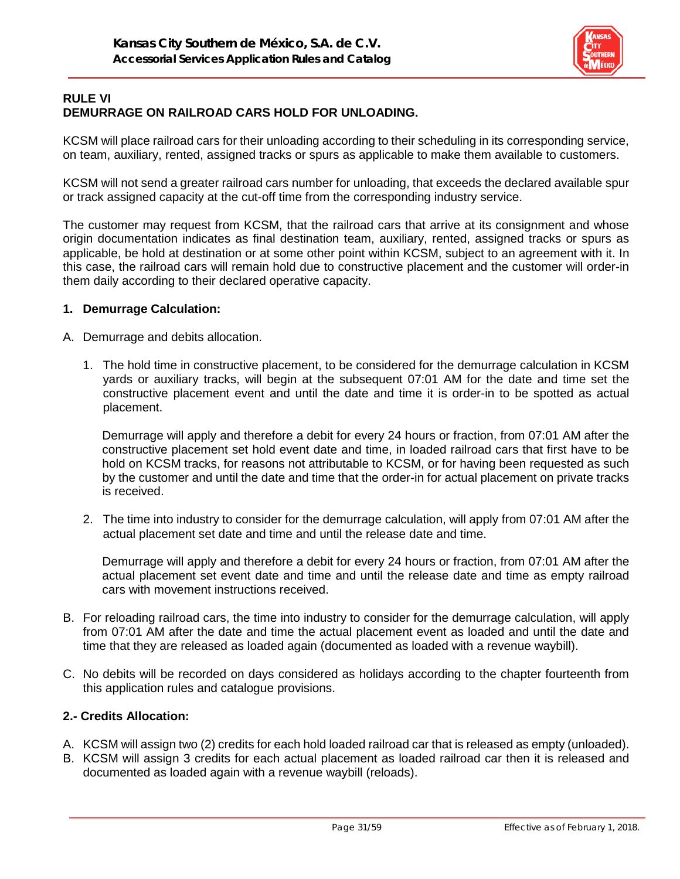## RULE VI
## DEMURRAGE ON RAILROAD CARS HOLD FOR UNLOADING.

KCSM will place railroad cars for their unloading according to their scheduling in its corresponding service, on team, auxiliary, rented, assigned tracks or spurs as applicable to make them available to customers.

KCSM will not send a greater railroad cars number for unloading, that exceeds the declared available spur or track assigned capacity at the cut-off time from the corresponding industry service.

The customer may request from KCSM, that the railroad cars that arrive at its consignment and whose origin documentation indicates as final destination team, auxiliary, rented, assigned tracks or spurs as applicable, be hold at destination or at some other point within KCSM, subject to an agreement with it. In this case, the railroad cars will remain hold due to constructive placement and the customer will order-in them daily according to their declared operative capacity.

### 1. Demurrage Calculation:

A. Demurrage and debits allocation.

1. The hold time in constructive placement, to be considered for the demurrage calculation in KCSM yards or auxiliary tracks, will begin at the subsequent 07:01 AM for the date and time set the constructive placement event and until the date and time it is order-in to be spotted as actual placement.

   Demurrage will apply and therefore a debit for every 24 hours or fraction, from 07:01 AM after the constructive placement set hold event date and time, in loaded railroad cars that first have to be hold on KCSM tracks, for reasons not attributable to KCSM, or for having been requested as such by the customer and until the date and time that the order-in for actual placement on private tracks is received.

2. The time into industry to consider for the demurrage calculation, will apply from 07:01 AM after the actual placement set date and time and until the release date and time.

   Demurrage will apply and therefore a debit for every 24 hours or fraction, from 07:01 AM after the actual placement set event date and time and until the release date and time as empty railroad cars with movement instructions received.

B. For reloading railroad cars, the time into industry to consider for the demurrage calculation, will apply from 07:01 AM after the date and time the actual placement event as loaded and until the date and time that they are released as loaded again (documented as loaded with a revenue waybill).

C. No debits will be recorded on days considered as holidays according to the chapter fourteenth from this application rules and catalogue provisions.

### 2.- Credits Allocation:

A. KCSM will assign two (2) credits for each hold loaded railroad car that is released as empty (unloaded).
B. KCSM will assign 3 credits for each actual placement as loaded railroad car then it is released and documented as loaded again with a revenue waybill (reloads).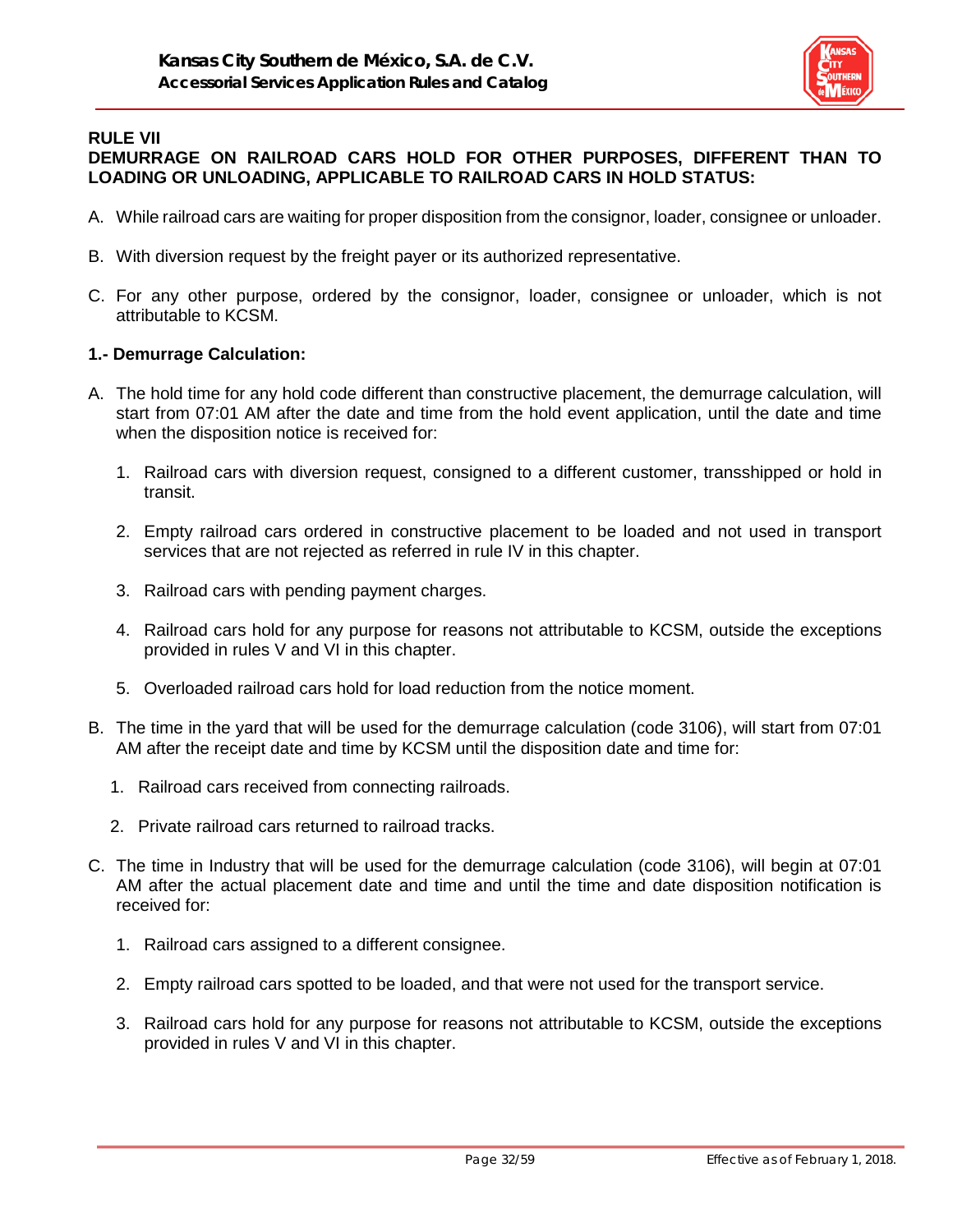## RULE VII

## DEMURRAGE ON RAILROAD CARS HOLD FOR OTHER PURPOSES, DIFFERENT THAN TO LOADING OR UNLOADING, APPLICABLE TO RAILROAD CARS IN HOLD STATUS:

A. While railroad cars are waiting for proper disposition from the consignor, loader, consignee or unloader.

B. With diversion request by the freight payer or its authorized representative.

C. For any other purpose, ordered by the consignor, loader, consignee or unloader, which is not attributable to KCSM.

### 1.- Demurrage Calculation:

A. The hold time for any hold code different than constructive placement, the demurrage calculation, will start from 07:01 AM after the date and time from the hold event application, until the date and time when the disposition notice is received for:

   1. Railroad cars with diversion request, consigned to a different customer, transshipped or hold in transit.

   2. Empty railroad cars ordered in constructive placement to be loaded and not used in transport services that are not rejected as referred in rule IV in this chapter.

   3. Railroad cars with pending payment charges.

   4. Railroad cars hold for any purpose for reasons not attributable to KCSM, outside the exceptions provided in rules V and VI in this chapter.

   5. Overloaded railroad cars hold for load reduction from the notice moment.

B. The time in the yard that will be used for the demurrage calculation (code 3106), will start from 07:01 AM after the receipt date and time by KCSM until the disposition date and time for:

   1. Railroad cars received from connecting railroads.

   2. Private railroad cars returned to railroad tracks.

C. The time in Industry that will be used for the demurrage calculation (code 3106), will begin at 07:01 AM after the actual placement date and time and until the time and date disposition notification is received for:

   1. Railroad cars assigned to a different consignee.

   2. Empty railroad cars spotted to be loaded, and that were not used for the transport service.

   3. Railroad cars hold for any purpose for reasons not attributable to KCSM, outside the exceptions provided in rules V and VI in this chapter.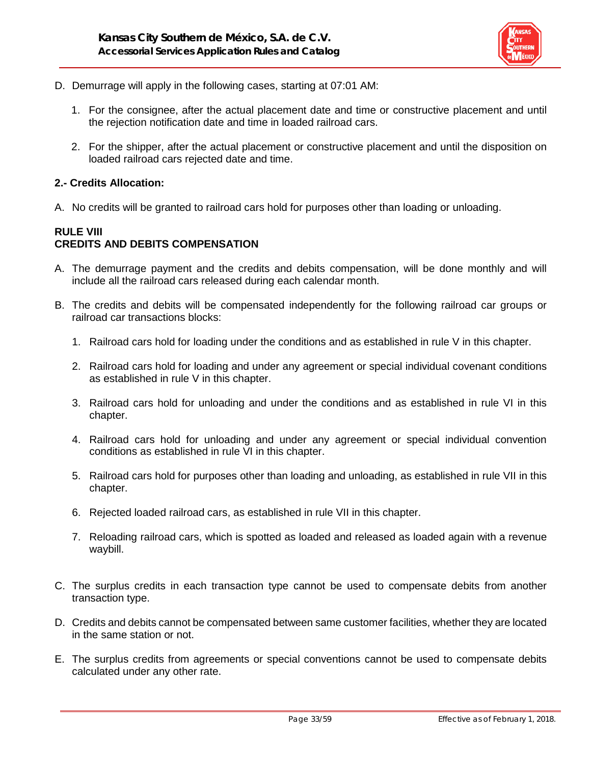D. Demurrage will apply in the following cases, starting at 07:01 AM:

   1. For the consignee, after the actual placement date and time or constructive placement and until the rejection notification date and time in loaded railroad cars.

   2. For the shipper, after the actual placement or constructive placement and until the disposition on loaded railroad cars rejected date and time.

**2.- Credits Allocation:**

A. No credits will be granted to railroad cars hold for purposes other than loading or unloading.

## RULE VIII
## CREDITS AND DEBITS COMPENSATION

A. The demurrage payment and the credits and debits compensation, will be done monthly and will include all the railroad cars released during each calendar month.

B. The credits and debits will be compensated independently for the following railroad car groups or railroad car transactions blocks:

   1. Railroad cars hold for loading under the conditions and as established in rule V in this chapter.

   2. Railroad cars hold for loading and under any agreement or special individual covenant conditions as established in rule V in this chapter.

   3. Railroad cars hold for unloading and under the conditions and as established in rule VI in this chapter.

   4. Railroad cars hold for unloading and under any agreement or special individual convention conditions as established in rule VI in this chapter.

   5. Railroad cars hold for purposes other than loading and unloading, as established in rule VII in this chapter.

   6. Rejected loaded railroad cars, as established in rule VII in this chapter.

   7. Reloading railroad cars, which is spotted as loaded and released as loaded again with a revenue waybill.

C. The surplus credits in each transaction type cannot be used to compensate debits from another transaction type.

D. Credits and debits cannot be compensated between same customer facilities, whether they are located in the same station or not.

E. The surplus credits from agreements or special conventions cannot be used to compensate debits calculated under any other rate.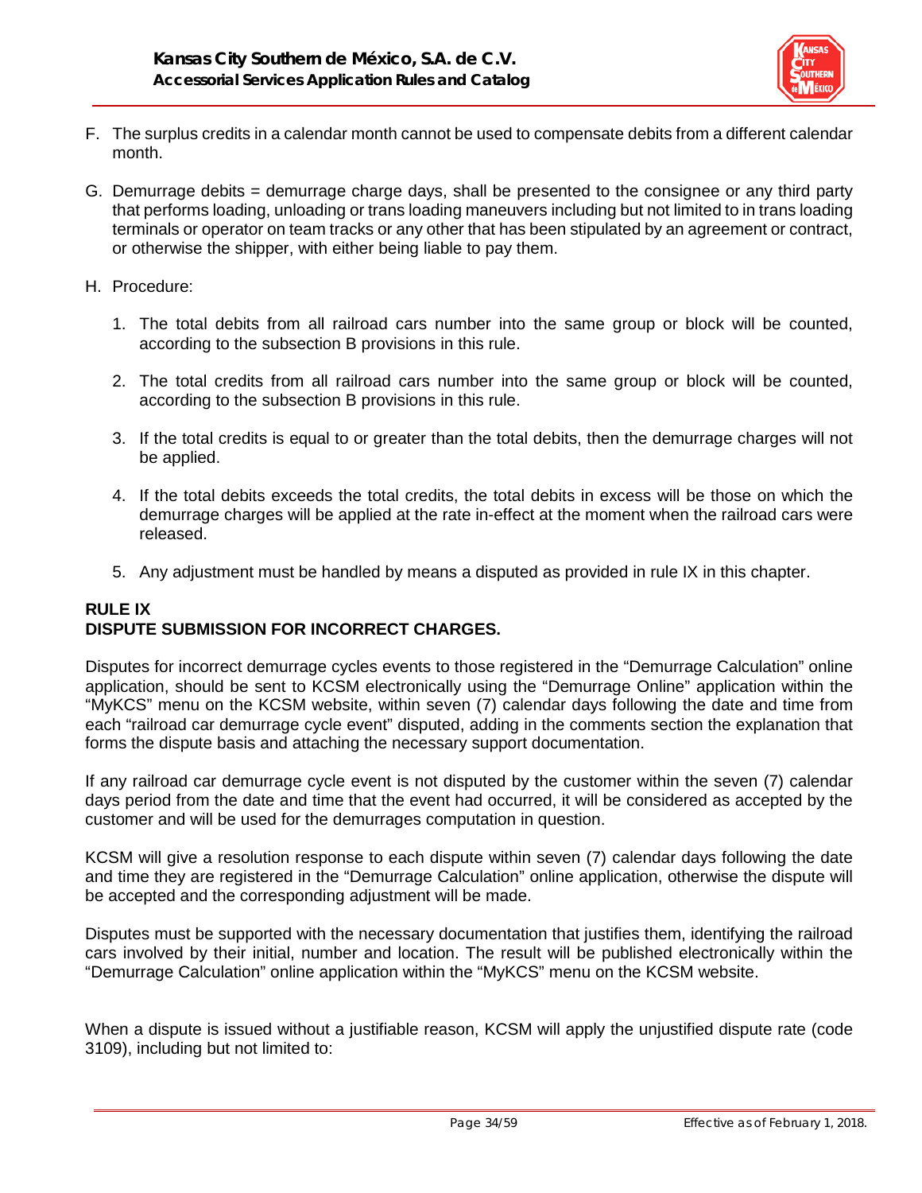F. The surplus credits in a calendar month cannot be used to compensate debits from a different calendar month.

G. Demurrage debits = demurrage charge days, shall be presented to the consignee or any third party that performs loading, unloading or trans loading maneuvers including but not limited to in trans loading terminals or operator on team tracks or any other that has been stipulated by an agreement or contract, or otherwise the shipper, with either being liable to pay them.

H. Procedure:

   1. The total debits from all railroad cars number into the same group or block will be counted, according to the subsection B provisions in this rule.

   2. The total credits from all railroad cars number into the same group or block will be counted, according to the subsection B provisions in this rule.

   3. If the total credits is equal to or greater than the total debits, then the demurrage charges will not be applied.

   4. If the total debits exceeds the total credits, the total debits in excess will be those on which the demurrage charges will be applied at the rate in-effect at the moment when the railroad cars were released.

   5. Any adjustment must be handled by means a disputed as provided in rule IX in this chapter.

## RULE IX
## DISPUTE SUBMISSION FOR INCORRECT CHARGES.

Disputes for incorrect demurrage cycles events to those registered in the "Demurrage Calculation" online application, should be sent to KCSM electronically using the "Demurrage Online" application within the "MyKCS" menu on the KCSM website, within seven (7) calendar days following the date and time from each "railroad car demurrage cycle event" disputed, adding in the comments section the explanation that forms the dispute basis and attaching the necessary support documentation.

If any railroad car demurrage cycle event is not disputed by the customer within the seven (7) calendar days period from the date and time that the event had occurred, it will be considered as accepted by the customer and will be used for the demurrages computation in question.

KCSM will give a resolution response to each dispute within seven (7) calendar days following the date and time they are registered in the "Demurrage Calculation" online application, otherwise the dispute will be accepted and the corresponding adjustment will be made.

Disputes must be supported with the necessary documentation that justifies them, identifying the railroad cars involved by their initial, number and location. The result will be published electronically within the "Demurrage Calculation" online application within the "MyKCS" menu on the KCSM website.

When a dispute is issued without a justifiable reason, KCSM will apply the unjustified dispute rate (code 3109), including but not limited to: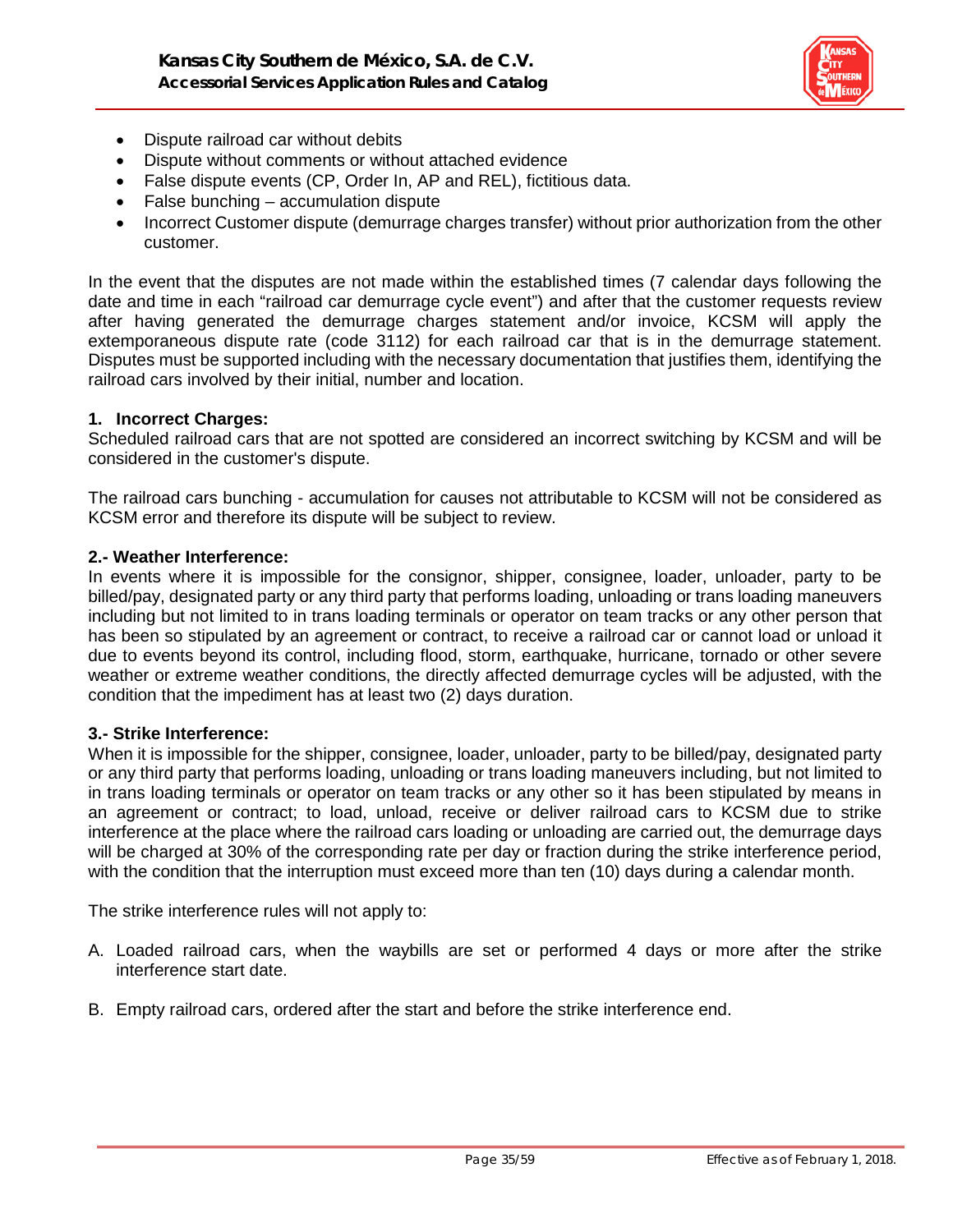- Dispute railroad car without debits
- Dispute without comments or without attached evidence
- False dispute events (CP, Order In, AP and REL), fictitious data.
- False bunching – accumulation dispute
- Incorrect Customer dispute (demurrage charges transfer) without prior authorization from the other customer.

In the event that the disputes are not made within the established times (7 calendar days following the date and time in each "railroad car demurrage cycle event") and after that the customer requests review after having generated the demurrage charges statement and/or invoice, KCSM will apply the extemporaneous dispute rate (code 3112) for each railroad car that is in the demurrage statement. Disputes must be supported including with the necessary documentation that justifies them, identifying the railroad cars involved by their initial, number and location.

**1. Incorrect Charges:**
Scheduled railroad cars that are not spotted are considered an incorrect switching by KCSM and will be considered in the customer's dispute.

The railroad cars bunching - accumulation for causes not attributable to KCSM will not be considered as KCSM error and therefore its dispute will be subject to review.

**2.- Weather Interference:**
In events where it is impossible for the consignor, shipper, consignee, loader, unloader, party to be billed/pay, designated party or any third party that performs loading, unloading or trans loading maneuvers including but not limited to in trans loading terminals or operator on team tracks or any other person that has been so stipulated by an agreement or contract, to receive a railroad car or cannot load or unload it due to events beyond its control, including flood, storm, earthquake, hurricane, tornado or other severe weather or extreme weather conditions, the directly affected demurrage cycles will be adjusted, with the condition that the impediment has at least two (2) days duration.

**3.- Strike Interference:**
When it is impossible for the shipper, consignee, loader, unloader, party to be billed/pay, designated party or any third party that performs loading, unloading or trans loading maneuvers including, but not limited to in trans loading terminals or operator on team tracks or any other so it has been stipulated by means in an agreement or contract; to load, unload, receive or deliver railroad cars to KCSM due to strike interference at the place where the railroad cars loading or unloading are carried out, the demurrage days will be charged at 30% of the corresponding rate per day or fraction during the strike interference period, with the condition that the interruption must exceed more than ten (10) days during a calendar month.

The strike interference rules will not apply to:

A. Loaded railroad cars, when the waybills are set or performed 4 days or more after the strike interference start date.

B. Empty railroad cars, ordered after the start and before the strike interference end.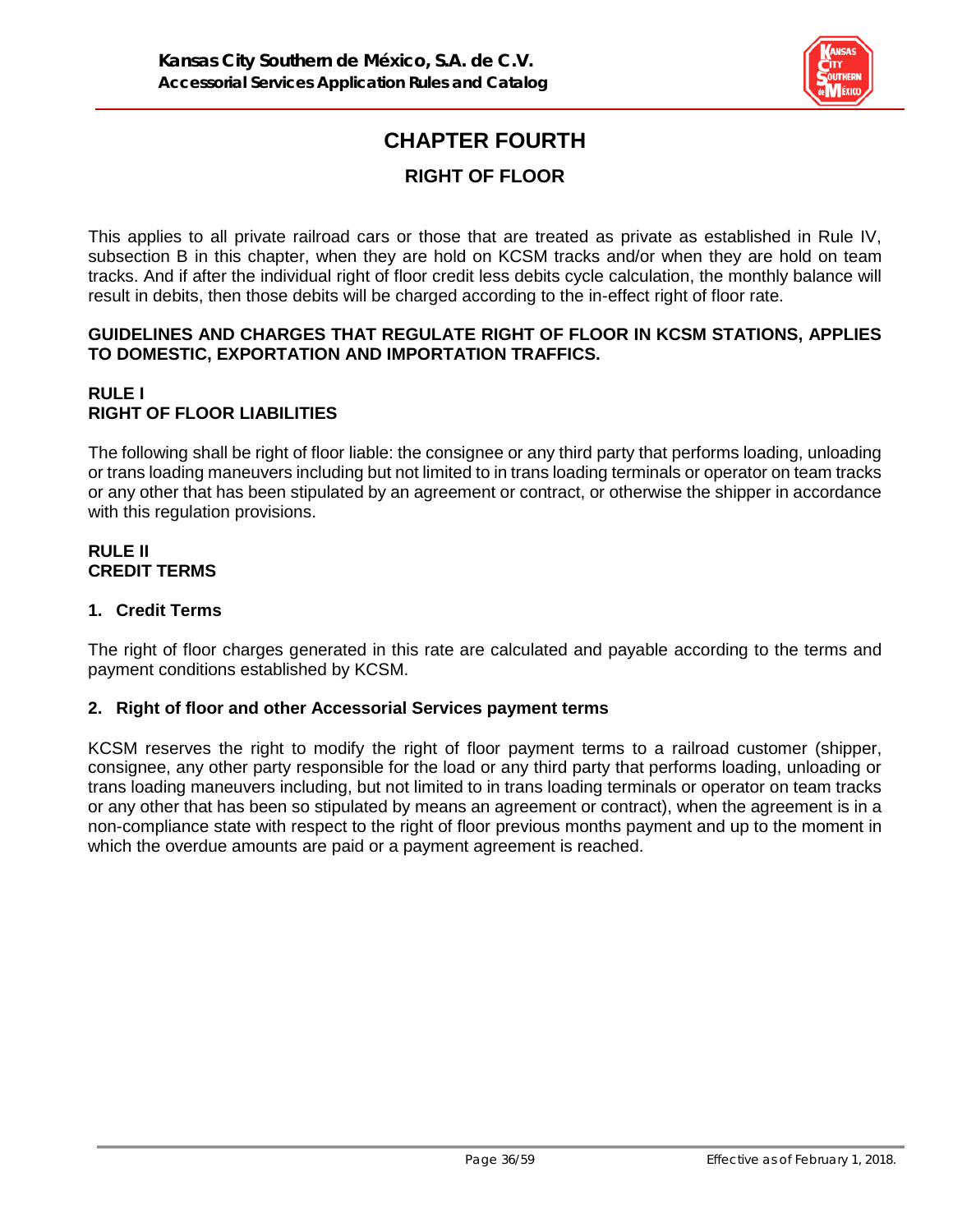# CHAPTER FOURTH

## RIGHT OF FLOOR

This applies to all private railroad cars or those that are treated as private as established in Rule IV, subsection B in this chapter, when they are hold on KCSM tracks and/or when they are hold on team tracks. And if after the individual right of floor credit less debits cycle calculation, the monthly balance will result in debits, then those debits will be charged according to the in-effect right of floor rate.

**GUIDELINES AND CHARGES THAT REGULATE RIGHT OF FLOOR IN KCSM STATIONS, APPLIES TO DOMESTIC, EXPORTATION AND IMPORTATION TRAFFICS.**

### RULE I
### RIGHT OF FLOOR LIABILITIES

The following shall be right of floor liable: the consignee or any third party that performs loading, unloading or trans loading maneuvers including but not limited to in trans loading terminals or operator on team tracks or any other that has been stipulated by an agreement or contract, or otherwise the shipper in accordance with this regulation provisions.

### RULE II
### CREDIT TERMS

#### 1. Credit Terms

The right of floor charges generated in this rate are calculated and payable according to the terms and payment conditions established by KCSM.

#### 2. Right of floor and other Accessorial Services payment terms

KCSM reserves the right to modify the right of floor payment terms to a railroad customer (shipper, consignee, any other party responsible for the load or any third party that performs loading, unloading or trans loading maneuvers including, but not limited to in trans loading terminals or operator on team tracks or any other that has been so stipulated by means an agreement or contract), when the agreement is in a non-compliance state with respect to the right of floor previous months payment and up to the moment in which the overdue amounts are paid or a payment agreement is reached.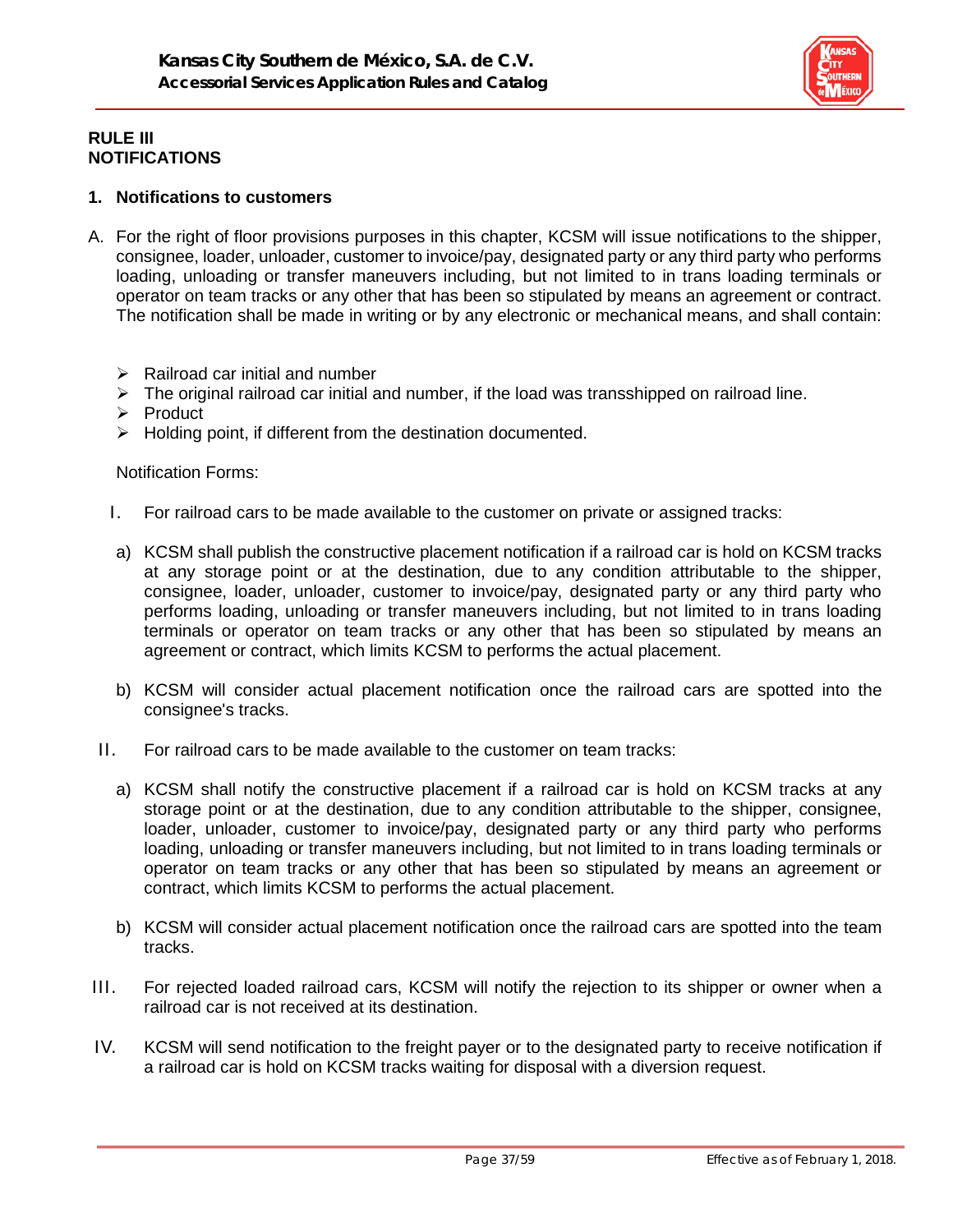## RULE III
## NOTIFICATIONS

### 1. Notifications to customers

A. For the right of floor provisions purposes in this chapter, KCSM will issue notifications to the shipper, consignee, loader, unloader, customer to invoice/pay, designated party or any third party who performs loading, unloading or transfer maneuvers including, but not limited to in trans loading terminals or operator on team tracks or any other that has been so stipulated by means an agreement or contract. The notification shall be made in writing or by any electronic or mechanical means, and shall contain:

- Railroad car initial and number
- The original railroad car initial and number, if the load was transshipped on railroad line.
- Product
- Holding point, if different from the destination documented.

Notification Forms:

I. For railroad cars to be made available to the customer on private or assigned tracks:

a) KCSM shall publish the constructive placement notification if a railroad car is hold on KCSM tracks at any storage point or at the destination, due to any condition attributable to the shipper, consignee, loader, unloader, customer to invoice/pay, designated party or any third party who performs loading, unloading or transfer maneuvers including, but not limited to in trans loading terminals or operator on team tracks or any other that has been so stipulated by means an agreement or contract, which limits KCSM to performs the actual placement.

b) KCSM will consider actual placement notification once the railroad cars are spotted into the consignee's tracks.

II. For railroad cars to be made available to the customer on team tracks:

a) KCSM shall notify the constructive placement if a railroad car is hold on KCSM tracks at any storage point or at the destination, due to any condition attributable to the shipper, consignee, loader, unloader, customer to invoice/pay, designated party or any third party who performs loading, unloading or transfer maneuvers including, but not limited to in trans loading terminals or operator on team tracks or any other that has been so stipulated by means an agreement or contract, which limits KCSM to performs the actual placement.

b) KCSM will consider actual placement notification once the railroad cars are spotted into the team tracks.

III. For rejected loaded railroad cars, KCSM will notify the rejection to its shipper or owner when a railroad car is not received at its destination.

IV. KCSM will send notification to the freight payer or to the designated party to receive notification if a railroad car is hold on KCSM tracks waiting for disposal with a diversion request.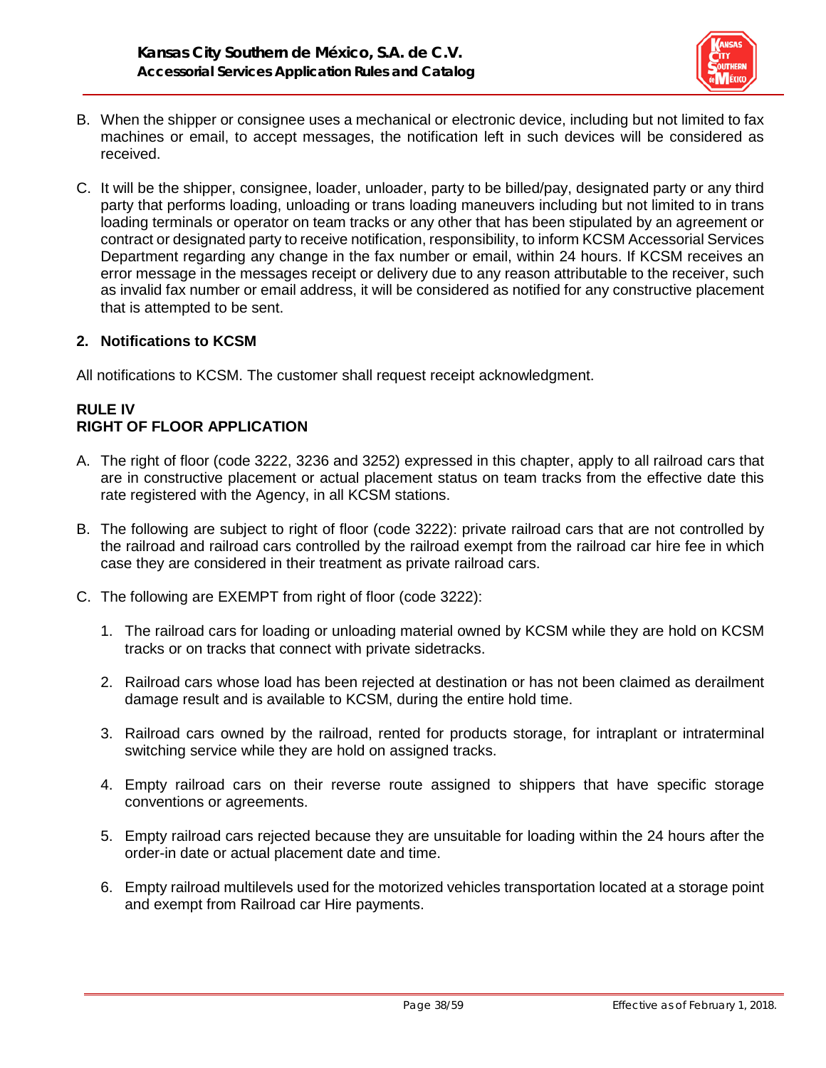B. When the shipper or consignee uses a mechanical or electronic device, including but not limited to fax machines or email, to accept messages, the notification left in such devices will be considered as received.

C. It will be the shipper, consignee, loader, unloader, party to be billed/pay, designated party or any third party that performs loading, unloading or trans loading maneuvers including but not limited to in trans loading terminals or operator on team tracks or any other that has been stipulated by an agreement or contract or designated party to receive notification, responsibility, to inform KCSM Accessorial Services Department regarding any change in the fax number or email, within 24 hours. If KCSM receives an error message in the messages receipt or delivery due to any reason attributable to the receiver, such as invalid fax number or email address, it will be considered as notified for any constructive placement that is attempted to be sent.

**2. Notifications to KCSM**

All notifications to KCSM. The customer shall request receipt acknowledgment.

## RULE IV
## RIGHT OF FLOOR APPLICATION

A. The right of floor (code 3222, 3236 and 3252) expressed in this chapter, apply to all railroad cars that are in constructive placement or actual placement status on team tracks from the effective date this rate registered with the Agency, in all KCSM stations.

B. The following are subject to right of floor (code 3222): private railroad cars that are not controlled by the railroad and railroad cars controlled by the railroad exempt from the railroad car hire fee in which case they are considered in their treatment as private railroad cars.

C. The following are EXEMPT from right of floor (code 3222):

1. The railroad cars for loading or unloading material owned by KCSM while they are hold on KCSM tracks or on tracks that connect with private sidetracks.

2. Railroad cars whose load has been rejected at destination or has not been claimed as derailment damage result and is available to KCSM, during the entire hold time.

3. Railroad cars owned by the railroad, rented for products storage, for intraplant or intraterminal switching service while they are hold on assigned tracks.

4. Empty railroad cars on their reverse route assigned to shippers that have specific storage conventions or agreements.

5. Empty railroad cars rejected because they are unsuitable for loading within the 24 hours after the order-in date or actual placement date and time.

6. Empty railroad multilevels used for the motorized vehicles transportation located at a storage point and exempt from Railroad car Hire payments.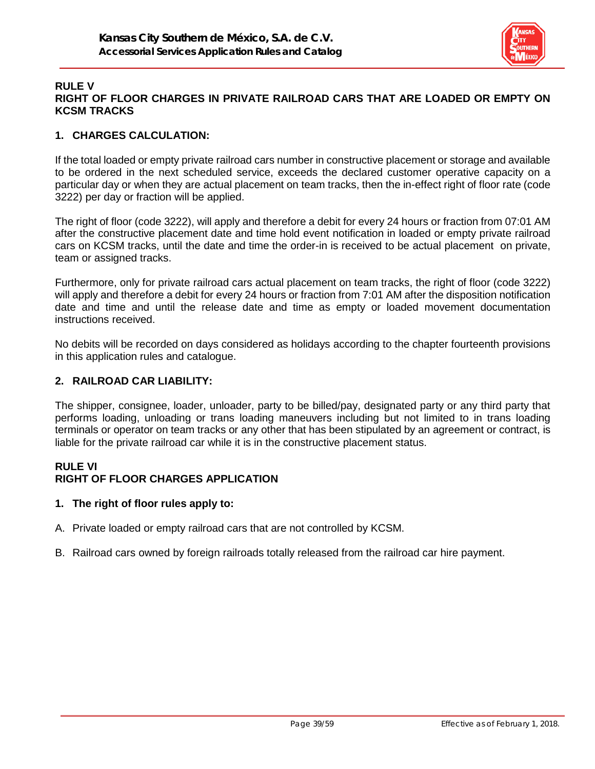## RULE V
## RIGHT OF FLOOR CHARGES IN PRIVATE RAILROAD CARS THAT ARE LOADED OR EMPTY ON KCSM TRACKS

### 1. CHARGES CALCULATION:

If the total loaded or empty private railroad cars number in constructive placement or storage and available to be ordered in the next scheduled service, exceeds the declared customer operative capacity on a particular day or when they are actual placement on team tracks, then the in-effect right of floor rate (code 3222) per day or fraction will be applied.

The right of floor (code 3222), will apply and therefore a debit for every 24 hours or fraction from 07:01 AM after the constructive placement date and time hold event notification in loaded or empty private railroad cars on KCSM tracks, until the date and time the order-in is received to be actual placement on private, team or assigned tracks.

Furthermore, only for private railroad cars actual placement on team tracks, the right of floor (code 3222) will apply and therefore a debit for every 24 hours or fraction from 7:01 AM after the disposition notification date and time and until the release date and time as empty or loaded movement documentation instructions received.

No debits will be recorded on days considered as holidays according to the chapter fourteenth provisions in this application rules and catalogue.

### 2. RAILROAD CAR LIABILITY:

The shipper, consignee, loader, unloader, party to be billed/pay, designated party or any third party that performs loading, unloading or trans loading maneuvers including but not limited to in trans loading terminals or operator on team tracks or any other that has been stipulated by an agreement or contract, is liable for the private railroad car while it is in the constructive placement status.

## RULE VI
## RIGHT OF FLOOR CHARGES APPLICATION

### 1. The right of floor rules apply to:

A. Private loaded or empty railroad cars that are not controlled by KCSM.

B. Railroad cars owned by foreign railroads totally released from the railroad car hire payment.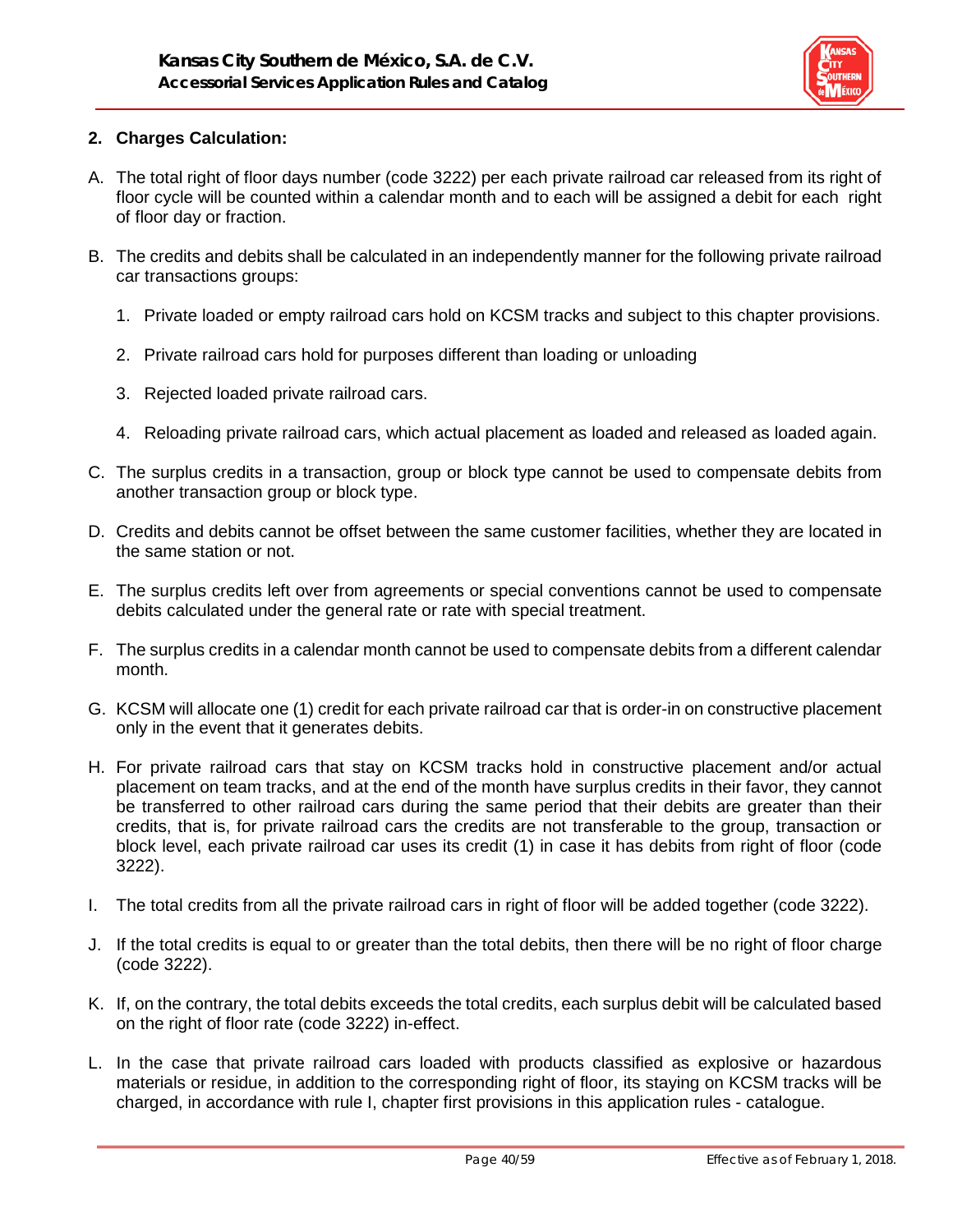## 2. Charges Calculation:

A. The total right of floor days number (code 3222) per each private railroad car released from its right of floor cycle will be counted within a calendar month and to each will be assigned a debit for each right of floor day or fraction.

B. The credits and debits shall be calculated in an independently manner for the following private railroad car transactions groups:

1. Private loaded or empty railroad cars hold on KCSM tracks and subject to this chapter provisions.

2. Private railroad cars hold for purposes different than loading or unloading

3. Rejected loaded private railroad cars.

4. Reloading private railroad cars, which actual placement as loaded and released as loaded again.

C. The surplus credits in a transaction, group or block type cannot be used to compensate debits from another transaction group or block type.

D. Credits and debits cannot be offset between the same customer facilities, whether they are located in the same station or not.

E. The surplus credits left over from agreements or special conventions cannot be used to compensate debits calculated under the general rate or rate with special treatment.

F. The surplus credits in a calendar month cannot be used to compensate debits from a different calendar month.

G. KCSM will allocate one (1) credit for each private railroad car that is order-in on constructive placement only in the event that it generates debits.

H. For private railroad cars that stay on KCSM tracks hold in constructive placement and/or actual placement on team tracks, and at the end of the month have surplus credits in their favor, they cannot be transferred to other railroad cars during the same period that their debits are greater than their credits, that is, for private railroad cars the credits are not transferable to the group, transaction or block level, each private railroad car uses its credit (1) in case it has debits from right of floor (code 3222).

I. The total credits from all the private railroad cars in right of floor will be added together (code 3222).

J. If the total credits is equal to or greater than the total debits, then there will be no right of floor charge (code 3222).

K. If, on the contrary, the total debits exceeds the total credits, each surplus debit will be calculated based on the right of floor rate (code 3222) in-effect.

L. In the case that private railroad cars loaded with products classified as explosive or hazardous materials or residue, in addition to the corresponding right of floor, its staying on KCSM tracks will be charged, in accordance with rule I, chapter first provisions in this application rules - catalogue.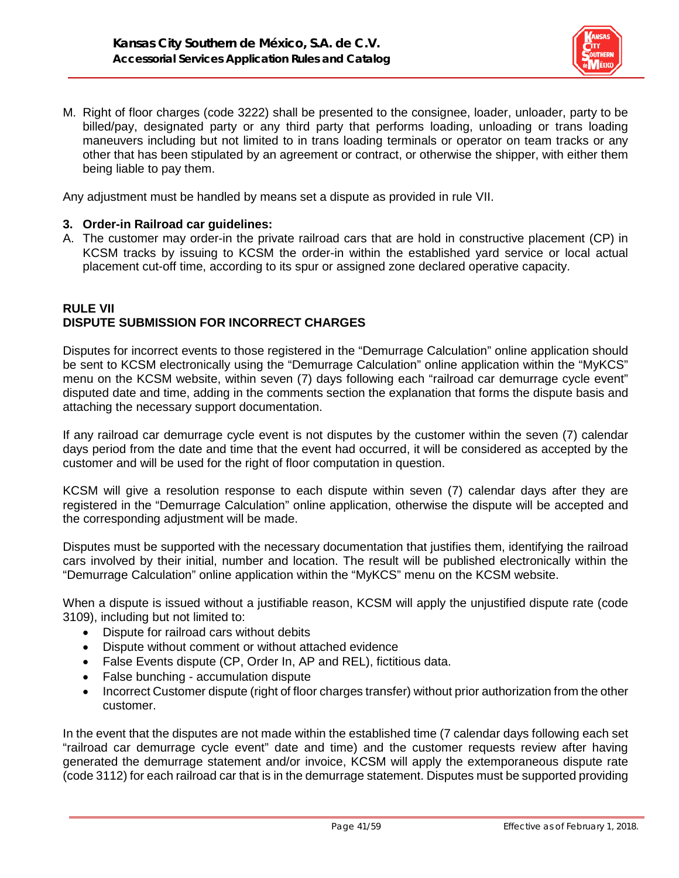M. Right of floor charges (code 3222) shall be presented to the consignee, loader, unloader, party to be billed/pay, designated party or any third party that performs loading, unloading or trans loading maneuvers including but not limited to in trans loading terminals or operator on team tracks or any other that has been stipulated by an agreement or contract, or otherwise the shipper, with either them being liable to pay them.

Any adjustment must be handled by means set a dispute as provided in rule VII.

**3. Order-in Railroad car guidelines:**

A. The customer may order-in the private railroad cars that are hold in constructive placement (CP) in KCSM tracks by issuing to KCSM the order-in within the established yard service or local actual placement cut-off time, according to its spur or assigned zone declared operative capacity.

## RULE VII
## DISPUTE SUBMISSION FOR INCORRECT CHARGES

Disputes for incorrect events to those registered in the "Demurrage Calculation" online application should be sent to KCSM electronically using the "Demurrage Calculation" online application within the "MyKCS" menu on the KCSM website, within seven (7) days following each "railroad car demurrage cycle event" disputed date and time, adding in the comments section the explanation that forms the dispute basis and attaching the necessary support documentation.

If any railroad car demurrage cycle event is not disputes by the customer within the seven (7) calendar days period from the date and time that the event had occurred, it will be considered as accepted by the customer and will be used for the right of floor computation in question.

KCSM will give a resolution response to each dispute within seven (7) calendar days after they are registered in the "Demurrage Calculation" online application, otherwise the dispute will be accepted and the corresponding adjustment will be made.

Disputes must be supported with the necessary documentation that justifies them, identifying the railroad cars involved by their initial, number and location. The result will be published electronically within the "Demurrage Calculation" online application within the "MyKCS" menu on the KCSM website.

When a dispute is issued without a justifiable reason, KCSM will apply the unjustified dispute rate (code 3109), including but not limited to:

- Dispute for railroad cars without debits
- Dispute without comment or without attached evidence
- False Events dispute (CP, Order In, AP and REL), fictitious data.
- False bunching - accumulation dispute
- Incorrect Customer dispute (right of floor charges transfer) without prior authorization from the other customer.

In the event that the disputes are not made within the established time (7 calendar days following each set "railroad car demurrage cycle event" date and time) and the customer requests review after having generated the demurrage statement and/or invoice, KCSM will apply the extemporaneous dispute rate (code 3112) for each railroad car that is in the demurrage statement. Disputes must be supported providing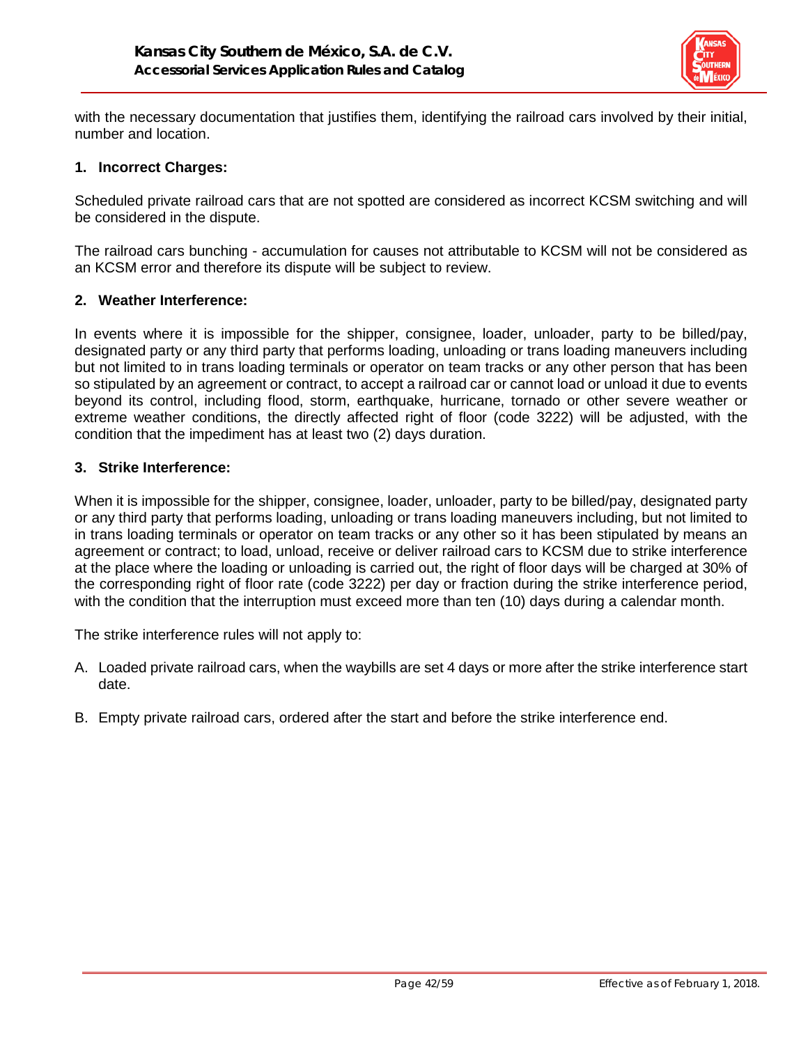with the necessary documentation that justifies them, identifying the railroad cars involved by their initial, number and location.

**1. Incorrect Charges:**

Scheduled private railroad cars that are not spotted are considered as incorrect KCSM switching and will be considered in the dispute.

The railroad cars bunching - accumulation for causes not attributable to KCSM will not be considered as an KCSM error and therefore its dispute will be subject to review.

**2. Weather Interference:**

In events where it is impossible for the shipper, consignee, loader, unloader, party to be billed/pay, designated party or any third party that performs loading, unloading or trans loading maneuvers including but not limited to in trans loading terminals or operator on team tracks or any other person that has been so stipulated by an agreement or contract, to accept a railroad car or cannot load or unload it due to events beyond its control, including flood, storm, earthquake, hurricane, tornado or other severe weather or extreme weather conditions, the directly affected right of floor (code 3222) will be adjusted, with the condition that the impediment has at least two (2) days duration.

**3. Strike Interference:**

When it is impossible for the shipper, consignee, loader, unloader, party to be billed/pay, designated party or any third party that performs loading, unloading or trans loading maneuvers including, but not limited to in trans loading terminals or operator on team tracks or any other so it has been stipulated by means an agreement or contract; to load, unload, receive or deliver railroad cars to KCSM due to strike interference at the place where the loading or unloading is carried out, the right of floor days will be charged at 30% of the corresponding right of floor rate (code 3222) per day or fraction during the strike interference period, with the condition that the interruption must exceed more than ten (10) days during a calendar month.

The strike interference rules will not apply to:

A. Loaded private railroad cars, when the waybills are set 4 days or more after the strike interference start date.

B. Empty private railroad cars, ordered after the start and before the strike interference end.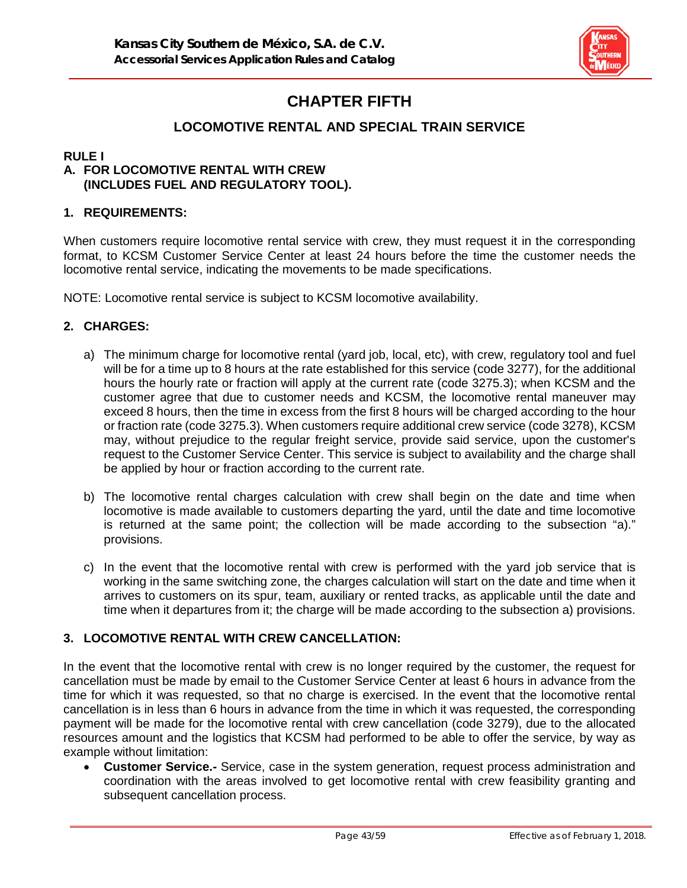# CHAPTER FIFTH

## LOCOMOTIVE RENTAL AND SPECIAL TRAIN SERVICE

**RULE I**

**A. FOR LOCOMOTIVE RENTAL WITH CREW (INCLUDES FUEL AND REGULATORY TOOL).**

**1. REQUIREMENTS:**

When customers require locomotive rental service with crew, they must request it in the corresponding format, to KCSM Customer Service Center at least 24 hours before the time the customer needs the locomotive rental service, indicating the movements to be made specifications.

NOTE: Locomotive rental service is subject to KCSM locomotive availability.

**2. CHARGES:**

a) The minimum charge for locomotive rental (yard job, local, etc), with crew, regulatory tool and fuel will be for a time up to 8 hours at the rate established for this service (code 3277), for the additional hours the hourly rate or fraction will apply at the current rate (code 3275.3); when KCSM and the customer agree that due to customer needs and KCSM, the locomotive rental maneuver may exceed 8 hours, then the time in excess from the first 8 hours will be charged according to the hour or fraction rate (code 3275.3). When customers require additional crew service (code 3278), KCSM may, without prejudice to the regular freight service, provide said service, upon the customer's request to the Customer Service Center. This service is subject to availability and the charge shall be applied by hour or fraction according to the current rate.

b) The locomotive rental charges calculation with crew shall begin on the date and time when locomotive is made available to customers departing the yard, until the date and time locomotive is returned at the same point; the collection will be made according to the subsection "a)." provisions.

c) In the event that the locomotive rental with crew is performed with the yard job service that is working in the same switching zone, the charges calculation will start on the date and time when it arrives to customers on its spur, team, auxiliary or rented tracks, as applicable until the date and time when it departures from it; the charge will be made according to the subsection a) provisions.

**3. LOCOMOTIVE RENTAL WITH CREW CANCELLATION:**

In the event that the locomotive rental with crew is no longer required by the customer, the request for cancellation must be made by email to the Customer Service Center at least 6 hours in advance from the time for which it was requested, so that no charge is exercised. In the event that the locomotive rental cancellation is in less than 6 hours in advance from the time in which it was requested, the corresponding payment will be made for the locomotive rental with crew cancellation (code 3279), due to the allocated resources amount and the logistics that KCSM had performed to be able to offer the service, by way as example without limitation:

- **Customer Service.-** Service, case in the system generation, request process administration and coordination with the areas involved to get locomotive rental with crew feasibility granting and subsequent cancellation process.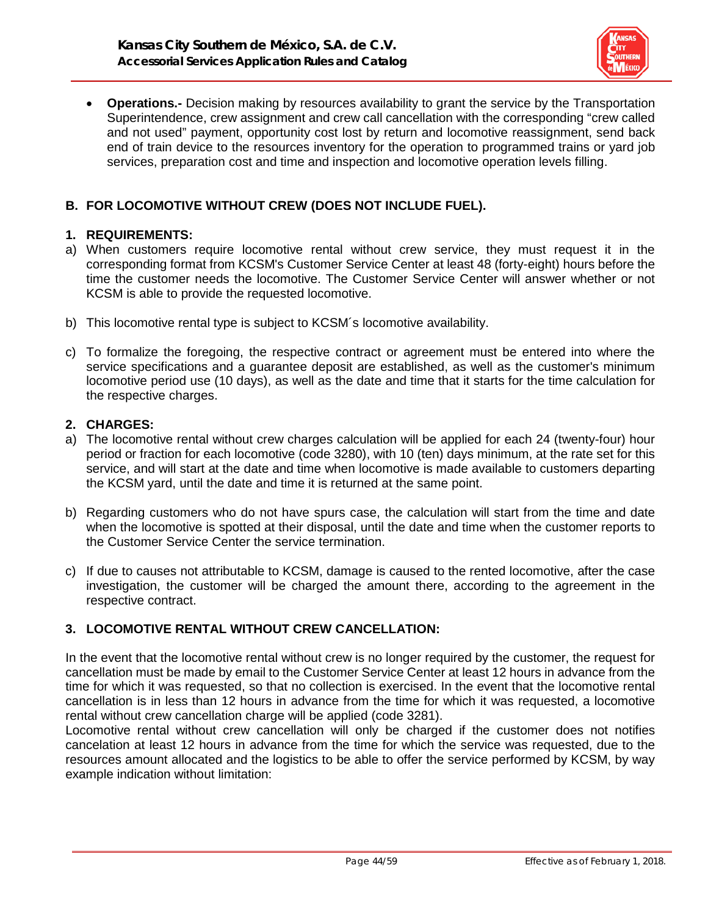- **Operations.-** Decision making by resources availability to grant the service by the Transportation Superintendence, crew assignment and crew call cancellation with the corresponding "crew called and not used" payment, opportunity cost lost by return and locomotive reassignment, send back end of train device to the resources inventory for the operation to programmed trains or yard job services, preparation cost and time and inspection and locomotive operation levels filling.

## B. FOR LOCOMOTIVE WITHOUT CREW (DOES NOT INCLUDE FUEL).

### 1. REQUIREMENTS:

a) When customers require locomotive rental without crew service, they must request it in the corresponding format from KCSM's Customer Service Center at least 48 (forty-eight) hours before the time the customer needs the locomotive. The Customer Service Center will answer whether or not KCSM is able to provide the requested locomotive.

b) This locomotive rental type is subject to KCSM´s locomotive availability.

c) To formalize the foregoing, the respective contract or agreement must be entered into where the service specifications and a guarantee deposit are established, as well as the customer's minimum locomotive period use (10 days), as well as the date and time that it starts for the time calculation for the respective charges.

### 2. CHARGES:

a) The locomotive rental without crew charges calculation will be applied for each 24 (twenty-four) hour period or fraction for each locomotive (code 3280), with 10 (ten) days minimum, at the rate set for this service, and will start at the date and time when locomotive is made available to customers departing the KCSM yard, until the date and time it is returned at the same point.

b) Regarding customers who do not have spurs case, the calculation will start from the time and date when the locomotive is spotted at their disposal, until the date and time when the customer reports to the Customer Service Center the service termination.

c) If due to causes not attributable to KCSM, damage is caused to the rented locomotive, after the case investigation, the customer will be charged the amount there, according to the agreement in the respective contract.

### 3. LOCOMOTIVE RENTAL WITHOUT CREW CANCELLATION:

In the event that the locomotive rental without crew is no longer required by the customer, the request for cancellation must be made by email to the Customer Service Center at least 12 hours in advance from the time for which it was requested, so that no collection is exercised. In the event that the locomotive rental cancellation is in less than 12 hours in advance from the time for which it was requested, a locomotive rental without crew cancellation charge will be applied (code 3281).

Locomotive rental without crew cancellation will only be charged if the customer does not notifies cancelation at least 12 hours in advance from the time for which the service was requested, due to the resources amount allocated and the logistics to be able to offer the service performed by KCSM, by way example indication without limitation: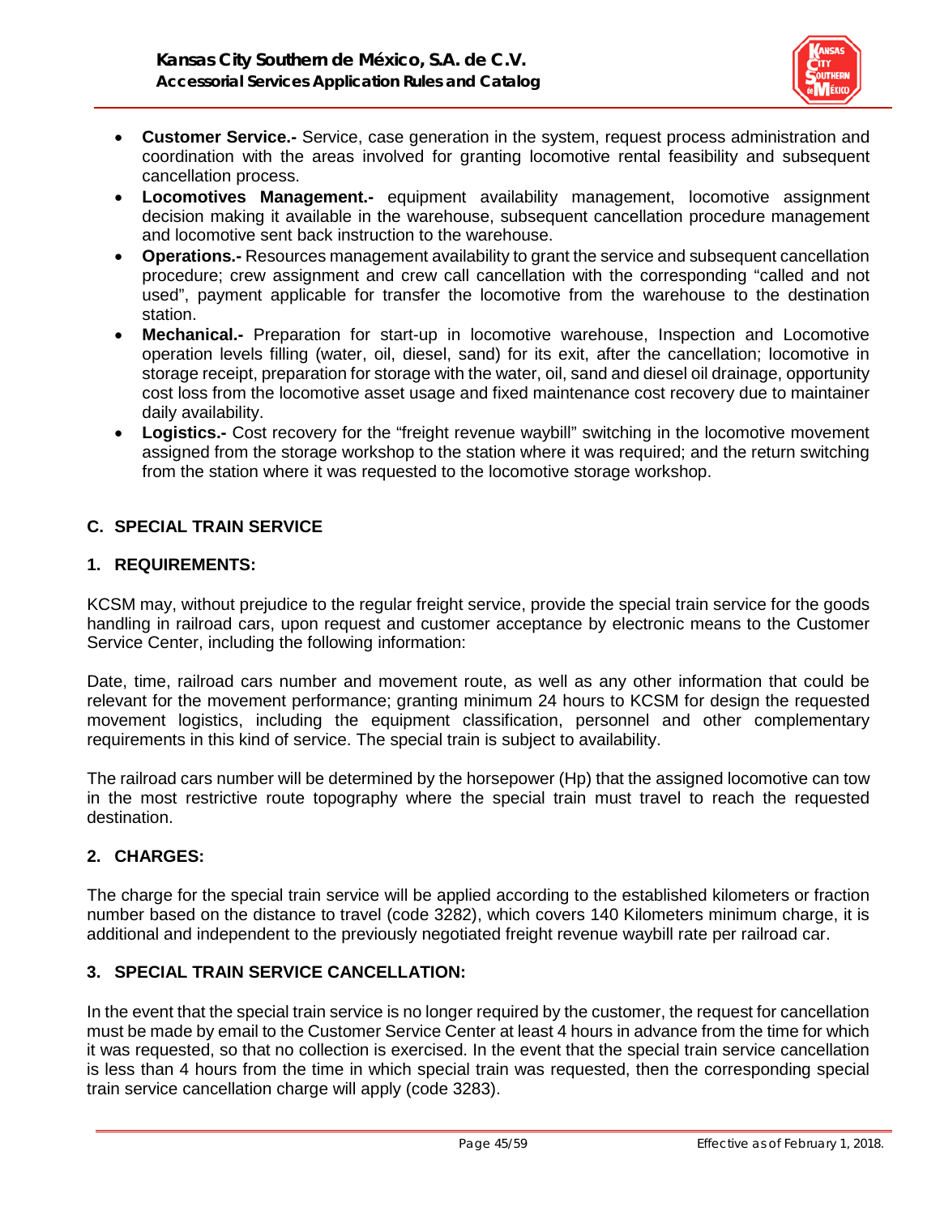- **Customer Service.-** Service, case generation in the system, request process administration and coordination with the areas involved for granting locomotive rental feasibility and subsequent cancellation process.
- **Locomotives Management.-** equipment availability management, locomotive assignment decision making it available in the warehouse, subsequent cancellation procedure management and locomotive sent back instruction to the warehouse.
- **Operations.-** Resources management availability to grant the service and subsequent cancellation procedure; crew assignment and crew call cancellation with the corresponding "called and not used", payment applicable for transfer the locomotive from the warehouse to the destination station.
- **Mechanical.-** Preparation for start-up in locomotive warehouse, Inspection and Locomotive operation levels filling (water, oil, diesel, sand) for its exit, after the cancellation; locomotive in storage receipt, preparation for storage with the water, oil, sand and diesel oil drainage, opportunity cost loss from the locomotive asset usage and fixed maintenance cost recovery due to maintainer daily availability.
- **Logistics.-** Cost recovery for the "freight revenue waybill" switching in the locomotive movement assigned from the storage workshop to the station where it was required; and the return switching from the station where it was requested to the locomotive storage workshop.

## C. SPECIAL TRAIN SERVICE

### 1. REQUIREMENTS:

KCSM may, without prejudice to the regular freight service, provide the special train service for the goods handling in railroad cars, upon request and customer acceptance by electronic means to the Customer Service Center, including the following information:

Date, time, railroad cars number and movement route, as well as any other information that could be relevant for the movement performance; granting minimum 24 hours to KCSM for design the requested movement logistics, including the equipment classification, personnel and other complementary requirements in this kind of service. The special train is subject to availability.

The railroad cars number will be determined by the horsepower (Hp) that the assigned locomotive can tow in the most restrictive route topography where the special train must travel to reach the requested destination.

### 2. CHARGES:

The charge for the special train service will be applied according to the established kilometers or fraction number based on the distance to travel (code 3282), which covers 140 Kilometers minimum charge, it is additional and independent to the previously negotiated freight revenue waybill rate per railroad car.

### 3. SPECIAL TRAIN SERVICE CANCELLATION:

In the event that the special train service is no longer required by the customer, the request for cancellation must be made by email to the Customer Service Center at least 4 hours in advance from the time for which it was requested, so that no collection is exercised. In the event that the special train service cancellation is less than 4 hours from the time in which special train was requested, then the corresponding special train service cancellation charge will apply (code 3283).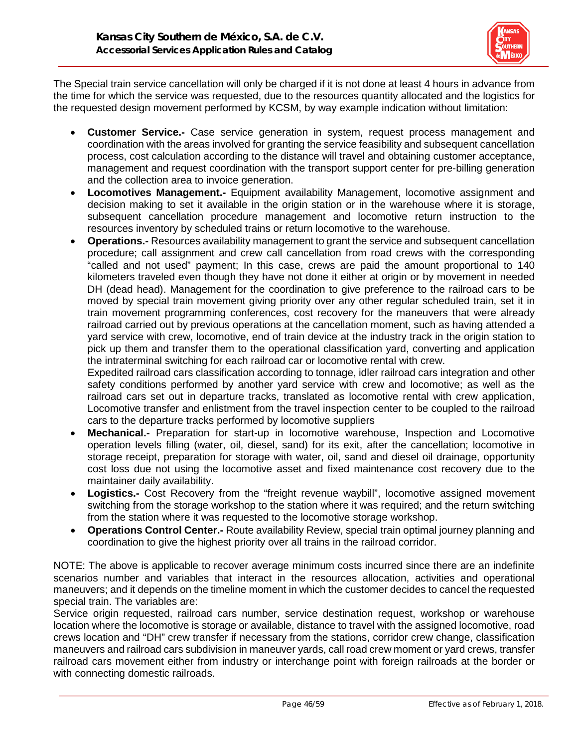The Special train service cancellation will only be charged if it is not done at least 4 hours in advance from the time for which the service was requested, due to the resources quantity allocated and the logistics for the requested design movement performed by KCSM, by way example indication without limitation:

- **Customer Service.-** Case service generation in system, request process management and coordination with the areas involved for granting the service feasibility and subsequent cancellation process, cost calculation according to the distance will travel and obtaining customer acceptance, management and request coordination with the transport support center for pre-billing generation and the collection area to invoice generation.
- **Locomotives Management.-** Equipment availability Management, locomotive assignment and decision making to set it available in the origin station or in the warehouse where it is storage, subsequent cancellation procedure management and locomotive return instruction to the resources inventory by scheduled trains or return locomotive to the warehouse.
- **Operations.-** Resources availability management to grant the service and subsequent cancellation procedure; call assignment and crew call cancellation from road crews with the corresponding "called and not used" payment; In this case, crews are paid the amount proportional to 140 kilometers traveled even though they have not done it either at origin or by movement in needed DH (dead head). Management for the coordination to give preference to the railroad cars to be moved by special train movement giving priority over any other regular scheduled train, set it in train movement programming conferences, cost recovery for the maneuvers that were already railroad carried out by previous operations at the cancellation moment, such as having attended a yard service with crew, locomotive, end of train device at the industry track in the origin station to pick up them and transfer them to the operational classification yard, converting and application the intraterminal switching for each railroad car or locomotive rental with crew.

  Expedited railroad cars classification according to tonnage, idler railroad cars integration and other safety conditions performed by another yard service with crew and locomotive; as well as the railroad cars set out in departure tracks, translated as locomotive rental with crew application, Locomotive transfer and enlistment from the travel inspection center to be coupled to the railroad cars to the departure tracks performed by locomotive suppliers
- **Mechanical.-** Preparation for start-up in locomotive warehouse, Inspection and Locomotive operation levels filling (water, oil, diesel, sand) for its exit, after the cancellation; locomotive in storage receipt, preparation for storage with water, oil, sand and diesel oil drainage, opportunity cost loss due not using the locomotive asset and fixed maintenance cost recovery due to the maintainer daily availability.
- **Logistics.-** Cost Recovery from the "freight revenue waybill", locomotive assigned movement switching from the storage workshop to the station where it was required; and the return switching from the station where it was requested to the locomotive storage workshop.
- **Operations Control Center.-** Route availability Review, special train optimal journey planning and coordination to give the highest priority over all trains in the railroad corridor.

NOTE: The above is applicable to recover average minimum costs incurred since there are an indefinite scenarios number and variables that interact in the resources allocation, activities and operational maneuvers; and it depends on the timeline moment in which the customer decides to cancel the requested special train. The variables are:

Service origin requested, railroad cars number, service destination request, workshop or warehouse location where the locomotive is storage or available, distance to travel with the assigned locomotive, road crews location and "DH" crew transfer if necessary from the stations, corridor crew change, classification maneuvers and railroad cars subdivision in maneuver yards, call road crew moment or yard crews, transfer railroad cars movement either from industry or interchange point with foreign railroads at the border or with connecting domestic railroads.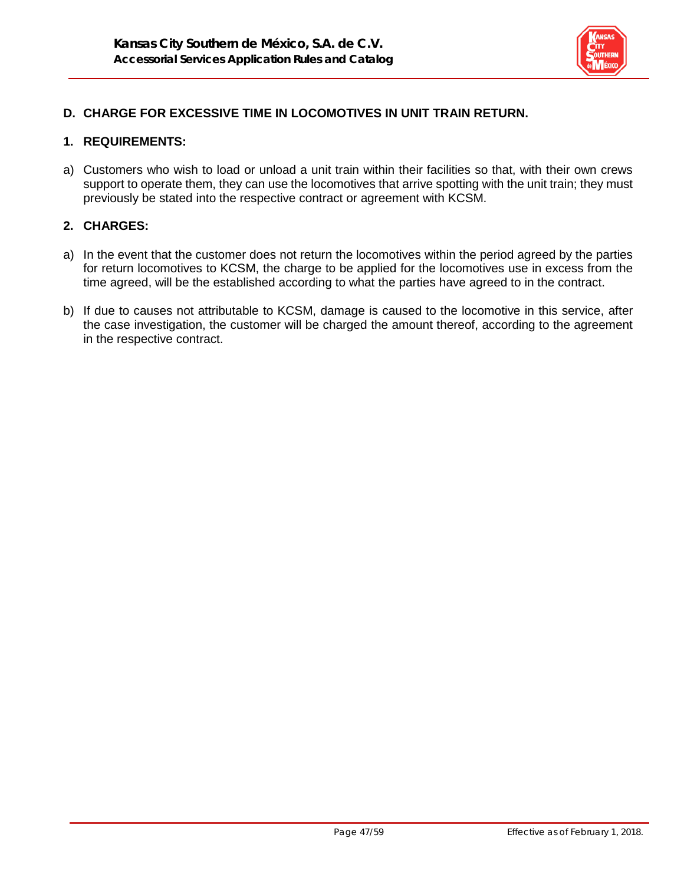## D. CHARGE FOR EXCESSIVE TIME IN LOCOMOTIVES IN UNIT TRAIN RETURN.

### 1. REQUIREMENTS:

a) Customers who wish to load or unload a unit train within their facilities so that, with their own crews support to operate them, they can use the locomotives that arrive spotting with the unit train; they must previously be stated into the respective contract or agreement with KCSM.

### 2. CHARGES:

a) In the event that the customer does not return the locomotives within the period agreed by the parties for return locomotives to KCSM, the charge to be applied for the locomotives use in excess from the time agreed, will be the established according to what the parties have agreed to in the contract.

b) If due to causes not attributable to KCSM, damage is caused to the locomotive in this service, after the case investigation, the customer will be charged the amount thereof, according to the agreement in the respective contract.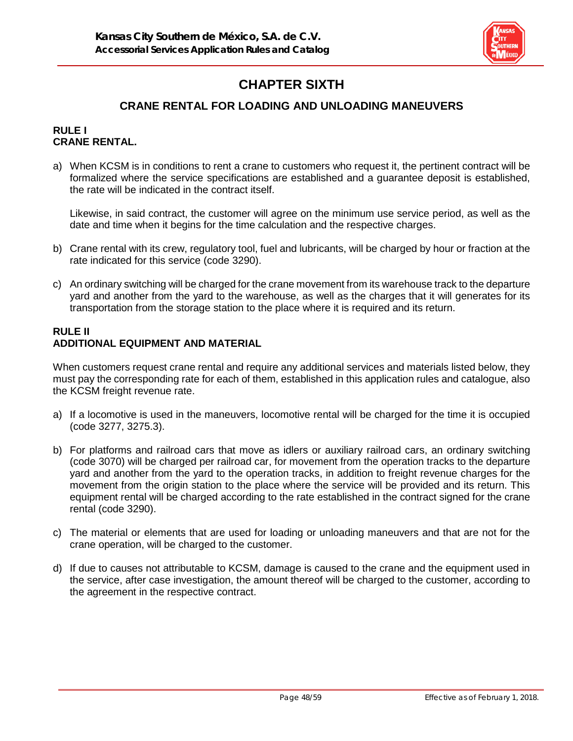# CHAPTER SIXTH

## CRANE RENTAL FOR LOADING AND UNLOADING MANEUVERS

**RULE I**
**CRANE RENTAL.**

a) When KCSM is in conditions to rent a crane to customers who request it, the pertinent contract will be formalized where the service specifications are established and a guarantee deposit is established, the rate will be indicated in the contract itself.

   Likewise, in said contract, the customer will agree on the minimum use service period, as well as the date and time when it begins for the time calculation and the respective charges.

b) Crane rental with its crew, regulatory tool, fuel and lubricants, will be charged by hour or fraction at the rate indicated for this service (code 3290).

c) An ordinary switching will be charged for the crane movement from its warehouse track to the departure yard and another from the yard to the warehouse, as well as the charges that it will generates for its transportation from the storage station to the place where it is required and its return.

**RULE II**
**ADDITIONAL EQUIPMENT AND MATERIAL**

When customers request crane rental and require any additional services and materials listed below, they must pay the corresponding rate for each of them, established in this application rules and catalogue, also the KCSM freight revenue rate.

a) If a locomotive is used in the maneuvers, locomotive rental will be charged for the time it is occupied (code 3277, 3275.3).

b) For platforms and railroad cars that move as idlers or auxiliary railroad cars, an ordinary switching (code 3070) will be charged per railroad car, for movement from the operation tracks to the departure yard and another from the yard to the operation tracks, in addition to freight revenue charges for the movement from the origin station to the place where the service will be provided and its return. This equipment rental will be charged according to the rate established in the contract signed for the crane rental (code 3290).

c) The material or elements that are used for loading or unloading maneuvers and that are not for the crane operation, will be charged to the customer.

d) If due to causes not attributable to KCSM, damage is caused to the crane and the equipment used in the service, after case investigation, the amount thereof will be charged to the customer, according to the agreement in the respective contract.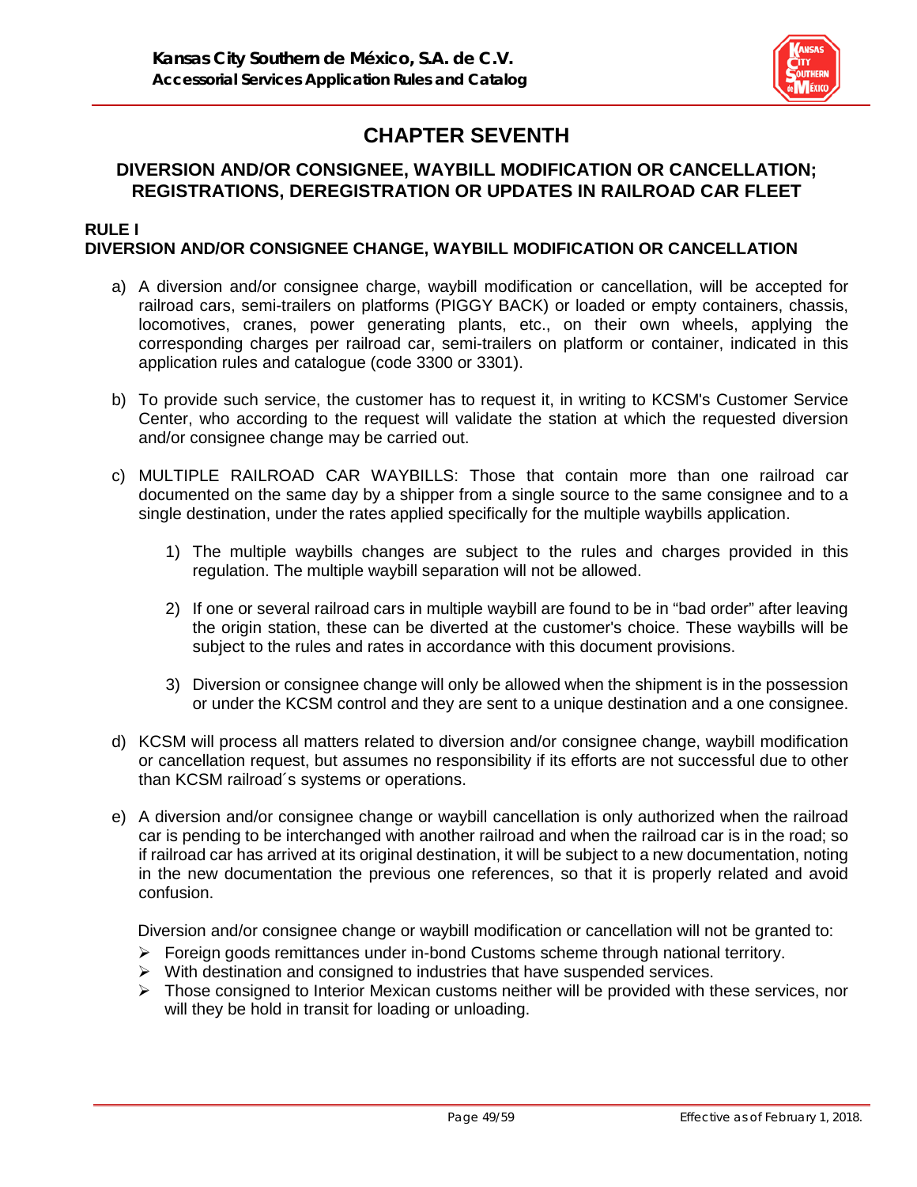# CHAPTER SEVENTH

## DIVERSION AND/OR CONSIGNEE, WAYBILL MODIFICATION OR CANCELLATION; REGISTRATIONS, DEREGISTRATION OR UPDATES IN RAILROAD CAR FLEET

### RULE I
### DIVERSION AND/OR CONSIGNEE CHANGE, WAYBILL MODIFICATION OR CANCELLATION

a) A diversion and/or consignee charge, waybill modification or cancellation, will be accepted for railroad cars, semi-trailers on platforms (PIGGY BACK) or loaded or empty containers, chassis, locomotives, cranes, power generating plants, etc., on their own wheels, applying the corresponding charges per railroad car, semi-trailers on platform or container, indicated in this application rules and catalogue (code 3300 or 3301).

b) To provide such service, the customer has to request it, in writing to KCSM's Customer Service Center, who according to the request will validate the station at which the requested diversion and/or consignee change may be carried out.

c) MULTIPLE RAILROAD CAR WAYBILLS: Those that contain more than one railroad car documented on the same day by a shipper from a single source to the same consignee and to a single destination, under the rates applied specifically for the multiple waybills application.

   1) The multiple waybills changes are subject to the rules and charges provided in this regulation. The multiple waybill separation will not be allowed.

   2) If one or several railroad cars in multiple waybill are found to be in “bad order” after leaving the origin station, these can be diverted at the customer's choice. These waybills will be subject to the rules and rates in accordance with this document provisions.

   3) Diversion or consignee change will only be allowed when the shipment is in the possession or under the KCSM control and they are sent to a unique destination and a one consignee.

d) KCSM will process all matters related to diversion and/or consignee change, waybill modification or cancellation request, but assumes no responsibility if its efforts are not successful due to other than KCSM railroad´s systems or operations.

e) A diversion and/or consignee change or waybill cancellation is only authorized when the railroad car is pending to be interchanged with another railroad and when the railroad car is in the road; so if railroad car has arrived at its original destination, it will be subject to a new documentation, noting in the new documentation the previous one references, so that it is properly related and avoid confusion.

   Diversion and/or consignee change or waybill modification or cancellation will not be granted to:

   - Foreign goods remittances under in-bond Customs scheme through national territory.
   - With destination and consigned to industries that have suspended services.
   - Those consigned to Interior Mexican customs neither will be provided with these services, nor will they be hold in transit for loading or unloading.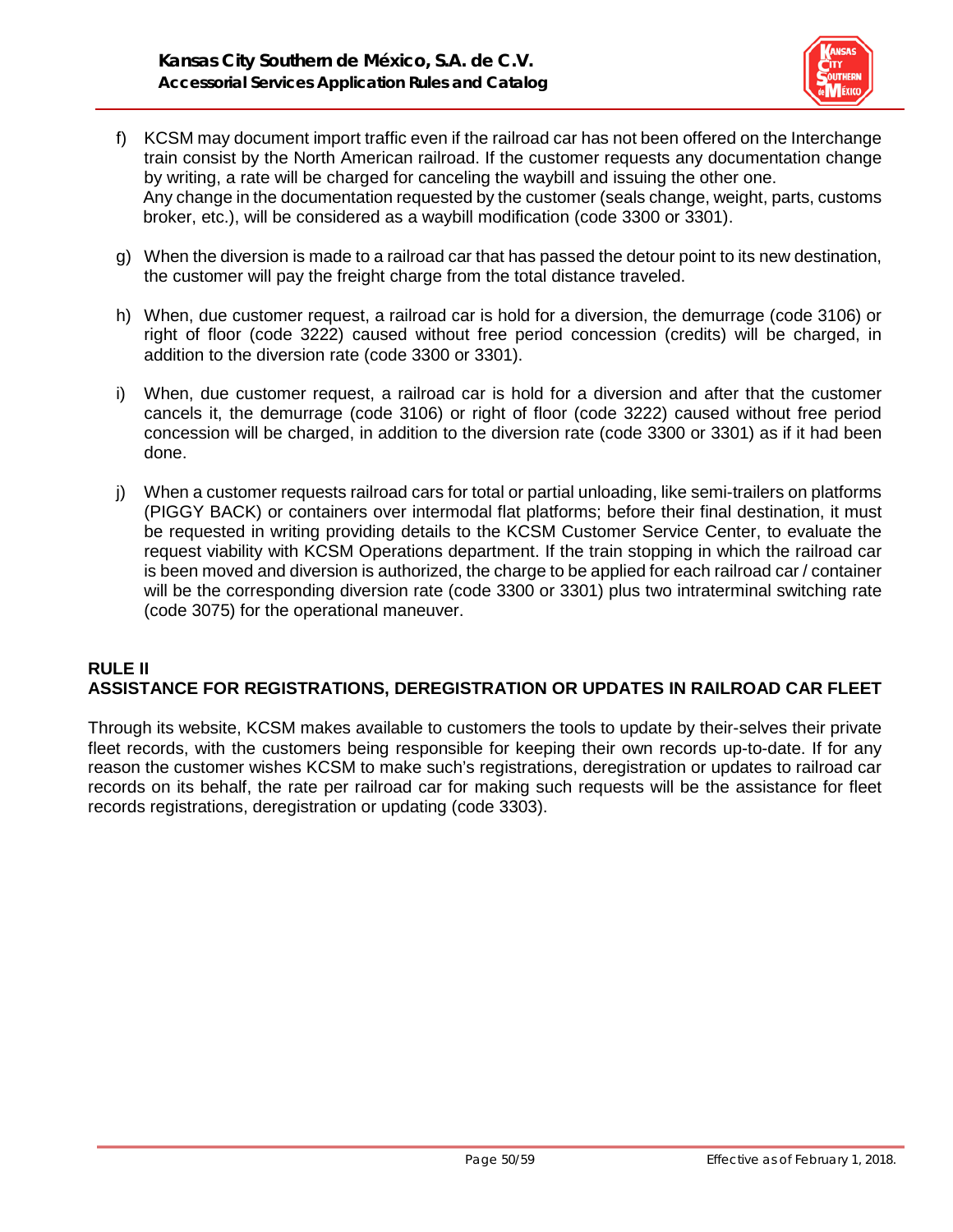f) KCSM may document import traffic even if the railroad car has not been offered on the Interchange train consist by the North American railroad. If the customer requests any documentation change by writing, a rate will be charged for canceling the waybill and issuing the other one. Any change in the documentation requested by the customer (seals change, weight, parts, customs broker, etc.), will be considered as a waybill modification (code 3300 or 3301).

g) When the diversion is made to a railroad car that has passed the detour point to its new destination, the customer will pay the freight charge from the total distance traveled.

h) When, due customer request, a railroad car is hold for a diversion, the demurrage (code 3106) or right of floor (code 3222) caused without free period concession (credits) will be charged, in addition to the diversion rate (code 3300 or 3301).

i) When, due customer request, a railroad car is hold for a diversion and after that the customer cancels it, the demurrage (code 3106) or right of floor (code 3222) caused without free period concession will be charged, in addition to the diversion rate (code 3300 or 3301) as if it had been done.

j) When a customer requests railroad cars for total or partial unloading, like semi-trailers on platforms (PIGGY BACK) or containers over intermodal flat platforms; before their final destination, it must be requested in writing providing details to the KCSM Customer Service Center, to evaluate the request viability with KCSM Operations department. If the train stopping in which the railroad car is been moved and diversion is authorized, the charge to be applied for each railroad car / container will be the corresponding diversion rate (code 3300 or 3301) plus two intraterminal switching rate (code 3075) for the operational maneuver.

## RULE II
## ASSISTANCE FOR REGISTRATIONS, DEREGISTRATION OR UPDATES IN RAILROAD CAR FLEET

Through its website, KCSM makes available to customers the tools to update by their-selves their private fleet records, with the customers being responsible for keeping their own records up-to-date. If for any reason the customer wishes KCSM to make such's registrations, deregistration or updates to railroad car records on its behalf, the rate per railroad car for making such requests will be the assistance for fleet records registrations, deregistration or updating (code 3303).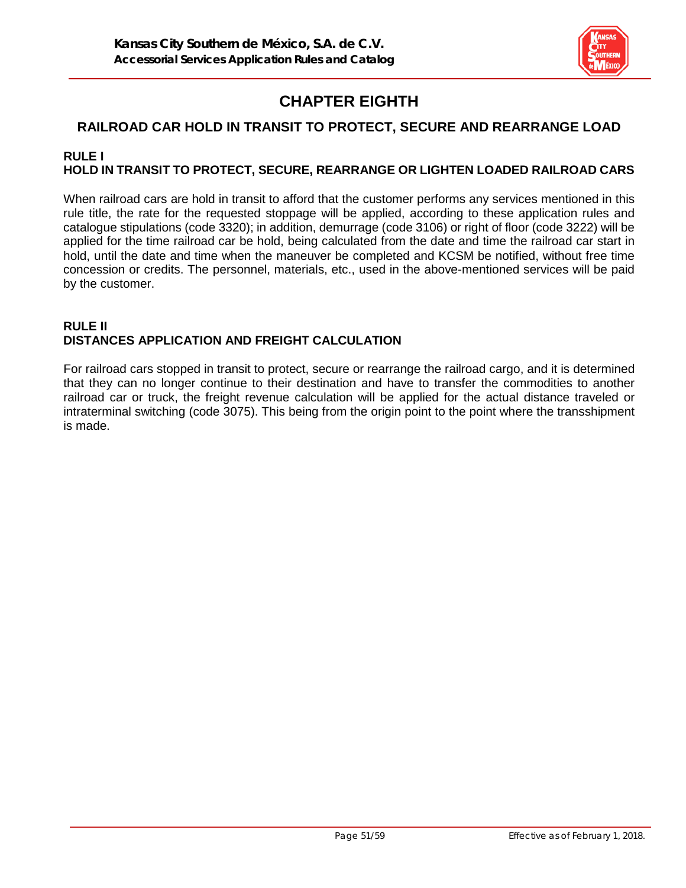# CHAPTER EIGHTH

## RAILROAD CAR HOLD IN TRANSIT TO PROTECT, SECURE AND REARRANGE LOAD

### RULE I
### HOLD IN TRANSIT TO PROTECT, SECURE, REARRANGE OR LIGHTEN LOADED RAILROAD CARS

When railroad cars are hold in transit to afford that the customer performs any services mentioned in this rule title, the rate for the requested stoppage will be applied, according to these application rules and catalogue stipulations (code 3320); in addition, demurrage (code 3106) or right of floor (code 3222) will be applied for the time railroad car be hold, being calculated from the date and time the railroad car start in hold, until the date and time when the maneuver be completed and KCSM be notified, without free time concession or credits. The personnel, materials, etc., used in the above-mentioned services will be paid by the customer.

### RULE II
### DISTANCES APPLICATION AND FREIGHT CALCULATION

For railroad cars stopped in transit to protect, secure or rearrange the railroad cargo, and it is determined that they can no longer continue to their destination and have to transfer the commodities to another railroad car or truck, the freight revenue calculation will be applied for the actual distance traveled or intraterminal switching (code 3075). This being from the origin point to the point where the transshipment is made.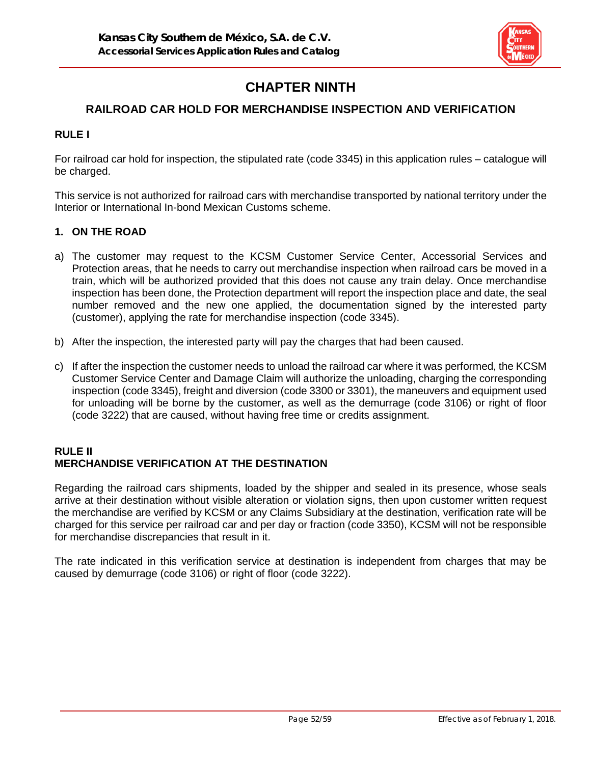# CHAPTER NINTH

## RAILROAD CAR HOLD FOR MERCHANDISE INSPECTION AND VERIFICATION

### RULE I

For railroad car hold for inspection, the stipulated rate (code 3345) in this application rules – catalogue will be charged.

This service is not authorized for railroad cars with merchandise transported by national territory under the Interior or International In-bond Mexican Customs scheme.

#### 1. ON THE ROAD

a) The customer may request to the KCSM Customer Service Center, Accessorial Services and Protection areas, that he needs to carry out merchandise inspection when railroad cars be moved in a train, which will be authorized provided that this does not cause any train delay. Once merchandise inspection has been done, the Protection department will report the inspection place and date, the seal number removed and the new one applied, the documentation signed by the interested party (customer), applying the rate for merchandise inspection (code 3345).

b) After the inspection, the interested party will pay the charges that had been caused.

c) If after the inspection the customer needs to unload the railroad car where it was performed, the KCSM Customer Service Center and Damage Claim will authorize the unloading, charging the corresponding inspection (code 3345), freight and diversion (code 3300 or 3301), the maneuvers and equipment used for unloading will be borne by the customer, as well as the demurrage (code 3106) or right of floor (code 3222) that are caused, without having free time or credits assignment.

### RULE II
### MERCHANDISE VERIFICATION AT THE DESTINATION

Regarding the railroad cars shipments, loaded by the shipper and sealed in its presence, whose seals arrive at their destination without visible alteration or violation signs, then upon customer written request the merchandise are verified by KCSM or any Claims Subsidiary at the destination, verification rate will be charged for this service per railroad car and per day or fraction (code 3350), KCSM will not be responsible for merchandise discrepancies that result in it.

The rate indicated in this verification service at destination is independent from charges that may be caused by demurrage (code 3106) or right of floor (code 3222).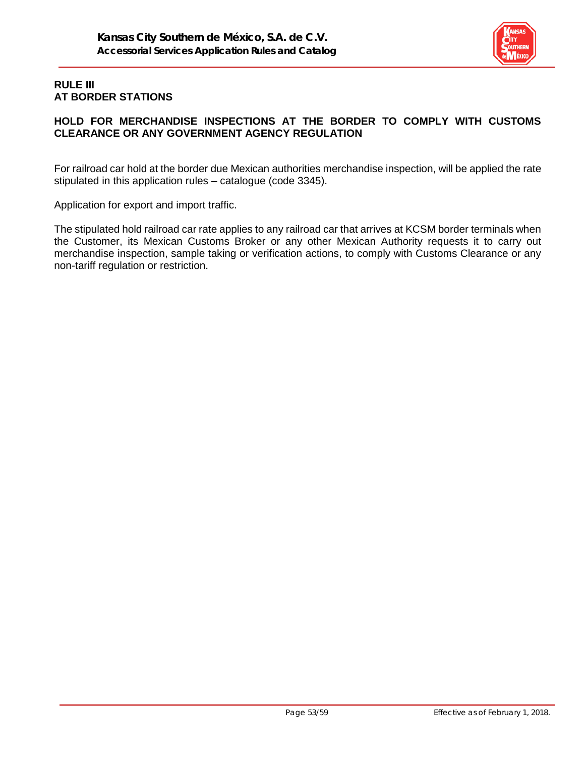## RULE III
## AT BORDER STATIONS

### HOLD FOR MERCHANDISE INSPECTIONS AT THE BORDER TO COMPLY WITH CUSTOMS CLEARANCE OR ANY GOVERNMENT AGENCY REGULATION

For railroad car hold at the border due Mexican authorities merchandise inspection, will be applied the rate stipulated in this application rules – catalogue (code 3345).

Application for export and import traffic.

The stipulated hold railroad car rate applies to any railroad car that arrives at KCSM border terminals when the Customer, its Mexican Customs Broker or any other Mexican Authority requests it to carry out merchandise inspection, sample taking or verification actions, to comply with Customs Clearance or any non-tariff regulation or restriction.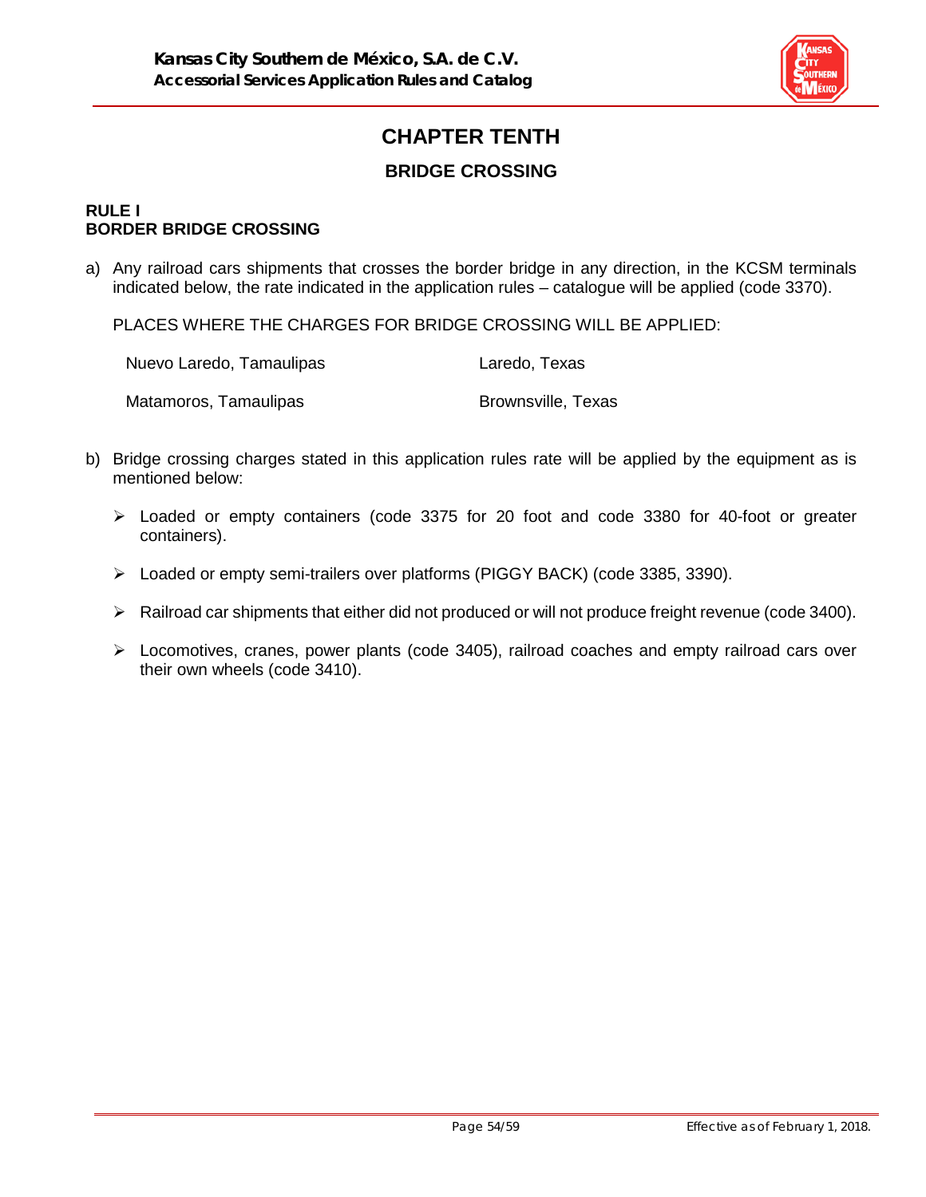# CHAPTER TENTH

## BRIDGE CROSSING

### RULE I
### BORDER BRIDGE CROSSING

a) Any railroad cars shipments that crosses the border bridge in any direction, in the KCSM terminals indicated below, the rate indicated in the application rules – catalogue will be applied (code 3370).

   PLACES WHERE THE CHARGES FOR BRIDGE CROSSING WILL BE APPLIED:

   | | |
   |---|---|
   | Nuevo Laredo, Tamaulipas | Laredo, Texas |
   | Matamoros, Tamaulipas | Brownsville, Texas |

b) Bridge crossing charges stated in this application rules rate will be applied by the equipment as is mentioned below:

   - Loaded or empty containers (code 3375 for 20 foot and code 3380 for 40-foot or greater containers).
   - Loaded or empty semi-trailers over platforms (PIGGY BACK) (code 3385, 3390).
   - Railroad car shipments that either did not produced or will not produce freight revenue (code 3400).
   - Locomotives, cranes, power plants (code 3405), railroad coaches and empty railroad cars over their own wheels (code 3410).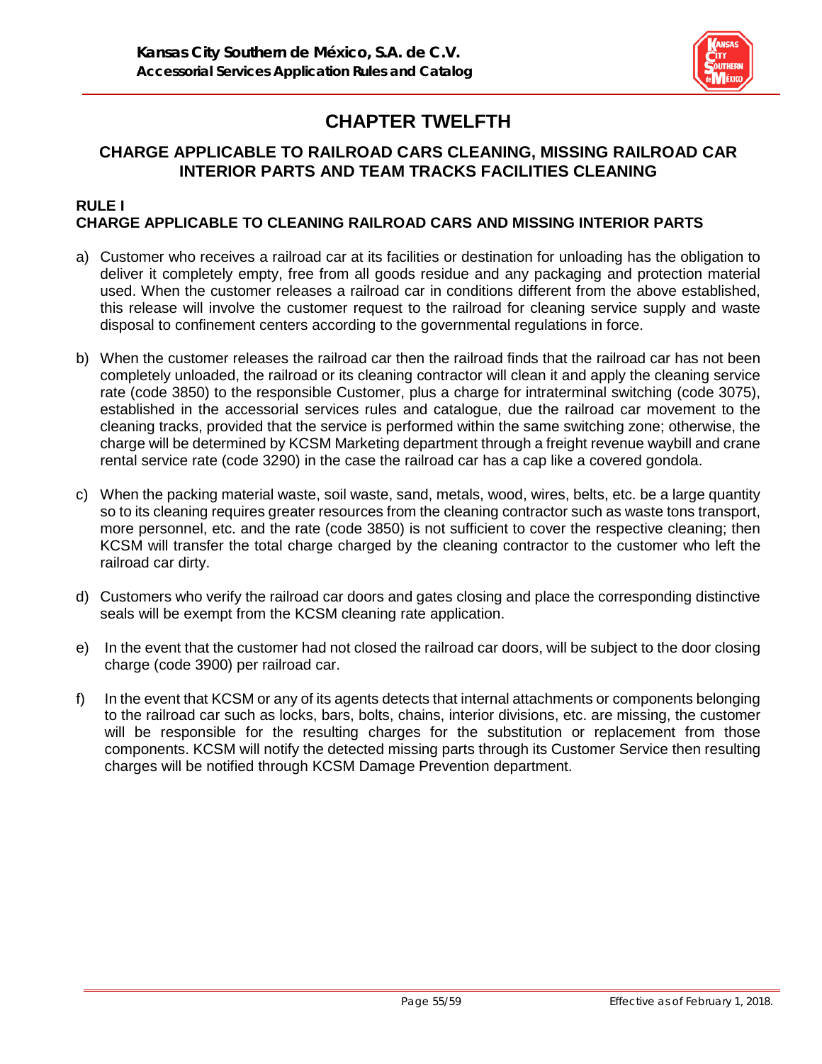# CHAPTER TWELFTH

## CHARGE APPLICABLE TO RAILROAD CARS CLEANING, MISSING RAILROAD CAR INTERIOR PARTS AND TEAM TRACKS FACILITIES CLEANING

### RULE I
### CHARGE APPLICABLE TO CLEANING RAILROAD CARS AND MISSING INTERIOR PARTS

a) Customer who receives a railroad car at its facilities or destination for unloading has the obligation to deliver it completely empty, free from all goods residue and any packaging and protection material used. When the customer releases a railroad car in conditions different from the above established, this release will involve the customer request to the railroad for cleaning service supply and waste disposal to confinement centers according to the governmental regulations in force.

b) When the customer releases the railroad car then the railroad finds that the railroad car has not been completely unloaded, the railroad or its cleaning contractor will clean it and apply the cleaning service rate (code 3850) to the responsible Customer, plus a charge for intraterminal switching (code 3075), established in the accessorial services rules and catalogue, due the railroad car movement to the cleaning tracks, provided that the service is performed within the same switching zone; otherwise, the charge will be determined by KCSM Marketing department through a freight revenue waybill and crane rental service rate (code 3290) in the case the railroad car has a cap like a covered gondola.

c) When the packing material waste, soil waste, sand, metals, wood, wires, belts, etc. be a large quantity so to its cleaning requires greater resources from the cleaning contractor such as waste tons transport, more personnel, etc. and the rate (code 3850) is not sufficient to cover the respective cleaning; then KCSM will transfer the total charge charged by the cleaning contractor to the customer who left the railroad car dirty.

d) Customers who verify the railroad car doors and gates closing and place the corresponding distinctive seals will be exempt from the KCSM cleaning rate application.

e) In the event that the customer had not closed the railroad car doors, will be subject to the door closing charge (code 3900) per railroad car.

f) In the event that KCSM or any of its agents detects that internal attachments or components belonging to the railroad car such as locks, bars, bolts, chains, interior divisions, etc. are missing, the customer will be responsible for the resulting charges for the substitution or replacement from those components. KCSM will notify the detected missing parts through its Customer Service then resulting charges will be notified through KCSM Damage Prevention department.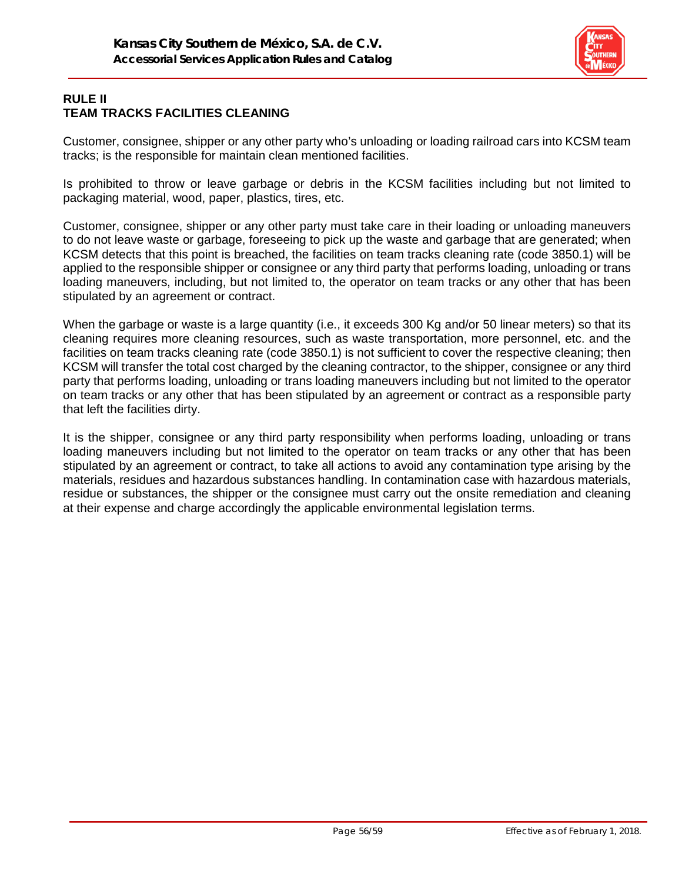## RULE II
## TEAM TRACKS FACILITIES CLEANING

Customer, consignee, shipper or any other party who's unloading or loading railroad cars into KCSM team tracks; is the responsible for maintain clean mentioned facilities.

Is prohibited to throw or leave garbage or debris in the KCSM facilities including but not limited to packaging material, wood, paper, plastics, tires, etc.

Customer, consignee, shipper or any other party must take care in their loading or unloading maneuvers to do not leave waste or garbage, foreseeing to pick up the waste and garbage that are generated; when KCSM detects that this point is breached, the facilities on team tracks cleaning rate (code 3850.1) will be applied to the responsible shipper or consignee or any third party that performs loading, unloading or trans loading maneuvers, including, but not limited to, the operator on team tracks or any other that has been stipulated by an agreement or contract.

When the garbage or waste is a large quantity (i.e., it exceeds 300 Kg and/or 50 linear meters) so that its cleaning requires more cleaning resources, such as waste transportation, more personnel, etc. and the facilities on team tracks cleaning rate (code 3850.1) is not sufficient to cover the respective cleaning; then KCSM will transfer the total cost charged by the cleaning contractor, to the shipper, consignee or any third party that performs loading, unloading or trans loading maneuvers including but not limited to the operator on team tracks or any other that has been stipulated by an agreement or contract as a responsible party that left the facilities dirty.

It is the shipper, consignee or any third party responsibility when performs loading, unloading or trans loading maneuvers including but not limited to the operator on team tracks or any other that has been stipulated by an agreement or contract, to take all actions to avoid any contamination type arising by the materials, residues and hazardous substances handling. In contamination case with hazardous materials, residue or substances, the shipper or the consignee must carry out the onsite remediation and cleaning at their expense and charge accordingly the applicable environmental legislation terms.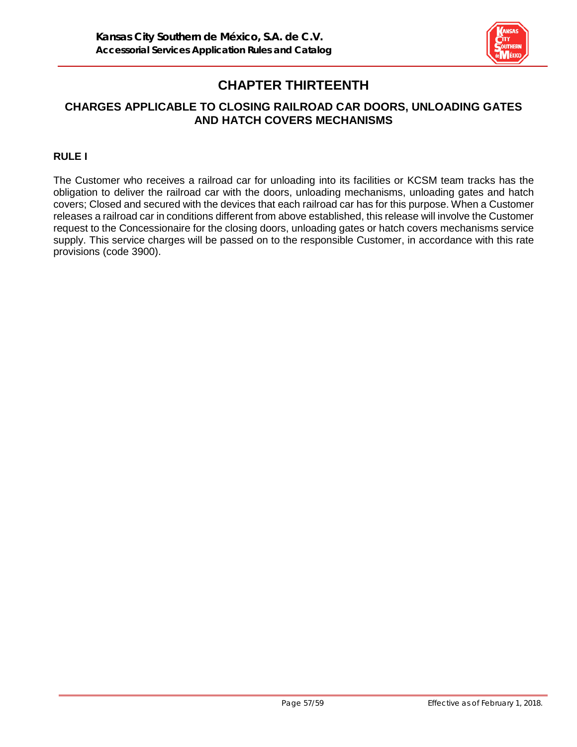# CHAPTER THIRTEENTH

## CHARGES APPLICABLE TO CLOSING RAILROAD CAR DOORS, UNLOADING GATES AND HATCH COVERS MECHANISMS

### RULE I

The Customer who receives a railroad car for unloading into its facilities or KCSM team tracks has the obligation to deliver the railroad car with the doors, unloading mechanisms, unloading gates and hatch covers; Closed and secured with the devices that each railroad car has for this purpose. When a Customer releases a railroad car in conditions different from above established, this release will involve the Customer request to the Concessionaire for the closing doors, unloading gates or hatch covers mechanisms service supply. This service charges will be passed on to the responsible Customer, in accordance with this rate provisions (code 3900).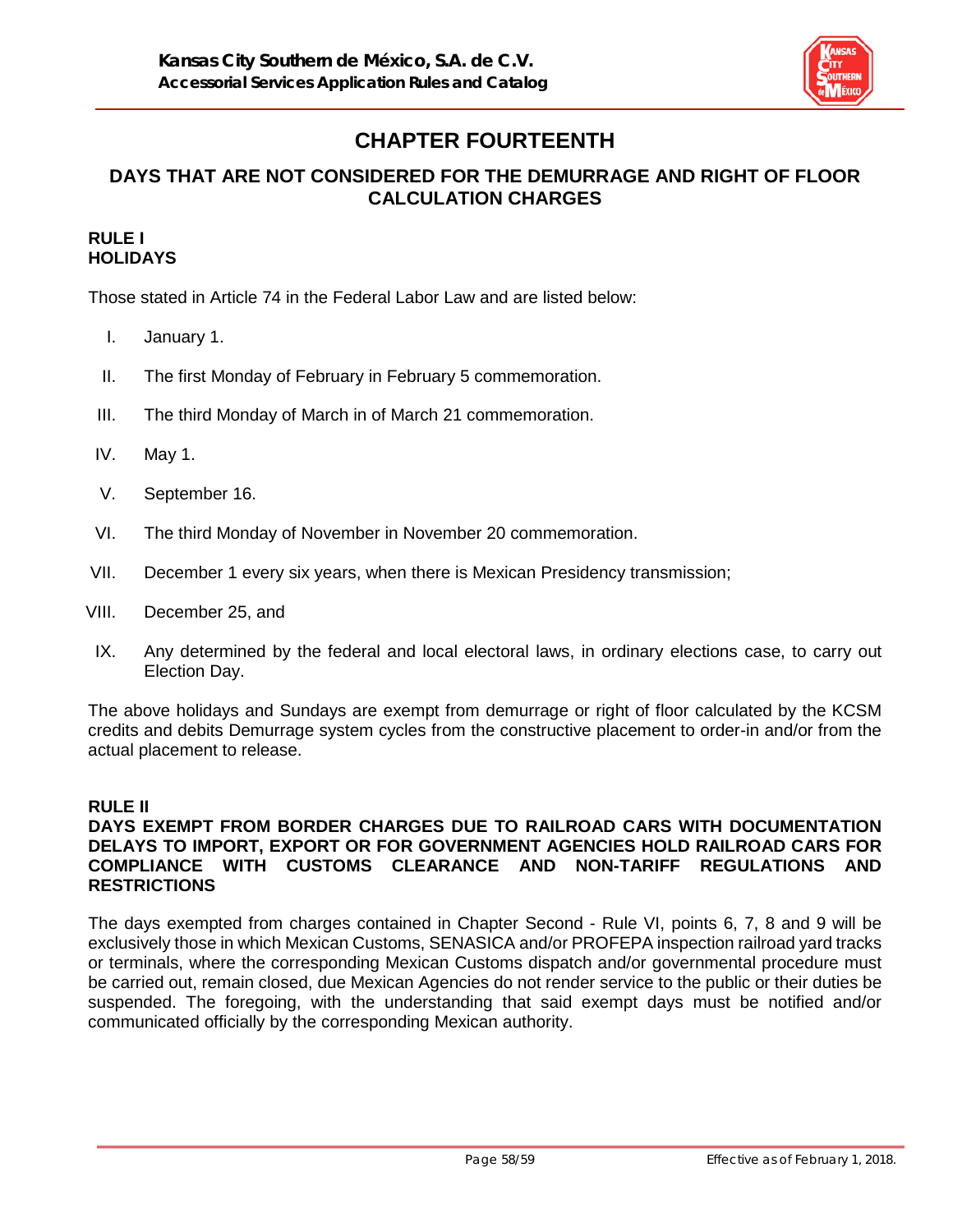# CHAPTER FOURTEENTH

## DAYS THAT ARE NOT CONSIDERED FOR THE DEMURRAGE AND RIGHT OF FLOOR CALCULATION CHARGES

### RULE I
### HOLIDAYS

Those stated in Article 74 in the Federal Labor Law and are listed below:

I. January 1.

II. The first Monday of February in February 5 commemoration.

III. The third Monday of March in of March 21 commemoration.

IV. May 1.

V. September 16.

VI. The third Monday of November in November 20 commemoration.

VII. December 1 every six years, when there is Mexican Presidency transmission;

VIII. December 25, and

IX. Any determined by the federal and local electoral laws, in ordinary elections case, to carry out Election Day.

The above holidays and Sundays are exempt from demurrage or right of floor calculated by the KCSM credits and debits Demurrage system cycles from the constructive placement to order-in and/or from the actual placement to release.

### RULE II
### DAYS EXEMPT FROM BORDER CHARGES DUE TO RAILROAD CARS WITH DOCUMENTATION DELAYS TO IMPORT, EXPORT OR FOR GOVERNMENT AGENCIES HOLD RAILROAD CARS FOR COMPLIANCE WITH CUSTOMS CLEARANCE AND NON-TARIFF REGULATIONS AND RESTRICTIONS

The days exempted from charges contained in Chapter Second - Rule VI, points 6, 7, 8 and 9 will be exclusively those in which Mexican Customs, SENASICA and/or PROFEPA inspection railroad yard tracks or terminals, where the corresponding Mexican Customs dispatch and/or governmental procedure must be carried out, remain closed, due Mexican Agencies do not render service to the public or their duties be suspended. The foregoing, with the understanding that said exempt days must be notified and/or communicated officially by the corresponding Mexican authority.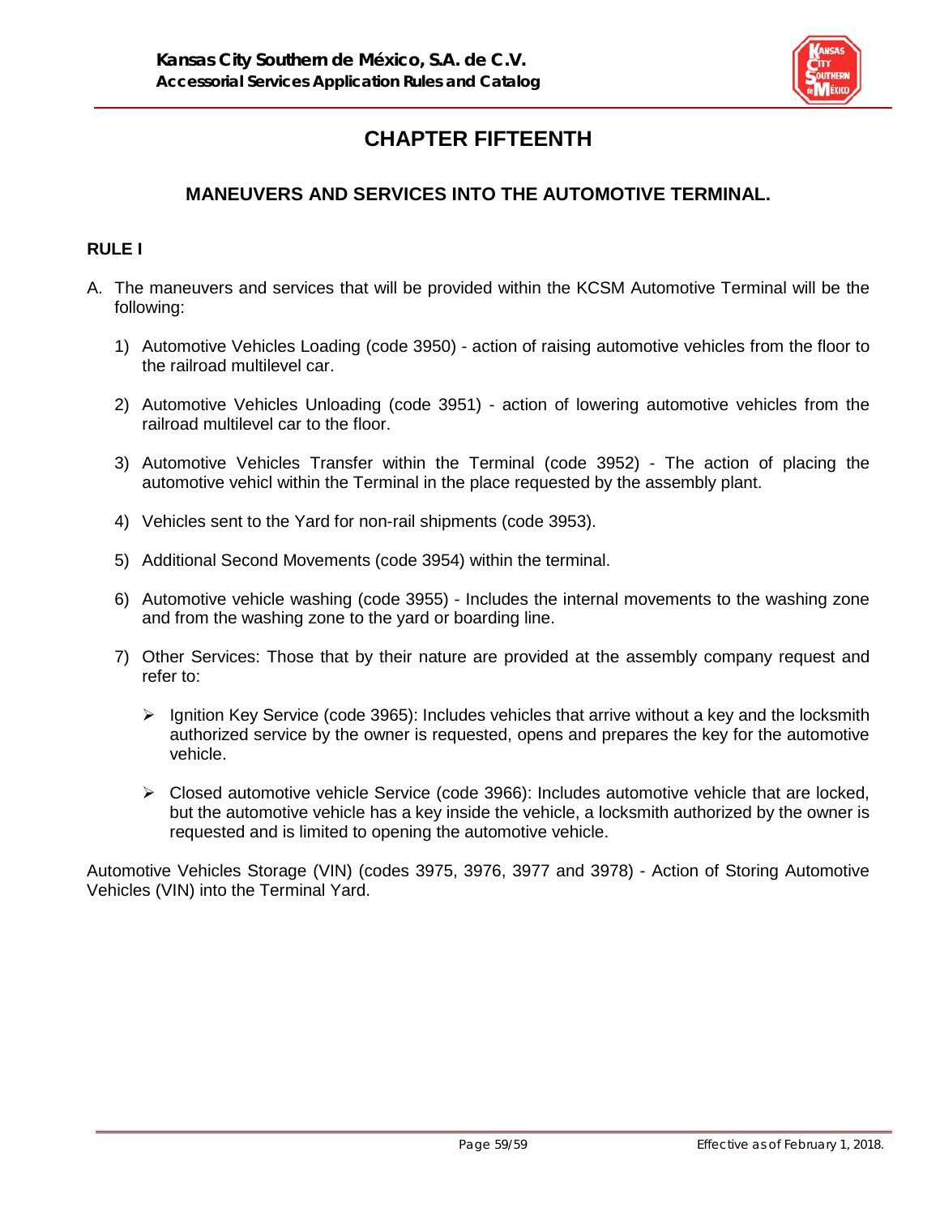# CHAPTER FIFTEENTH

## MANEUVERS AND SERVICES INTO THE AUTOMOTIVE TERMINAL.

### RULE I

A. The maneuvers and services that will be provided within the KCSM Automotive Terminal will be the following:

   1) Automotive Vehicles Loading (code 3950) - action of raising automotive vehicles from the floor to the railroad multilevel car.

   2) Automotive Vehicles Unloading (code 3951) - action of lowering automotive vehicles from the railroad multilevel car to the floor.

   3) Automotive Vehicles Transfer within the Terminal (code 3952) - The action of placing the automotive vehicl within the Terminal in the place requested by the assembly plant.

   4) Vehicles sent to the Yard for non-rail shipments (code 3953).

   5) Additional Second Movements (code 3954) within the terminal.

   6) Automotive vehicle washing (code 3955) - Includes the internal movements to the washing zone and from the washing zone to the yard or boarding line.

   7) Other Services: Those that by their nature are provided at the assembly company request and refer to:

      - Ignition Key Service (code 3965): Includes vehicles that arrive without a key and the locksmith authorized service by the owner is requested, opens and prepares the key for the automotive vehicle.

      - Closed automotive vehicle Service (code 3966): Includes automotive vehicle that are locked, but the automotive vehicle has a key inside the vehicle, a locksmith authorized by the owner is requested and is limited to opening the automotive vehicle.

Automotive Vehicles Storage (VIN) (codes 3975, 3976, 3977 and 3978) - Action of Storing Automotive Vehicles (VIN) into the Terminal Yard.